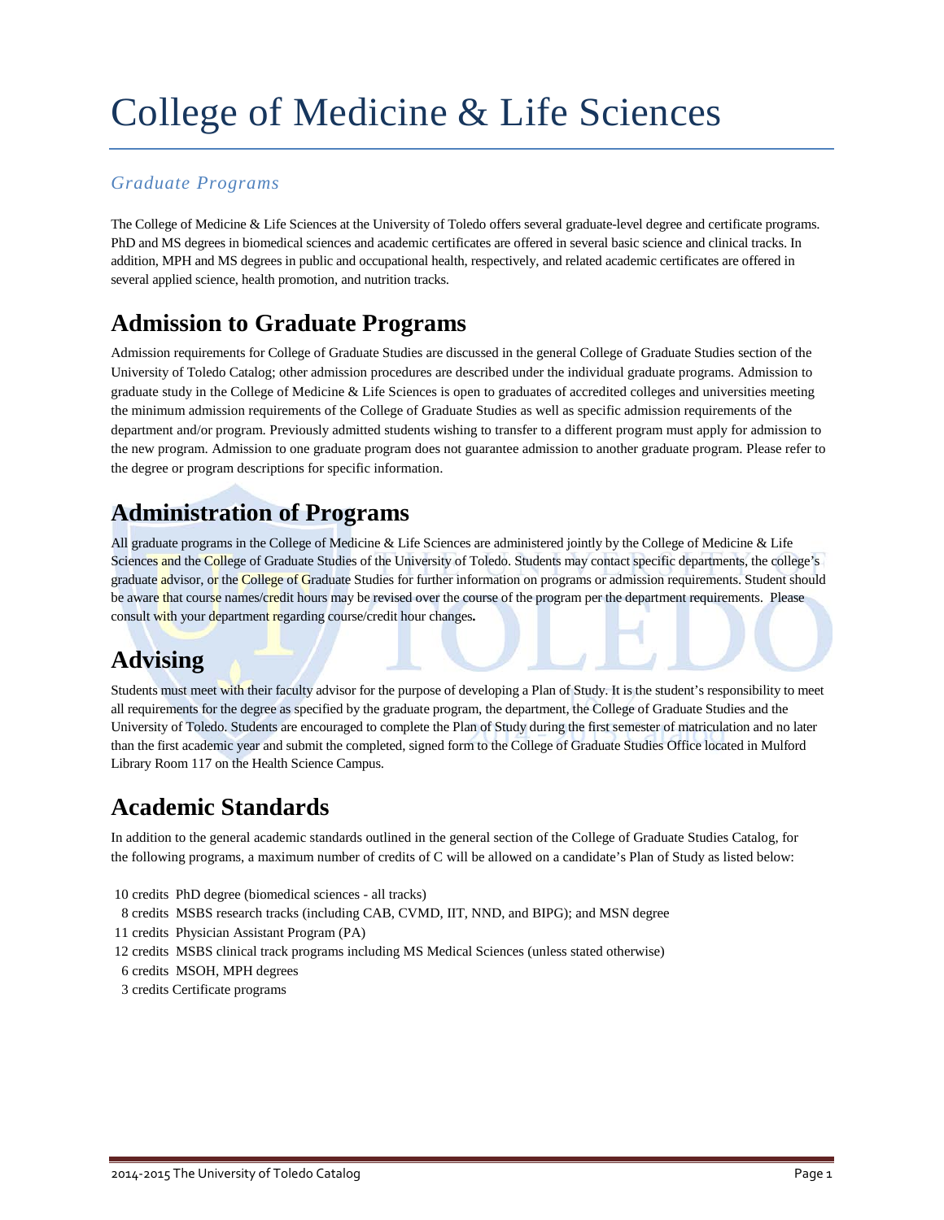# College of Medicine & Life Sciences

*Graduate Programs*

The College of Medicine & Life Sciences at the University of Toledo offers several graduate-level degree and certificate programs. PhD and MS degrees in biomedical sciences and academic certificates are offered in several basic science and clinical tracks. In addition, MPH and MS degrees in public and occupational health, respectively, and related academic certificates are offered in several applied science, health promotion, and nutrition tracks.

## Admission to Graduate Programs

Admission requirements for College of Graduate Studies are discussed in the general College of Graduate Studies section of the University of Toledo Catalog; other admission procedures are described under the individual graduate programs. Admission to graduate study in the College of Medicine & Life Sciences is open to graduates of accredited colleges and universities meeting the minimum admission requirements of the College of Graduate Studies as well as specific admission requirements of the department and/or program. Previously admitted students wishing to transfer to a different program must apply for admission to the new program. Admission to one graduate program does not guarantee admission to another graduate program. Please refer to the degree or program descriptions for specific information.

## Administration of Programs

All graduate programs in the College of Medicine & Life Sciences are administered jointly by the College of Medicine & Life Sciences and the College of Graduate Studies of the University of Toledo. Students may contact specific departments, the college's graduate advisor, or the College of Graduate Studies for further information on programs or admission requirements. Student should be aware that course names/credit hours may be revised over the course of the program per the department requirements. Please consult with your department regarding course/credit hour changes**.**

## Advising

Students must meet with their faculty advisor for the purpose of developing a Plan of Study. It is the student's responsibility to meet all requirements for the degree as specified by the graduate program, the department, the College of Graduate Studies and the University of Toledo. Students are encouraged to complete the Plan of Study during the first semester of matriculation and no later than the first academic year and submit the completed, signed form to the College of Graduate Studies Office located in Mulford Library Room 117 on the Health Science Campus.

## Academic Standards

In addition to the general academic standards outlined in the general section of the College of Graduate Studies Catalog, for the following programs, a maximum number of credits of C will be allowed on a candidate's Plan of Study as listed below:

10 credits PhD degree (biomedical sciences - all tracks)
8 credits MSBS research tracks (including CAB, CVMD, IIT, NND, and BIPG); and MSN degree
11 credits Physician Assistant Program (PA)
12 credits MSBS clinical track programs including MS Medical Sciences (unless stated otherwise)
6 credits MSOH, MPH degrees
3 credits Certificate programs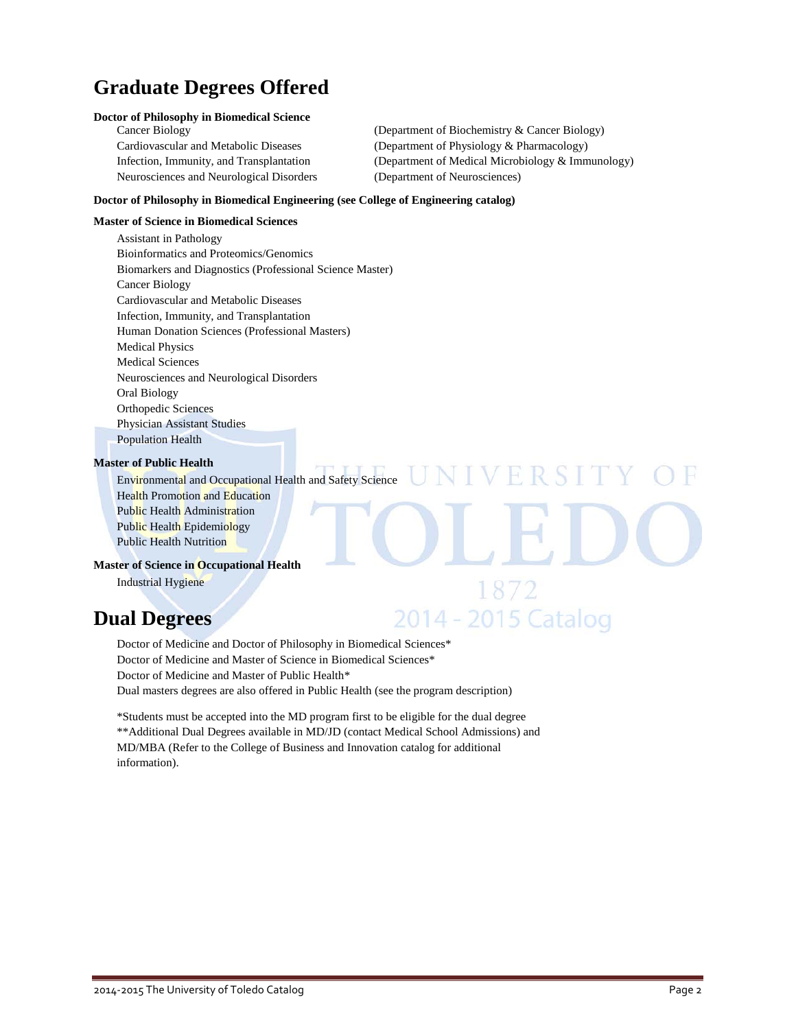# Graduate Degrees Offered

**Doctor of Philosophy in Biomedical Science**

- Cancer Biology (Department of Biochemistry & Cancer Biology)
- Cardiovascular and Metabolic Diseases (Department of Physiology & Pharmacology)
- Infection, Immunity, and Transplantation (Department of Medical Microbiology & Immunology)
- Neurosciences and Neurological Disorders (Department of Neurosciences)

**Doctor of Philosophy in Biomedical Engineering (see College of Engineering catalog)**

**Master of Science in Biomedical Sciences**

- Assistant in Pathology
- Bioinformatics and Proteomics/Genomics
- Biomarkers and Diagnostics (Professional Science Master)
- Cancer Biology
- Cardiovascular and Metabolic Diseases
- Infection, Immunity, and Transplantation
- Human Donation Sciences (Professional Masters)
- Medical Physics
- Medical Sciences
- Neurosciences and Neurological Disorders
- Oral Biology
- Orthopedic Sciences
- Physician Assistant Studies
- Population Health

**Master of Public Health**

- Environmental and Occupational Health and Safety Science
- Health Promotion and Education
- Public Health Administration
- Public Health Epidemiology
- Public Health Nutrition

**Master of Science in Occupational Health**

- Industrial Hygiene

# Dual Degrees

- Doctor of Medicine and Doctor of Philosophy in Biomedical Sciences*
- Doctor of Medicine and Master of Science in Biomedical Sciences*
- Doctor of Medicine and Master of Public Health*
- Dual masters degrees are also offered in Public Health (see the program description)

*Students must be accepted into the MD program first to be eligible for the dual degree
**Additional Dual Degrees available in MD/JD (contact Medical School Admissions) and MD/MBA (Refer to the College of Business and Innovation catalog for additional information).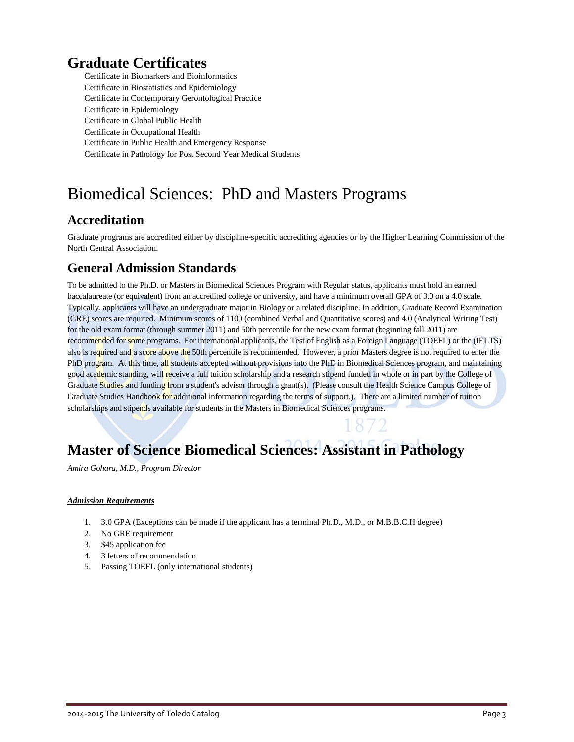## Graduate Certificates

Certificate in Biomarkers and Bioinformatics
Certificate in Biostatistics and Epidemiology
Certificate in Contemporary Gerontological Practice
Certificate in Epidemiology
Certificate in Global Public Health
Certificate in Occupational Health
Certificate in Public Health and Emergency Response
Certificate in Pathology for Post Second Year Medical Students

# Biomedical Sciences: PhD and Masters Programs

## Accreditation

Graduate programs are accredited either by discipline-specific accrediting agencies or by the Higher Learning Commission of the North Central Association.

## General Admission Standards

To be admitted to the Ph.D. or Masters in Biomedical Sciences Program with Regular status, applicants must hold an earned baccalaureate (or equivalent) from an accredited college or university, and have a minimum overall GPA of 3.0 on a 4.0 scale. Typically, applicants will have an undergraduate major in Biology or a related discipline. In addition, Graduate Record Examination (GRE) scores are required. Minimum scores of 1100 (combined Verbal and Quantitative scores) and 4.0 (Analytical Writing Test) for the old exam format (through summer 2011) and 50th percentile for the new exam format (beginning fall 2011) are recommended for some programs. For international applicants, the Test of English as a Foreign Language (TOEFL) or the (IELTS) also is required and a score above the 50th percentile is recommended. However, a prior Masters degree is not required to enter the PhD program. At this time, all students accepted without provisions into the PhD in Biomedical Sciences program, and maintaining good academic standing, will receive a full tuition scholarship and a research stipend funded in whole or in part by the College of Graduate Studies and funding from a student's advisor through a grant(s). (Please consult the Health Science Campus College of Graduate Studies Handbook for additional information regarding the terms of support.). There are a limited number of tuition scholarships and stipends available for students in the Masters in Biomedical Sciences programs.

## Master of Science Biomedical Sciences: Assistant in Pathology

*Amira Gohara, M.D., Program Director*

***Admission Requirements***

1. 3.0 GPA (Exceptions can be made if the applicant has a terminal Ph.D., M.D., or M.B.B.C.H degree)
2. No GRE requirement
3. $45 application fee
4. 3 letters of recommendation
5. Passing TOEFL (only international students)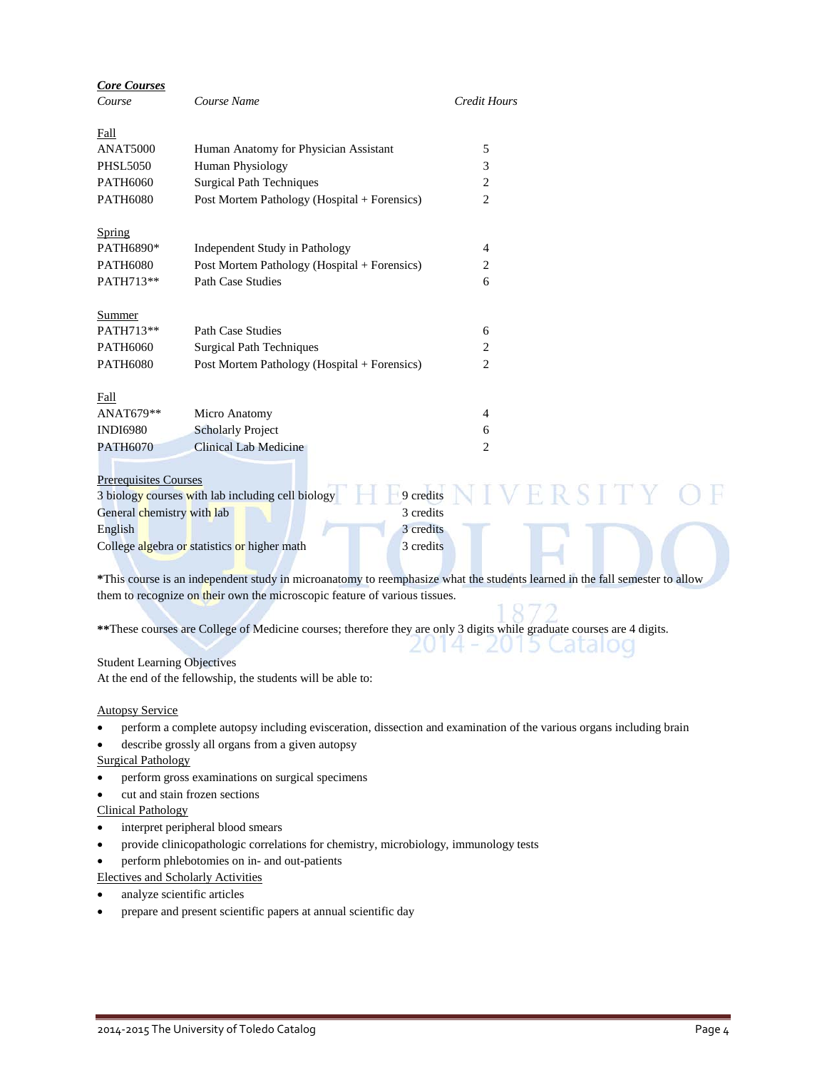***Core Courses***

| *Course* | *Course Name* | *Credit Hours* |
|---|---|---|
| Fall | | |
| ANAT5000 | Human Anatomy for Physician Assistant | 5 |
| PHSL5050 | Human Physiology | 3 |
| PATH6060 | Surgical Path Techniques | 2 |
| PATH6080 | Post Mortem Pathology (Hospital + Forensics) | 2 |
| Spring | | |
| PATH6890* | Independent Study in Pathology | 4 |
| PATH6080 | Post Mortem Pathology (Hospital + Forensics) | 2 |
| PATH713** | Path Case Studies | 6 |
| Summer | | |
| PATH713** | Path Case Studies | 6 |
| PATH6060 | Surgical Path Techniques | 2 |
| PATH6080 | Post Mortem Pathology (Hospital + Forensics) | 2 |
| Fall | | |
| ANAT679** | Micro Anatomy | 4 |
| INDI6980 | Scholarly Project | 6 |
| PATH6070 | Clinical Lab Medicine | 2 |

Prerequisites Courses

| | |
|---|---|
| 3 biology courses with lab including cell biology | 9 credits |
| General chemistry with lab | 3 credits |
| English | 3 credits |
| College algebra or statistics or higher math | 3 credits |

**\***This course is an independent study in microanatomy to reemphasize what the students learned in the fall semester to allow them to recognize on their own the microscopic feature of various tissues.

**\*\***These courses are College of Medicine courses; therefore they are only 3 digits while graduate courses are 4 digits.

Student Learning Objectives
At the end of the fellowship, the students will be able to:

Autopsy Service

- perform a complete autopsy including evisceration, dissection and examination of the various organs including brain
- describe grossly all organs from a given autopsy

Surgical Pathology

- perform gross examinations on surgical specimens
- cut and stain frozen sections

Clinical Pathology

- interpret peripheral blood smears
- provide clinicopathologic correlations for chemistry, microbiology, immunology tests
- perform phlebotomies on in- and out-patients

Electives and Scholarly Activities

- analyze scientific articles
- prepare and present scientific papers at annual scientific day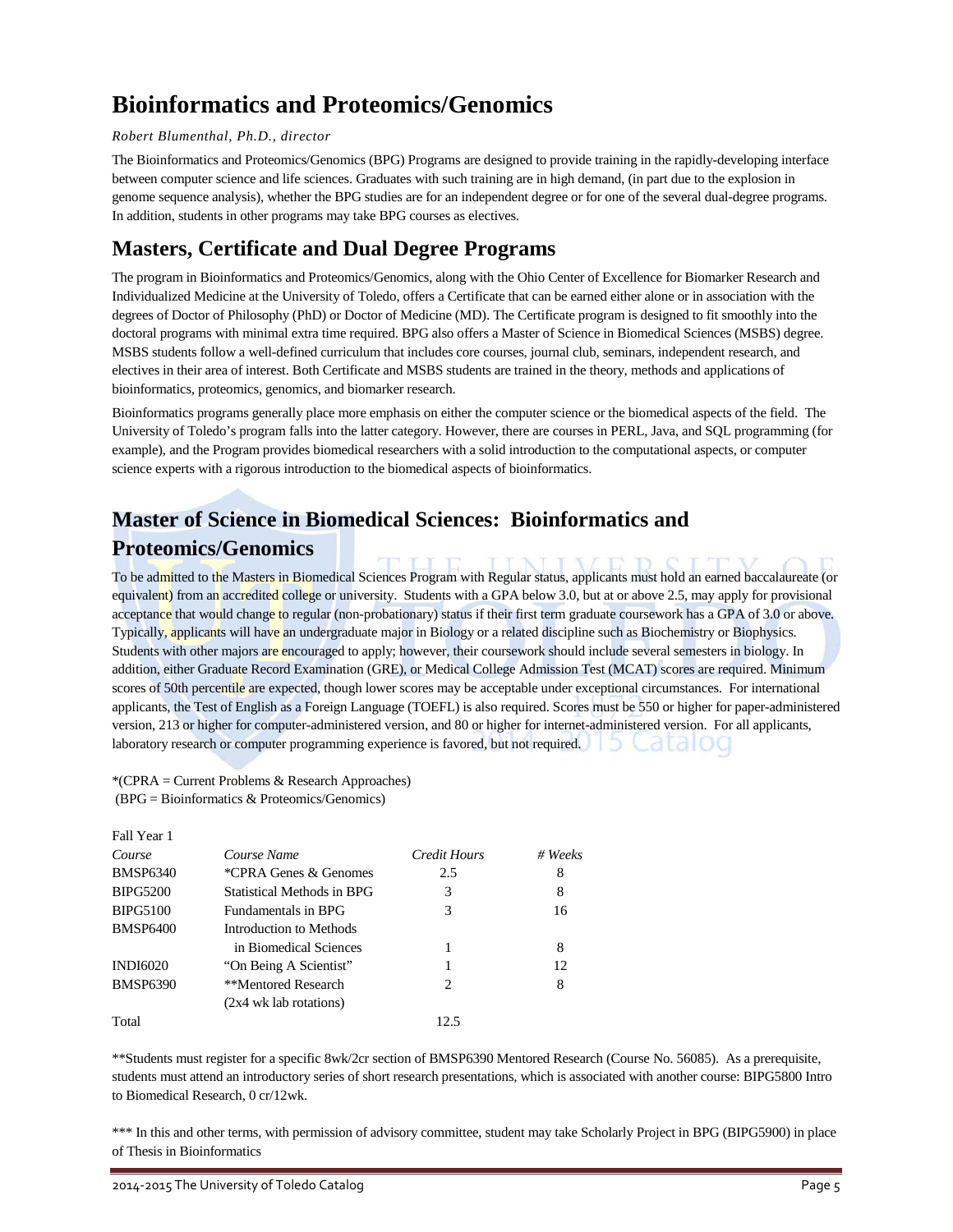# Bioinformatics and Proteomics/Genomics

*Robert Blumenthal, Ph.D., director*

The Bioinformatics and Proteomics/Genomics (BPG) Programs are designed to provide training in the rapidly-developing interface between computer science and life sciences. Graduates with such training are in high demand, (in part due to the explosion in genome sequence analysis), whether the BPG studies are for an independent degree or for one of the several dual-degree programs. In addition, students in other programs may take BPG courses as electives.

## Masters, Certificate and Dual Degree Programs

The program in Bioinformatics and Proteomics/Genomics, along with the Ohio Center of Excellence for Biomarker Research and Individualized Medicine at the University of Toledo, offers a Certificate that can be earned either alone or in association with the degrees of Doctor of Philosophy (PhD) or Doctor of Medicine (MD). The Certificate program is designed to fit smoothly into the doctoral programs with minimal extra time required. BPG also offers a Master of Science in Biomedical Sciences (MSBS) degree. MSBS students follow a well-defined curriculum that includes core courses, journal club, seminars, independent research, and electives in their area of interest. Both Certificate and MSBS students are trained in the theory, methods and applications of bioinformatics, proteomics, genomics, and biomarker research.

Bioinformatics programs generally place more emphasis on either the computer science or the biomedical aspects of the field. The University of Toledo's program falls into the latter category. However, there are courses in PERL, Java, and SQL programming (for example), and the Program provides biomedical researchers with a solid introduction to the computational aspects, or computer science experts with a rigorous introduction to the biomedical aspects of bioinformatics.

## Master of Science in Biomedical Sciences: Bioinformatics and Proteomics/Genomics

To be admitted to the Masters in Biomedical Sciences Program with Regular status, applicants must hold an earned baccalaureate (or equivalent) from an accredited college or university. Students with a GPA below 3.0, but at or above 2.5, may apply for provisional acceptance that would change to regular (non-probationary) status if their first term graduate coursework has a GPA of 3.0 or above. Typically, applicants will have an undergraduate major in Biology or a related discipline such as Biochemistry or Biophysics. Students with other majors are encouraged to apply; however, their coursework should include several semesters in biology. In addition, either Graduate Record Examination (GRE), or Medical College Admission Test (MCAT) scores are required. Minimum scores of 50th percentile are expected, though lower scores may be acceptable under exceptional circumstances. For international applicants, the Test of English as a Foreign Language (TOEFL) is also required. Scores must be 550 or higher for paper-administered version, 213 or higher for computer-administered version, and 80 or higher for internet-administered version. For all applicants, laboratory research or computer programming experience is favored, but not required.

*(CPRA = Current Problems & Research Approaches)
(BPG = Bioinformatics & Proteomics/Genomics)

Fall Year 1

| *Course* | *Course Name* | *Credit Hours* | *# Weeks* |
|---|---|---|---|
| BMSP6340 | *CPRA Genes & Genomes | 2.5 | 8 |
| BIPG5200 | Statistical Methods in BPG | 3 | 8 |
| BIPG5100 | Fundamentals in BPG | 3 | 16 |
| BMSP6400 | Introduction to Methods in Biomedical Sciences | 1 | 8 |
| INDI6020 | "On Being A Scientist" | 1 | 12 |
| BMSP6390 | **Mentored Research (2x4 wk lab rotations) | 2 | 8 |
| Total | | 12.5 | |

**Students must register for a specific 8wk/2cr section of BMSP6390 Mentored Research (Course No. 56085). As a prerequisite, students must attend an introductory series of short research presentations, which is associated with another course: BIPG5800 Intro to Biomedical Research, 0 cr/12wk.

*** In this and other terms, with permission of advisory committee, student may take Scholarly Project in BPG (BIPG5900) in place of Thesis in Bioinformatics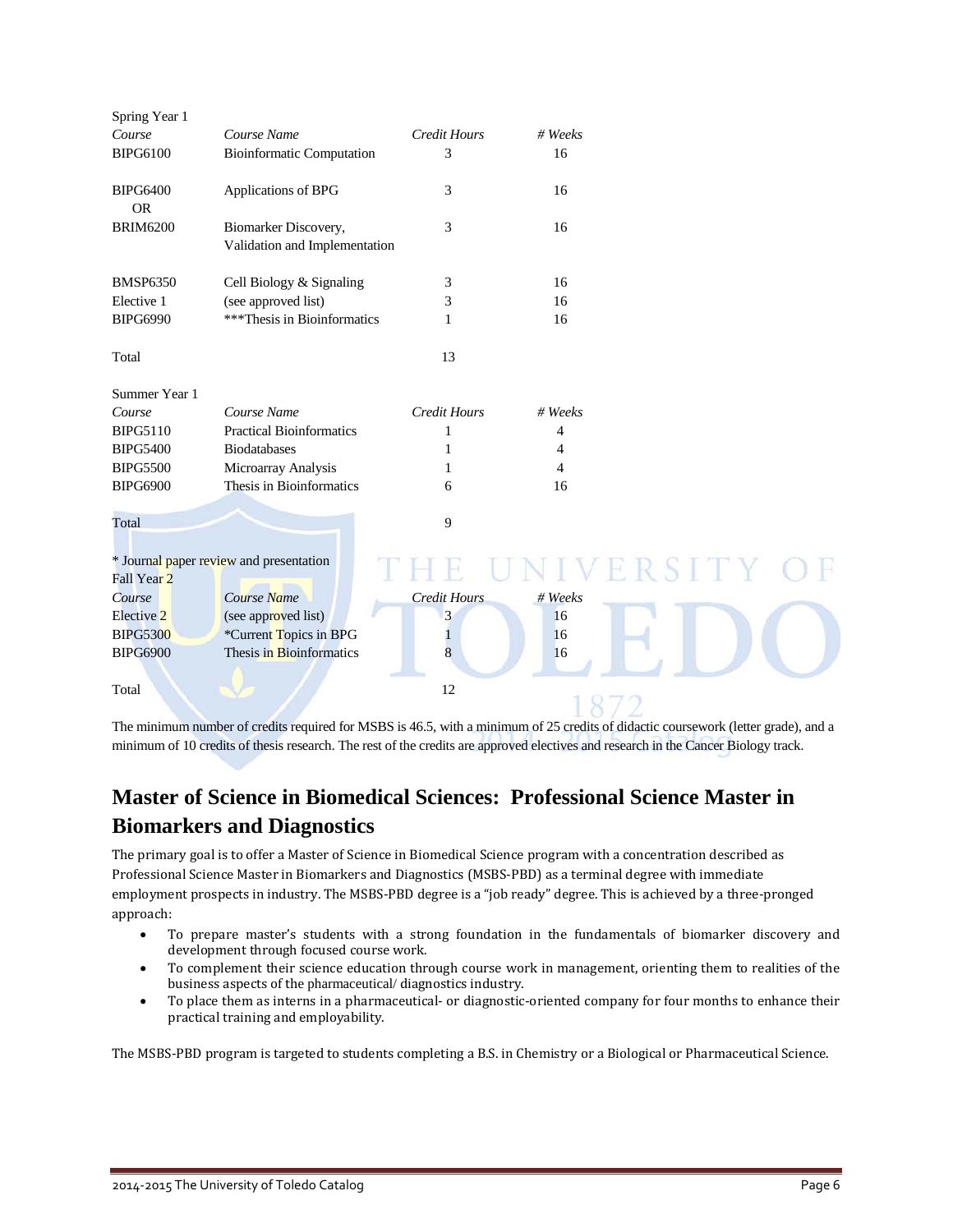Spring Year 1

| *Course* | *Course Name* | *Credit Hours* | *# Weeks* |
|---|---|---|---|
| BIPG6100 | Bioinformatic Computation | 3 | 16 |
| BIPG6400 OR | Applications of BPG | 3 | 16 |
| BRIM6200 | Biomarker Discovery, Validation and Implementation | 3 | 16 |
| BMSP6350 | Cell Biology & Signaling | 3 | 16 |
| Elective 1 | (see approved list) | 3 | 16 |
| BIPG6990 | ***Thesis in Bioinformatics | 1 | 16 |
| Total | | 13 | |

Summer Year 1

| *Course* | *Course Name* | *Credit Hours* | *# Weeks* |
|---|---|---|---|
| BIPG5110 | Practical Bioinformatics | 1 | 4 |
| BIPG5400 | Biodatabases | 1 | 4 |
| BIPG5500 | Microarray Analysis | 1 | 4 |
| BIPG6900 | Thesis in Bioinformatics | 6 | 16 |
| Total | | 9 | |

* Journal paper review and presentation

Fall Year 2

| *Course* | *Course Name* | *Credit Hours* | *# Weeks* |
|---|---|---|---|
| Elective 2 | (see approved list) | 3 | 16 |
| BIPG5300 | *Current Topics in BPG | 1 | 16 |
| BIPG6900 | Thesis in Bioinformatics | 8 | 16 |
| Total | | 12 | |

The minimum number of credits required for MSBS is 46.5, with a minimum of 25 credits of didactic coursework (letter grade), and a minimum of 10 credits of thesis research. The rest of the credits are approved electives and research in the Cancer Biology track.

## Master of Science in Biomedical Sciences: Professional Science Master in Biomarkers and Diagnostics

The primary goal is to offer a Master of Science in Biomedical Science program with a concentration described as Professional Science Master in Biomarkers and Diagnostics (MSBS-PBD) as a terminal degree with immediate employment prospects in industry. The MSBS-PBD degree is a "job ready" degree. This is achieved by a three-pronged approach:

- To prepare master's students with a strong foundation in the fundamentals of biomarker discovery and development through focused course work.
- To complement their science education through course work in management, orienting them to realities of the business aspects of the pharmaceutical/ diagnostics industry.
- To place them as interns in a pharmaceutical- or diagnostic-oriented company for four months to enhance their practical training and employability.

The MSBS-PBD program is targeted to students completing a B.S. in Chemistry or a Biological or Pharmaceutical Science.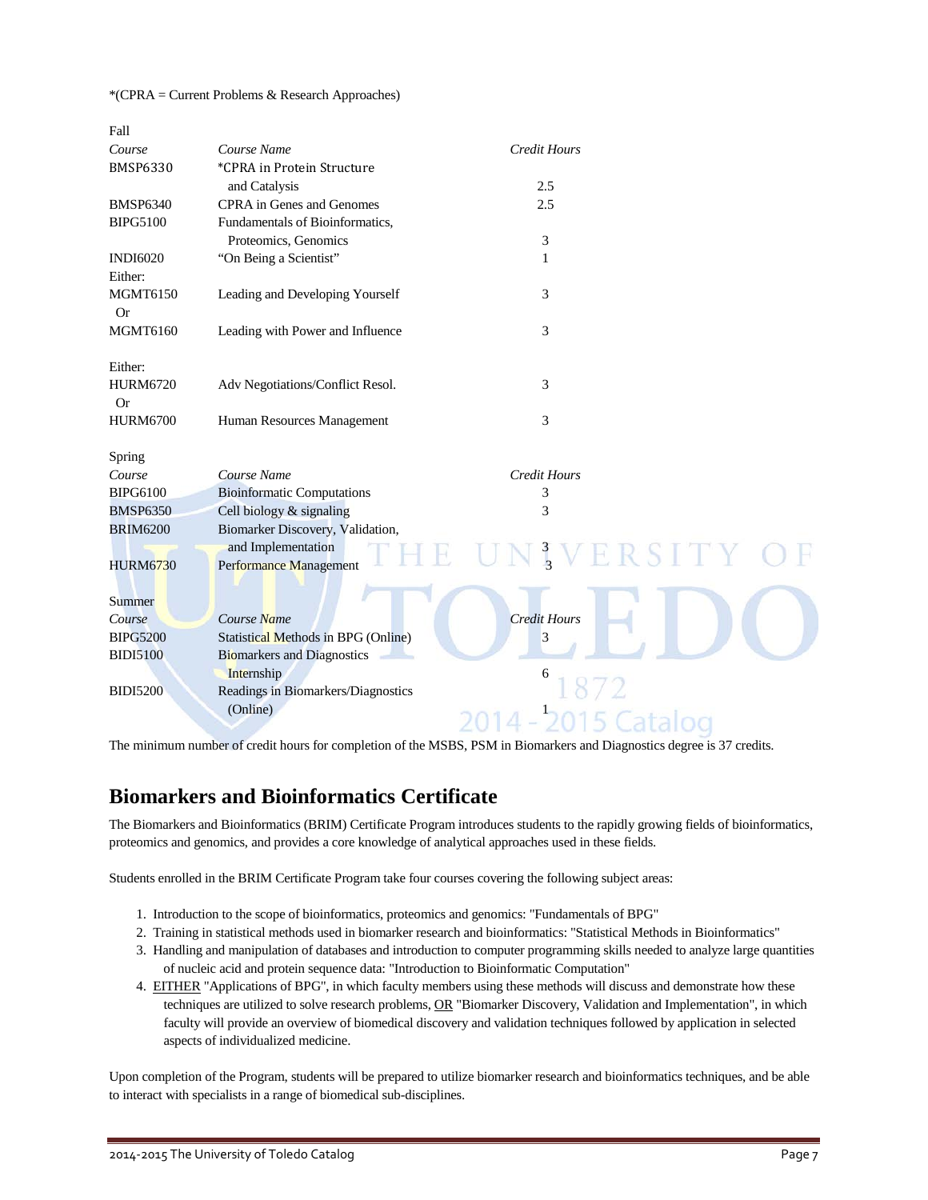*(CPRA = Current Problems & Research Approaches)

Fall

| *Course* | *Course Name* | *Credit Hours* |
|---|---|---|
| BMSP6330 | *CPRA in Protein Structure and Catalysis | 2.5 |
| BMSP6340 | CPRA in Genes and Genomes | 2.5 |
| BIPG5100 | Fundamentals of Bioinformatics, Proteomics, Genomics | 3 |
| INDI6020 | "On Being a Scientist" | 1 |
| Either: | | |
| MGMT6150 | Leading and Developing Yourself | 3 |
| Or | | |
| MGMT6160 | Leading with Power and Influence | 3 |
| Either: | | |
| HURM6720 | Adv Negotiations/Conflict Resol. | 3 |
| Or | | |
| HURM6700 | Human Resources Management | 3 |

Spring

| *Course* | *Course Name* | *Credit Hours* |
|---|---|---|
| BIPG6100 | Bioinformatic Computations | 3 |
| BMSP6350 | Cell biology & signaling | 3 |
| BRIM6200 | Biomarker Discovery, Validation, and Implementation | 3 |
| HURM6730 | Performance Management | 3 |

Summer

| *Course* | *Course Name* | *Credit Hours* |
|---|---|---|
| BIPG5200 | Statistical Methods in BPG (Online) | 3 |
| BIDI5100 | Biomarkers and Diagnostics Internship | 6 |
| BIDI5200 | Readings in Biomarkers/Diagnostics (Online) | 1 |

The minimum number of credit hours for completion of the MSBS, PSM in Biomarkers and Diagnostics degree is 37 credits.

## Biomarkers and Bioinformatics Certificate

The Biomarkers and Bioinformatics (BRIM) Certificate Program introduces students to the rapidly growing fields of bioinformatics, proteomics and genomics, and provides a core knowledge of analytical approaches used in these fields.

Students enrolled in the BRIM Certificate Program take four courses covering the following subject areas:

1. Introduction to the scope of bioinformatics, proteomics and genomics: "Fundamentals of BPG"
2. Training in statistical methods used in biomarker research and bioinformatics: "Statistical Methods in Bioinformatics"
3. Handling and manipulation of databases and introduction to computer programming skills needed to analyze large quantities of nucleic acid and protein sequence data: "Introduction to Bioinformatic Computation"
4. EITHER "Applications of BPG", in which faculty members using these methods will discuss and demonstrate how these techniques are utilized to solve research problems, OR "Biomarker Discovery, Validation and Implementation", in which faculty will provide an overview of biomedical discovery and validation techniques followed by application in selected aspects of individualized medicine.

Upon completion of the Program, students will be prepared to utilize biomarker research and bioinformatics techniques, and be able to interact with specialists in a range of biomedical sub-disciplines.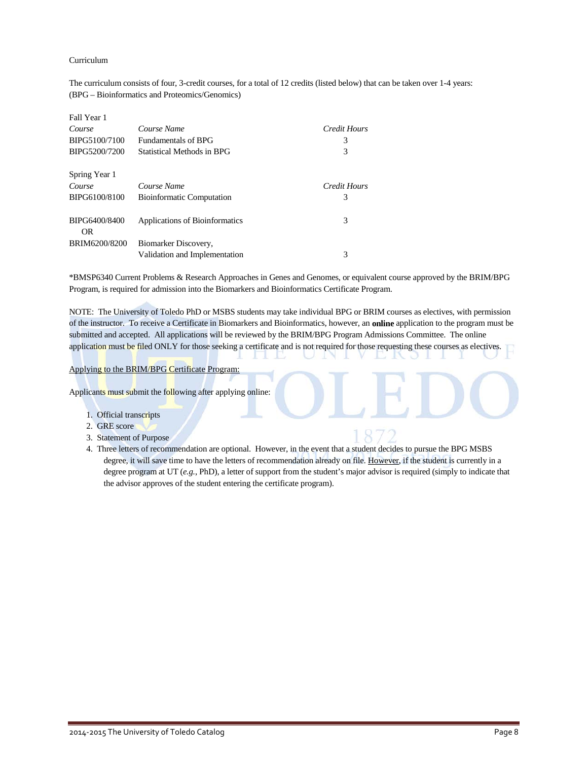Curriculum

The curriculum consists of four, 3-credit courses, for a total of 12 credits (listed below) that can be taken over 1-4 years: (BPG – Bioinformatics and Proteomics/Genomics)

Fall Year 1

| *Course* | *Course Name* | *Credit Hours* |
|---|---|---|
| BIPG5100/7100 | Fundamentals of BPG | 3 |
| BIPG5200/7200 | Statistical Methods in BPG | 3 |

Spring Year 1

| *Course* | *Course Name* | *Credit Hours* |
|---|---|---|
| BIPG6100/8100 | Bioinformatic Computation | 3 |
| BIPG6400/8400 | Applications of Bioinformatics | 3 |
| OR | | |
| BRIM6200/8200 | Biomarker Discovery, Validation and Implementation | 3 |

*BMSP6340 Current Problems & Research Approaches in Genes and Genomes, or equivalent course approved by the BRIM/BPG Program, is required for admission into the Biomarkers and Bioinformatics Certificate Program.

NOTE: The University of Toledo PhD or MSBS students may take individual BPG or BRIM courses as electives, with permission of the instructor. To receive a Certificate in Biomarkers and Bioinformatics, however, an **online** application to the program must be submitted and accepted. All applications will be reviewed by the BRIM/BPG Program Admissions Committee. The online application must be filed ONLY for those seeking a certificate and is not required for those requesting these courses as electives.

Applying to the BRIM/BPG Certificate Program:

Applicants must submit the following after applying online:

1. Official transcripts
2. GRE score
3. Statement of Purpose
4. Three letters of recommendation are optional. However, in the event that a student decides to pursue the BPG MSBS degree, it will save time to have the letters of recommendation already on file. However, if the student is currently in a degree program at UT (*e.g.*, PhD), a letter of support from the student's major advisor is required (simply to indicate that the advisor approves of the student entering the certificate program).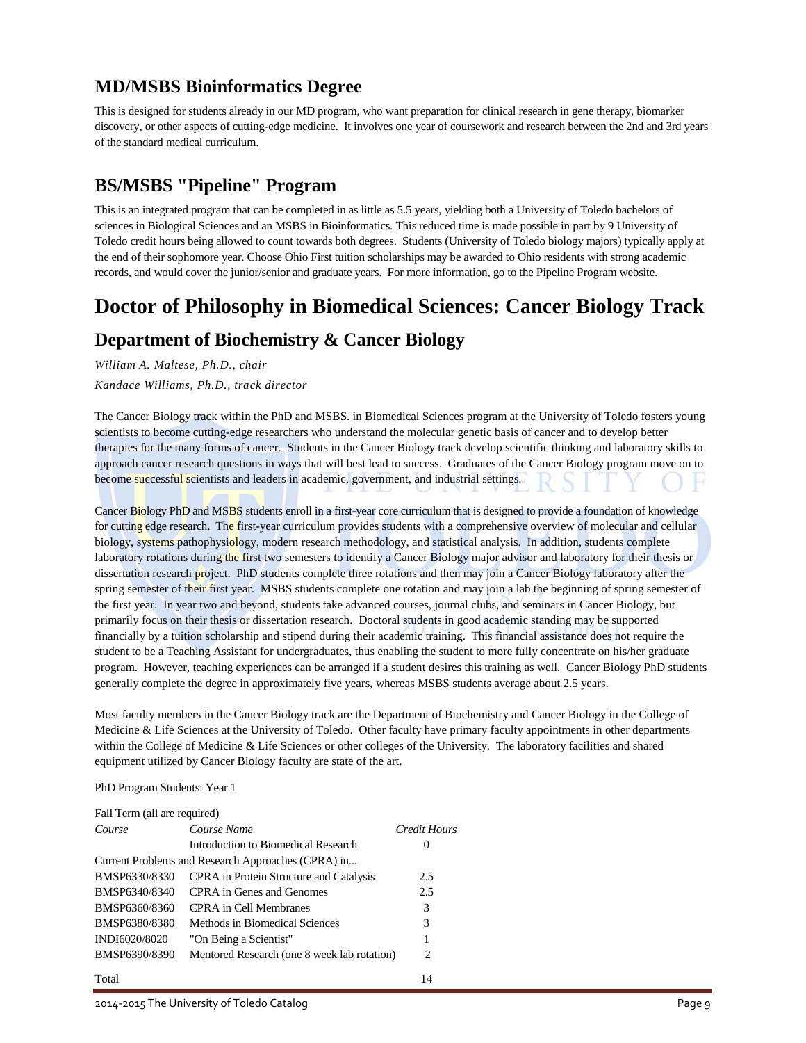## MD/MSBS Bioinformatics Degree

This is designed for students already in our MD program, who want preparation for clinical research in gene therapy, biomarker discovery, or other aspects of cutting-edge medicine. It involves one year of coursework and research between the 2nd and 3rd years of the standard medical curriculum.

## BS/MSBS "Pipeline" Program

This is an integrated program that can be completed in as little as 5.5 years, yielding both a University of Toledo bachelors of sciences in Biological Sciences and an MSBS in Bioinformatics. This reduced time is made possible in part by 9 University of Toledo credit hours being allowed to count towards both degrees. Students (University of Toledo biology majors) typically apply at the end of their sophomore year. Choose Ohio First tuition scholarships may be awarded to Ohio residents with strong academic records, and would cover the junior/senior and graduate years. For more information, go to the Pipeline Program website.

# Doctor of Philosophy in Biomedical Sciences: Cancer Biology Track

## Department of Biochemistry & Cancer Biology

*William A. Maltese, Ph.D., chair*

*Kandace Williams, Ph.D., track director*

The Cancer Biology track within the PhD and MSBS. in Biomedical Sciences program at the University of Toledo fosters young scientists to become cutting-edge researchers who understand the molecular genetic basis of cancer and to develop better therapies for the many forms of cancer. Students in the Cancer Biology track develop scientific thinking and laboratory skills to approach cancer research questions in ways that will best lead to success. Graduates of the Cancer Biology program move on to become successful scientists and leaders in academic, government, and industrial settings.

Cancer Biology PhD and MSBS students enroll in a first-year core curriculum that is designed to provide a foundation of knowledge for cutting edge research. The first-year curriculum provides students with a comprehensive overview of molecular and cellular biology, systems pathophysiology, modern research methodology, and statistical analysis. In addition, students complete laboratory rotations during the first two semesters to identify a Cancer Biology major advisor and laboratory for their thesis or dissertation research project. PhD students complete three rotations and then may join a Cancer Biology laboratory after the spring semester of their first year. MSBS students complete one rotation and may join a lab the beginning of spring semester of the first year. In year two and beyond, students take advanced courses, journal clubs, and seminars in Cancer Biology, but primarily focus on their thesis or dissertation research. Doctoral students in good academic standing may be supported financially by a tuition scholarship and stipend during their academic training. This financial assistance does not require the student to be a Teaching Assistant for undergraduates, thus enabling the student to more fully concentrate on his/her graduate program. However, teaching experiences can be arranged if a student desires this training as well. Cancer Biology PhD students generally complete the degree in approximately five years, whereas MSBS students average about 2.5 years.

Most faculty members in the Cancer Biology track are the Department of Biochemistry and Cancer Biology in the College of Medicine & Life Sciences at the University of Toledo. Other faculty have primary faculty appointments in other departments within the College of Medicine & Life Sciences or other colleges of the University. The laboratory facilities and shared equipment utilized by Cancer Biology faculty are state of the art.

PhD Program Students: Year 1

Fall Term (all are required)

| *Course* | *Course Name* | *Credit Hours* |
|---|---|---|
| | Introduction to Biomedical Research | 0 |
| Current Problems and Research Approaches (CPRA) in... | | |
| BMSP6330/8330 | CPRA in Protein Structure and Catalysis | 2.5 |
| BMSP6340/8340 | CPRA in Genes and Genomes | 2.5 |
| BMSP6360/8360 | CPRA in Cell Membranes | 3 |
| BMSP6380/8380 | Methods in Biomedical Sciences | 3 |
| INDI6020/8020 | "On Being a Scientist" | 1 |
| BMSP6390/8390 | Mentored Research (one 8 week lab rotation) | 2 |
| Total | | 14 |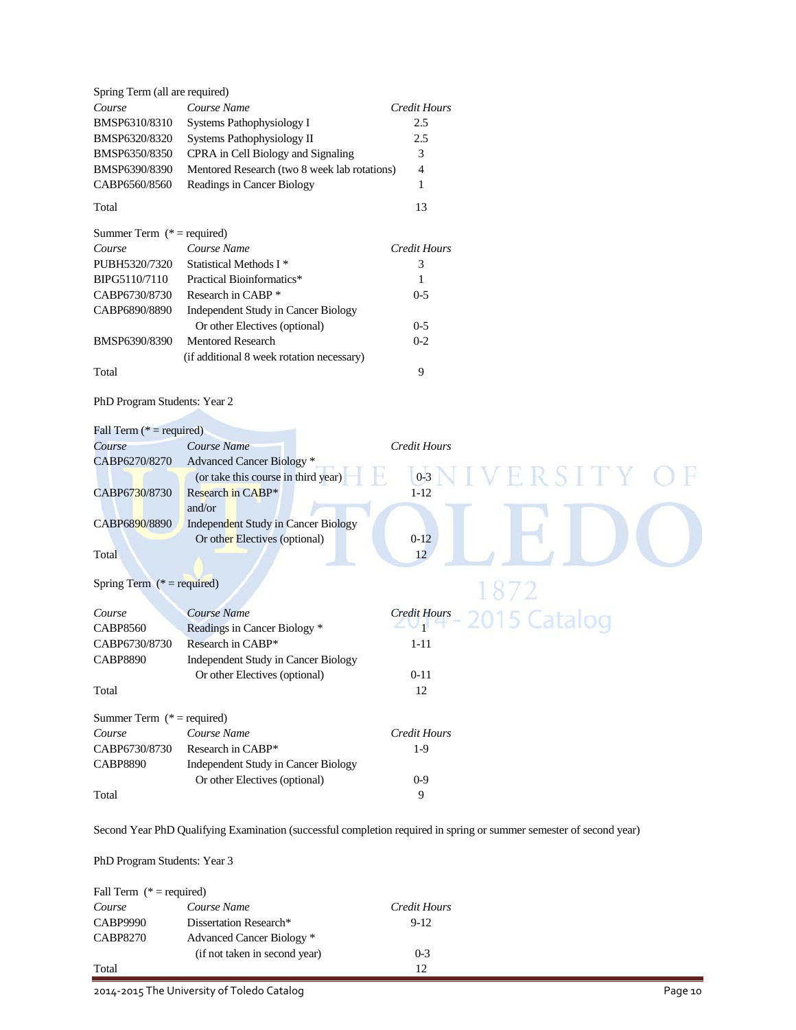Spring Term (all are required)

| *Course* | *Course Name* | *Credit Hours* |
|---|---|---|
| BMSP6310/8310 | Systems Pathophysiology I | 2.5 |
| BMSP6320/8320 | Systems Pathophysiology II | 2.5 |
| BMSP6350/8350 | CPRA in Cell Biology and Signaling | 3 |
| BMSP6390/8390 | Mentored Research (two 8 week lab rotations) | 4 |
| CABP6560/8560 | Readings in Cancer Biology | 1 |
| Total | | 13 |

Summer Term (* = required)

| *Course* | *Course Name* | *Credit Hours* |
|---|---|---|
| PUBH5320/7320 | Statistical Methods I * | 3 |
| BIPG5110/7110 | Practical Bioinformatics* | 1 |
| CABP6730/8730 | Research in CABP * | 0-5 |
| CABP6890/8890 | Independent Study in Cancer Biology Or other Electives (optional) | 0-5 |
| BMSP6390/8390 | Mentored Research (if additional 8 week rotation necessary) | 0-2 |
| Total | | 9 |

PhD Program Students: Year 2

Fall Term (* = required)

| *Course* | *Course Name* | *Credit Hours* |
|---|---|---|
| CABP6270/8270 | Advanced Cancer Biology * (or take this course in third year) | 0-3 |
| CABP6730/8730 | Research in CABP* and/or | 1-12 |
| CABP6890/8890 | Independent Study in Cancer Biology Or other Electives (optional) | 0-12 |
| Total | | 12 |

Spring Term (* = required)

| *Course* | *Course Name* | *Credit Hours* |
|---|---|---|
| CABP8560 | Readings in Cancer Biology * | 1 |
| CABP6730/8730 | Research in CABP* | 1-11 |
| CABP8890 | Independent Study in Cancer Biology Or other Electives (optional) | 0-11 |
| Total | | 12 |

Summer Term (* = required)

| *Course* | *Course Name* | *Credit Hours* |
|---|---|---|
| CABP6730/8730 | Research in CABP* | 1-9 |
| CABP8890 | Independent Study in Cancer Biology Or other Electives (optional) | 0-9 |
| Total | | 9 |

Second Year PhD Qualifying Examination (successful completion required in spring or summer semester of second year)

PhD Program Students: Year 3

Fall Term (* = required)

| *Course* | *Course Name* | *Credit Hours* |
|---|---|---|
| CABP9990 | Dissertation Research* | 9-12 |
| CABP8270 | Advanced Cancer Biology * (if not taken in second year) | 0-3 |
| Total | | 12 |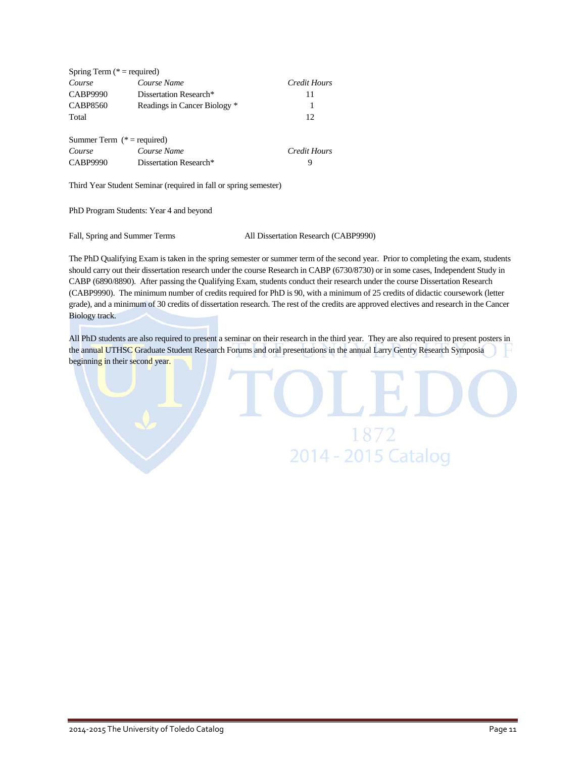Spring Term (* = required)

| *Course* | *Course Name* | *Credit Hours* |
|---|---|---|
| CABP9990 | Dissertation Research* | 11 |
| CABP8560 | Readings in Cancer Biology * | 1 |
| Total | | 12 |

Summer Term (* = required)

| *Course* | *Course Name* | *Credit Hours* |
|---|---|---|
| CABP9990 | Dissertation Research* | 9 |

Third Year Student Seminar (required in fall or spring semester)

PhD Program Students: Year 4 and beyond

| | |
|---|---|
| Fall, Spring and Summer Terms | All Dissertation Research (CABP9990) |

The PhD Qualifying Exam is taken in the spring semester or summer term of the second year. Prior to completing the exam, students should carry out their dissertation research under the course Research in CABP (6730/8730) or in some cases, Independent Study in CABP (6890/8890). After passing the Qualifying Exam, students conduct their research under the course Dissertation Research (CABP9990). The minimum number of credits required for PhD is 90, with a minimum of 25 credits of didactic coursework (letter grade), and a minimum of 30 credits of dissertation research. The rest of the credits are approved electives and research in the Cancer Biology track.

All PhD students are also required to present a seminar on their research in the third year. They are also required to present posters in the annual UTHSC Graduate Student Research Forums and oral presentations in the annual Larry Gentry Research Symposia beginning in their second year.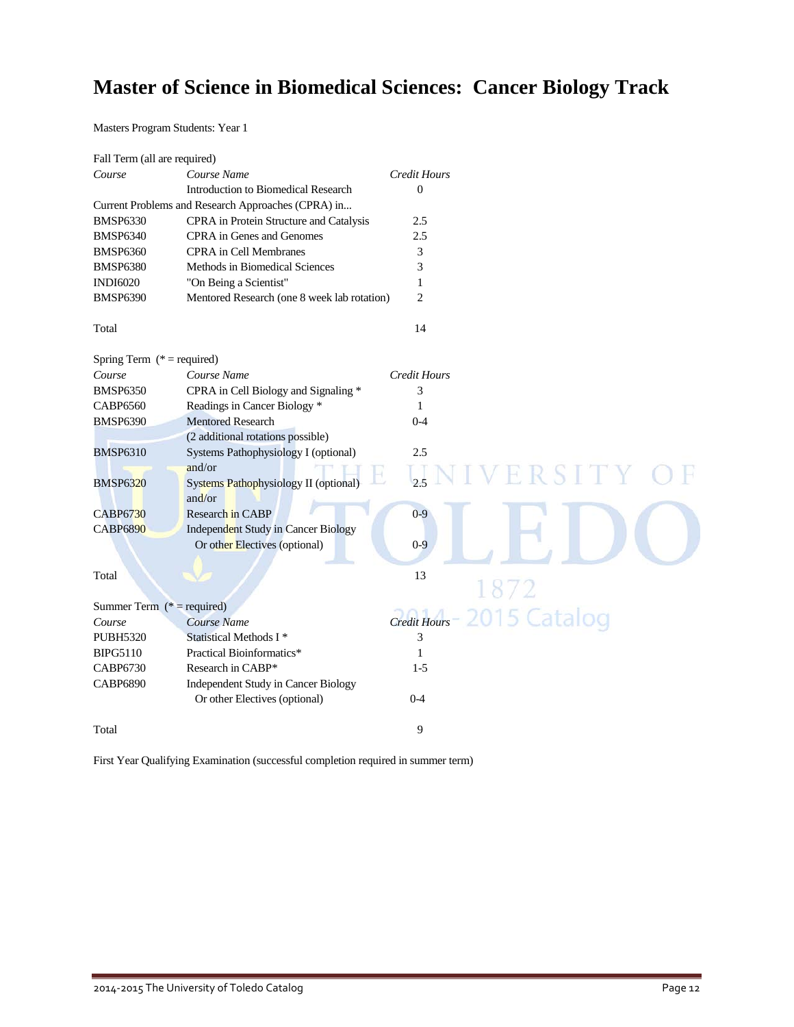# Master of Science in Biomedical Sciences: Cancer Biology Track

Masters Program Students: Year 1

Fall Term (all are required)

| *Course* | *Course Name* | *Credit Hours* |
|---|---|---|
| | Introduction to Biomedical Research | 0 |
| Current Problems and Research Approaches (CPRA) in... | | |
| BMSP6330 | CPRA in Protein Structure and Catalysis | 2.5 |
| BMSP6340 | CPRA in Genes and Genomes | 2.5 |
| BMSP6360 | CPRA in Cell Membranes | 3 |
| BMSP6380 | Methods in Biomedical Sciences | 3 |
| INDI6020 | "On Being a Scientist" | 1 |
| BMSP6390 | Mentored Research (one 8 week lab rotation) | 2 |
| Total | | 14 |

Spring Term (* = required)

| *Course* | *Course Name* | *Credit Hours* |
|---|---|---|
| BMSP6350 | CPRA in Cell Biology and Signaling * | 3 |
| CABP6560 | Readings in Cancer Biology * | 1 |
| BMSP6390 | Mentored Research (2 additional rotations possible) | 0-4 |
| BMSP6310 | Systems Pathophysiology I (optional) and/or | 2.5 |
| BMSP6320 | Systems Pathophysiology II (optional) and/or | 2.5 |
| CABP6730 | Research in CABP | 0-9 |
| CABP6890 | Independent Study in Cancer Biology Or other Electives (optional) | 0-9 |
| Total | | 13 |

Summer Term (* = required)

| *Course* | *Course Name* | *Credit Hours* |
|---|---|---|
| PUBH5320 | Statistical Methods I * | 3 |
| BIPG5110 | Practical Bioinformatics* | 1 |
| CABP6730 | Research in CABP* | 1-5 |
| CABP6890 | Independent Study in Cancer Biology Or other Electives (optional) | 0-4 |
| Total | | 9 |

First Year Qualifying Examination (successful completion required in summer term)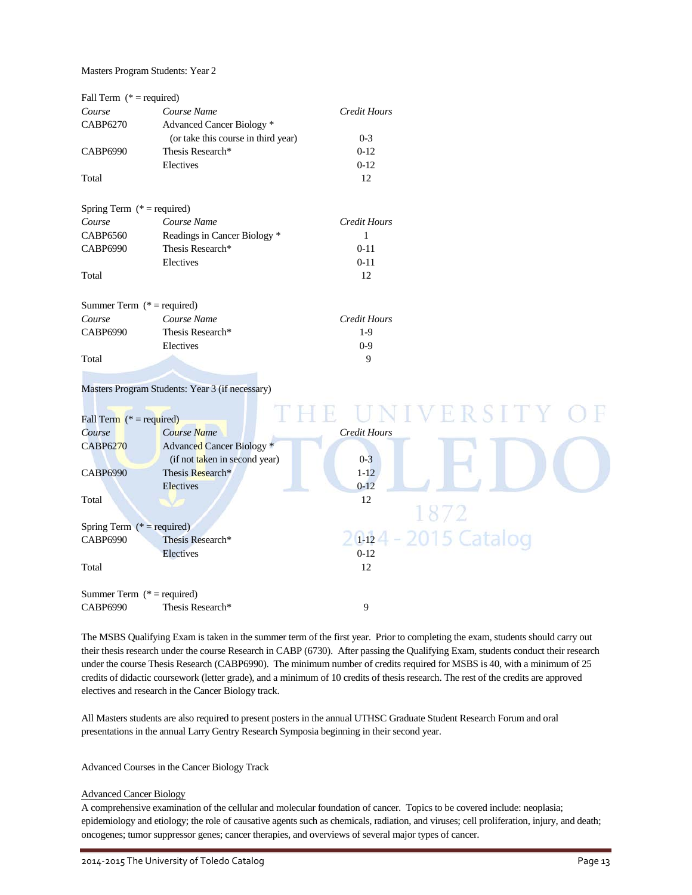Masters Program Students: Year 2

Fall Term (* = required)

| *Course* | *Course Name* | *Credit Hours* |
|---|---|---|
| CABP6270 | Advanced Cancer Biology * (or take this course in third year) | 0-3 |
| CABP6990 | Thesis Research* | 0-12 |
| | Electives | 0-12 |
| Total | | 12 |

Spring Term (* = required)

| *Course* | *Course Name* | *Credit Hours* |
|---|---|---|
| CABP6560 | Readings in Cancer Biology * | 1 |
| CABP6990 | Thesis Research* | 0-11 |
| | Electives | 0-11 |
| Total | | 12 |

Summer Term (* = required)

| *Course* | *Course Name* | *Credit Hours* |
|---|---|---|
| CABP6990 | Thesis Research* | 1-9 |
| | Electives | 0-9 |
| Total | | 9 |

Masters Program Students: Year 3 (if necessary)

Fall Term (* = required)

| *Course* | *Course Name* | *Credit Hours* |
|---|---|---|
| CABP6270 | Advanced Cancer Biology * (if not taken in second year) | 0-3 |
| CABP6990 | Thesis Research* | 1-12 |
| | Electives | 0-12 |
| Total | | 12 |

Spring Term (* = required)

| | | |
|---|---|---|
| CABP6990 | Thesis Research* | 1-12 |
| | Electives | 0-12 |
| Total | | 12 |

Summer Term (* = required)

| | | |
|---|---|---|
| CABP6990 | Thesis Research* | 9 |

The MSBS Qualifying Exam is taken in the summer term of the first year. Prior to completing the exam, students should carry out their thesis research under the course Research in CABP (6730). After passing the Qualifying Exam, students conduct their research under the course Thesis Research (CABP6990). The minimum number of credits required for MSBS is 40, with a minimum of 25 credits of didactic coursework (letter grade), and a minimum of 10 credits of thesis research. The rest of the credits are approved electives and research in the Cancer Biology track.

All Masters students are also required to present posters in the annual UTHSC Graduate Student Research Forum and oral presentations in the annual Larry Gentry Research Symposia beginning in their second year.

Advanced Courses in the Cancer Biology Track

Advanced Cancer Biology

A comprehensive examination of the cellular and molecular foundation of cancer. Topics to be covered include: neoplasia; epidemiology and etiology; the role of causative agents such as chemicals, radiation, and viruses; cell proliferation, injury, and death; oncogenes; tumor suppressor genes; cancer therapies, and overviews of several major types of cancer.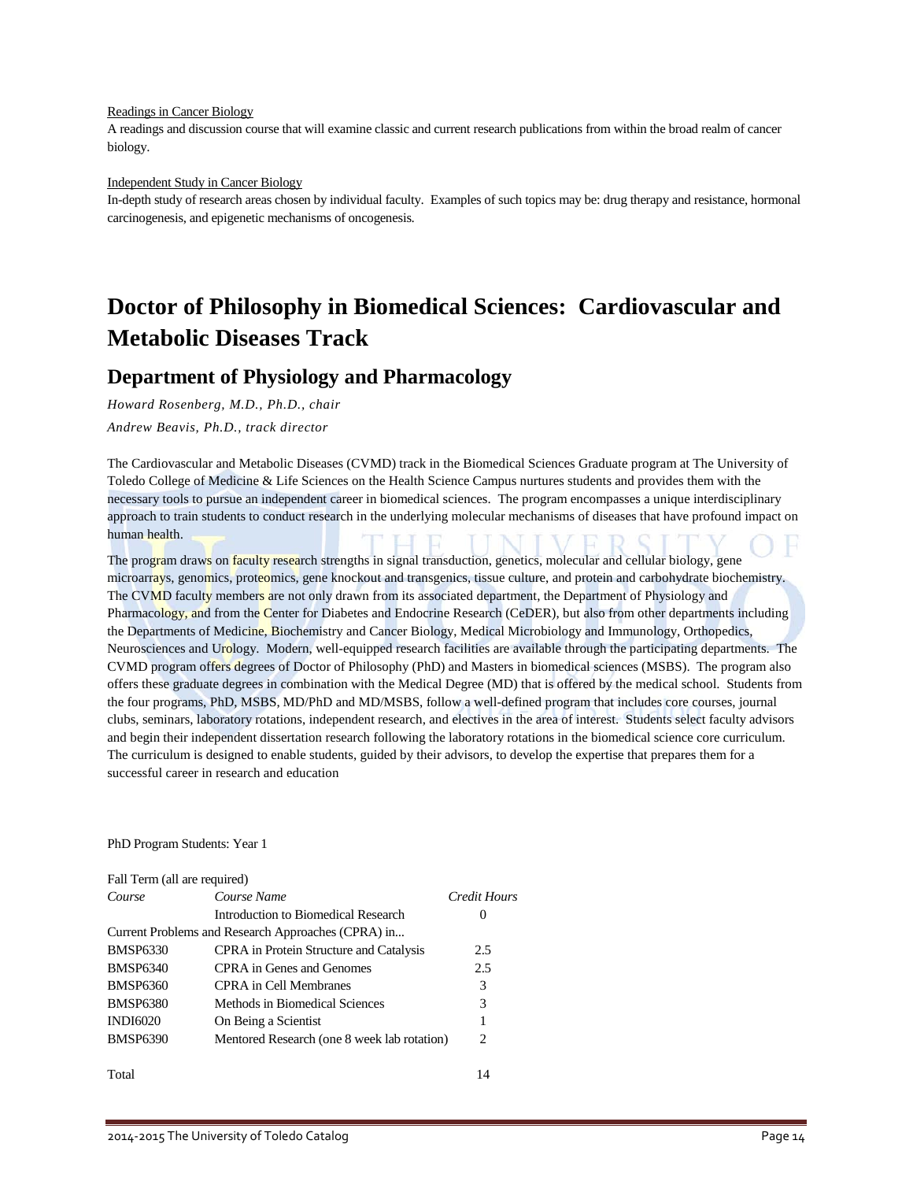Readings in Cancer Biology

A readings and discussion course that will examine classic and current research publications from within the broad realm of cancer biology.

Independent Study in Cancer Biology

In-depth study of research areas chosen by individual faculty. Examples of such topics may be: drug therapy and resistance, hormonal carcinogenesis, and epigenetic mechanisms of oncogenesis.

# Doctor of Philosophy in Biomedical Sciences: Cardiovascular and Metabolic Diseases Track

## Department of Physiology and Pharmacology

*Howard Rosenberg, M.D., Ph.D., chair*

*Andrew Beavis, Ph.D., track director*

The Cardiovascular and Metabolic Diseases (CVMD) track in the Biomedical Sciences Graduate program at The University of Toledo College of Medicine & Life Sciences on the Health Science Campus nurtures students and provides them with the necessary tools to pursue an independent career in biomedical sciences. The program encompasses a unique interdisciplinary approach to train students to conduct research in the underlying molecular mechanisms of diseases that have profound impact on human health.

The program draws on faculty research strengths in signal transduction, genetics, molecular and cellular biology, gene microarrays, genomics, proteomics, gene knockout and transgenics, tissue culture, and protein and carbohydrate biochemistry. The CVMD faculty members are not only drawn from its associated department, the Department of Physiology and Pharmacology, and from the Center for Diabetes and Endocrine Research (CeDER), but also from other departments including the Departments of Medicine, Biochemistry and Cancer Biology, Medical Microbiology and Immunology, Orthopedics, Neurosciences and Urology. Modern, well-equipped research facilities are available through the participating departments. The CVMD program offers degrees of Doctor of Philosophy (PhD) and Masters in biomedical sciences (MSBS). The program also offers these graduate degrees in combination with the Medical Degree (MD) that is offered by the medical school. Students from the four programs, PhD, MSBS, MD/PhD and MD/MSBS, follow a well-defined program that includes core courses, journal clubs, seminars, laboratory rotations, independent research, and electives in the area of interest. Students select faculty advisors and begin their independent dissertation research following the laboratory rotations in the biomedical science core curriculum. The curriculum is designed to enable students, guided by their advisors, to develop the expertise that prepares them for a successful career in research and education

PhD Program Students: Year 1

Fall Term (all are required)

| *Course* | *Course Name* | *Credit Hours* |
|---|---|---|
| | Introduction to Biomedical Research | 0 |
| Current Problems and Research Approaches (CPRA) in... | | |
| BMSP6330 | CPRA in Protein Structure and Catalysis | 2.5 |
| BMSP6340 | CPRA in Genes and Genomes | 2.5 |
| BMSP6360 | CPRA in Cell Membranes | 3 |
| BMSP6380 | Methods in Biomedical Sciences | 3 |
| INDI6020 | On Being a Scientist | 1 |
| BMSP6390 | Mentored Research (one 8 week lab rotation) | 2 |
| Total | | 14 |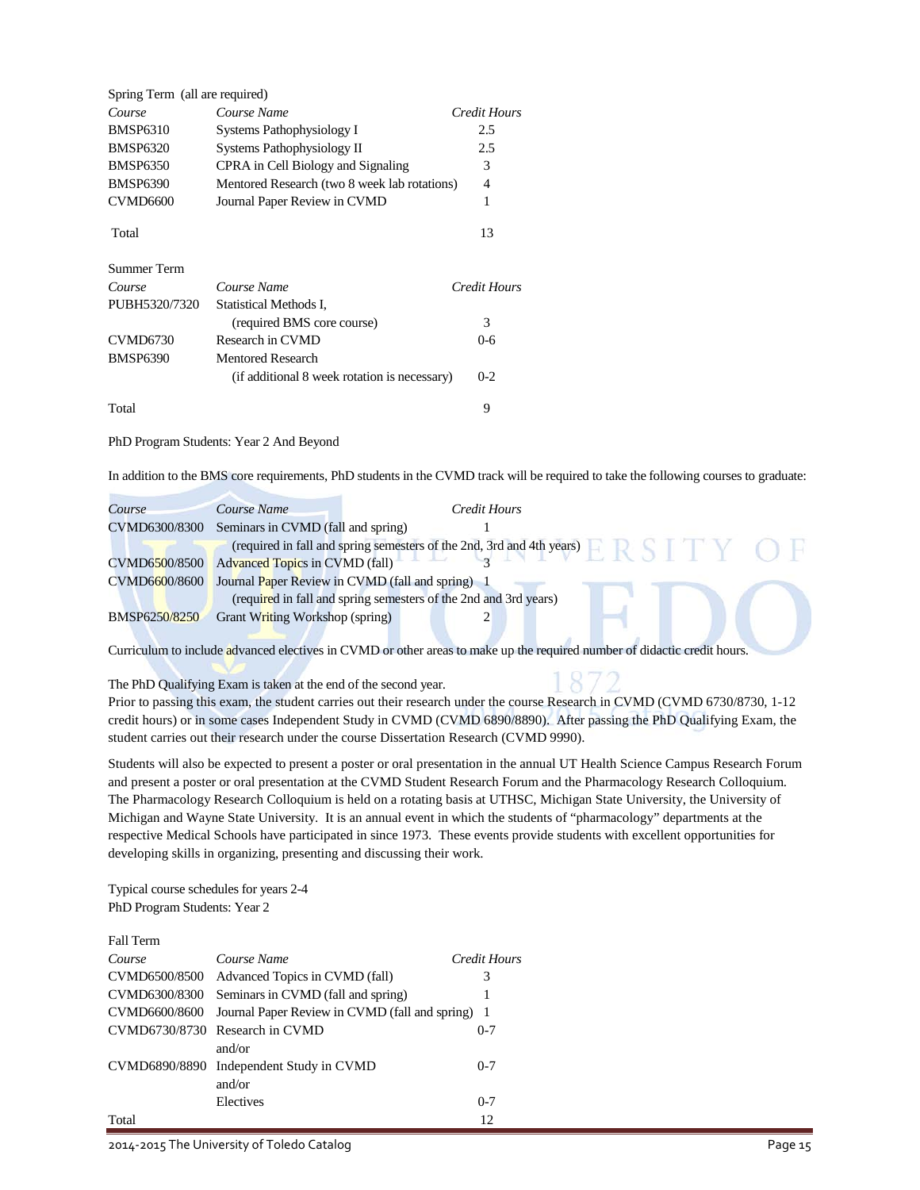Spring Term (all are required)

| *Course* | *Course Name* | *Credit Hours* |
|---|---|---|
| BMSP6310 | Systems Pathophysiology I | 2.5 |
| BMSP6320 | Systems Pathophysiology II | 2.5 |
| BMSP6350 | CPRA in Cell Biology and Signaling | 3 |
| BMSP6390 | Mentored Research (two 8 week lab rotations) | 4 |
| CVMD6600 | Journal Paper Review in CVMD | 1 |
| Total | | 13 |

Summer Term

| *Course* | *Course Name* | *Credit Hours* |
|---|---|---|
| PUBH5320/7320 | Statistical Methods I, (required BMS core course) | 3 |
| CVMD6730 | Research in CVMD | 0-6 |
| BMSP6390 | Mentored Research (if additional 8 week rotation is necessary) | 0-2 |
| Total | | 9 |

PhD Program Students: Year 2 And Beyond

In addition to the BMS core requirements, PhD students in the CVMD track will be required to take the following courses to graduate:

| *Course* | *Course Name* | *Credit Hours* |
|---|---|---|
| CVMD6300/8300 | Seminars in CVMD (fall and spring) (required in fall and spring semesters of the 2nd, 3rd and 4th years) | 1 |
| CVMD6500/8500 | Advanced Topics in CVMD (fall) | 3 |
| CVMD6600/8600 | Journal Paper Review in CVMD (fall and spring) (required in fall and spring semesters of the 2nd and 3rd years) | 1 |
| BMSP6250/8250 | Grant Writing Workshop (spring) | 2 |

Curriculum to include advanced electives in CVMD or other areas to make up the required number of didactic credit hours.

The PhD Qualifying Exam is taken at the end of the second year.
Prior to passing this exam, the student carries out their research under the course Research in CVMD (CVMD 6730/8730, 1-12 credit hours) or in some cases Independent Study in CVMD (CVMD 6890/8890). After passing the PhD Qualifying Exam, the student carries out their research under the course Dissertation Research (CVMD 9990).

Students will also be expected to present a poster or oral presentation in the annual UT Health Science Campus Research Forum and present a poster or oral presentation at the CVMD Student Research Forum and the Pharmacology Research Colloquium. The Pharmacology Research Colloquium is held on a rotating basis at UTHSC, Michigan State University, the University of Michigan and Wayne State University. It is an annual event in which the students of "pharmacology" departments at the respective Medical Schools have participated in since 1973. These events provide students with excellent opportunities for developing skills in organizing, presenting and discussing their work.

Typical course schedules for years 2-4
PhD Program Students: Year 2

Fall Term

| *Course* | *Course Name* | *Credit Hours* |
|---|---|---|
| CVMD6500/8500 | Advanced Topics in CVMD (fall) | 3 |
| CVMD6300/8300 | Seminars in CVMD (fall and spring) | 1 |
| CVMD6600/8600 | Journal Paper Review in CVMD (fall and spring) | 1 |
| CVMD6730/8730 | Research in CVMD and/or | 0-7 |
| CVMD6890/8890 | Independent Study in CVMD and/or | 0-7 |
| | Electives | 0-7 |
| Total | | 12 |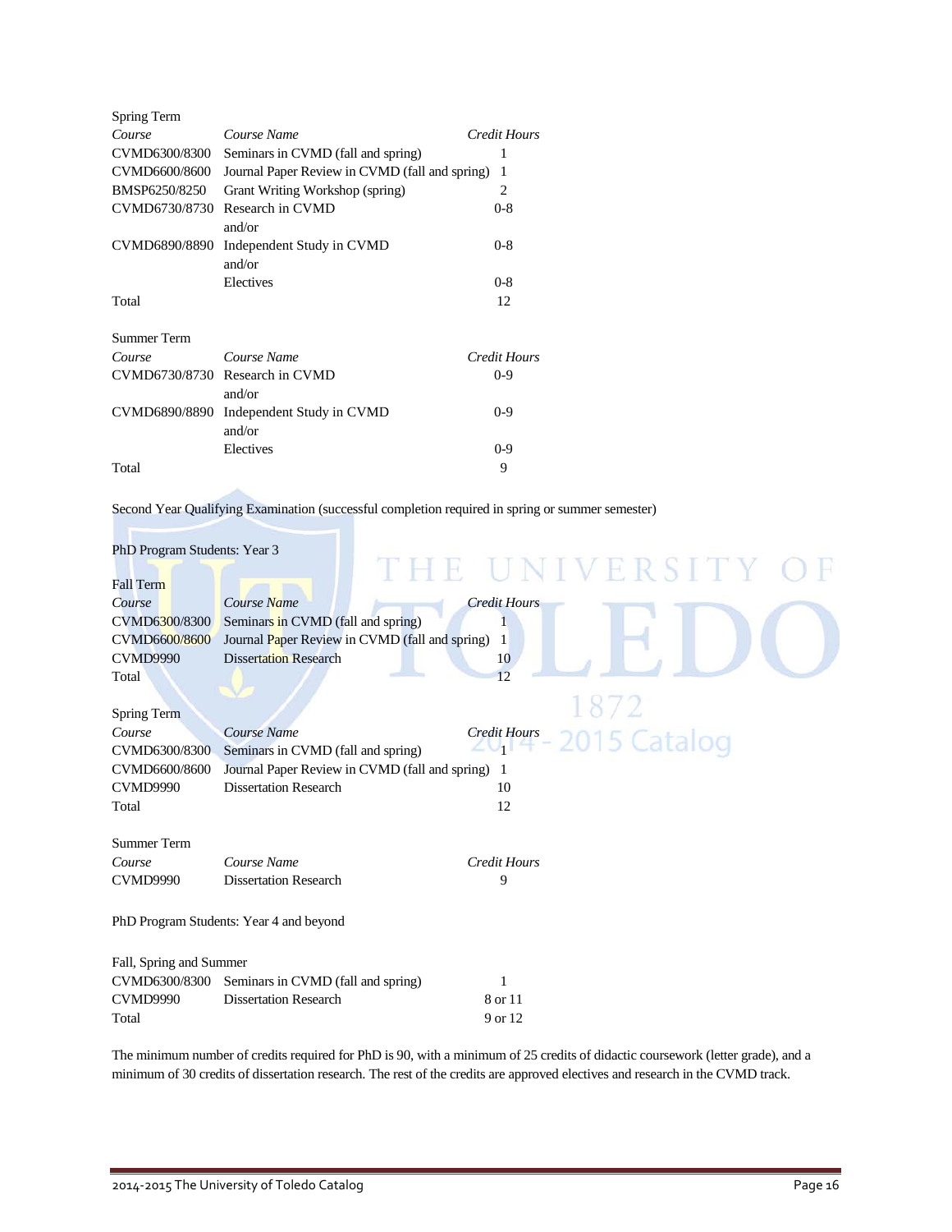Spring Term

| *Course* | *Course Name* | *Credit Hours* |
|---|---|---|
| CVMD6300/8300 | Seminars in CVMD (fall and spring) | 1 |
| CVMD6600/8600 | Journal Paper Review in CVMD (fall and spring) | 1 |
| BMSP6250/8250 | Grant Writing Workshop (spring) | 2 |
| CVMD6730/8730 | Research in CVMD | 0-8 |
| | and/or | |
| CVMD6890/8890 | Independent Study in CVMD | 0-8 |
| | and/or | |
| | Electives | 0-8 |
| Total | | 12 |

Summer Term

| *Course* | *Course Name* | *Credit Hours* |
|---|---|---|
| CVMD6730/8730 | Research in CVMD | 0-9 |
| | and/or | |
| CVMD6890/8890 | Independent Study in CVMD | 0-9 |
| | and/or | |
| | Electives | 0-9 |
| Total | | 9 |

Second Year Qualifying Examination (successful completion required in spring or summer semester)

PhD Program Students: Year 3

Fall Term

| *Course* | *Course Name* | *Credit Hours* |
|---|---|---|
| CVMD6300/8300 | Seminars in CVMD (fall and spring) | 1 |
| CVMD6600/8600 | Journal Paper Review in CVMD (fall and spring) | 1 |
| CVMD9990 | Dissertation Research | 10 |
| Total | | 12 |

Spring Term

| *Course* | *Course Name* | *Credit Hours* |
|---|---|---|
| CVMD6300/8300 | Seminars in CVMD (fall and spring) | 1 |
| CVMD6600/8600 | Journal Paper Review in CVMD (fall and spring) | 1 |
| CVMD9990 | Dissertation Research | 10 |
| Total | | 12 |

Summer Term

| *Course* | *Course Name* | *Credit Hours* |
|---|---|---|
| CVMD9990 | Dissertation Research | 9 |

PhD Program Students: Year 4 and beyond

Fall, Spring and Summer

| | | |
|---|---|---|
| CVMD6300/8300 | Seminars in CVMD (fall and spring) | 1 |
| CVMD9990 | Dissertation Research | 8 or 11 |
| Total | | 9 or 12 |

The minimum number of credits required for PhD is 90, with a minimum of 25 credits of didactic coursework (letter grade), and a minimum of 30 credits of dissertation research. The rest of the credits are approved electives and research in the CVMD track.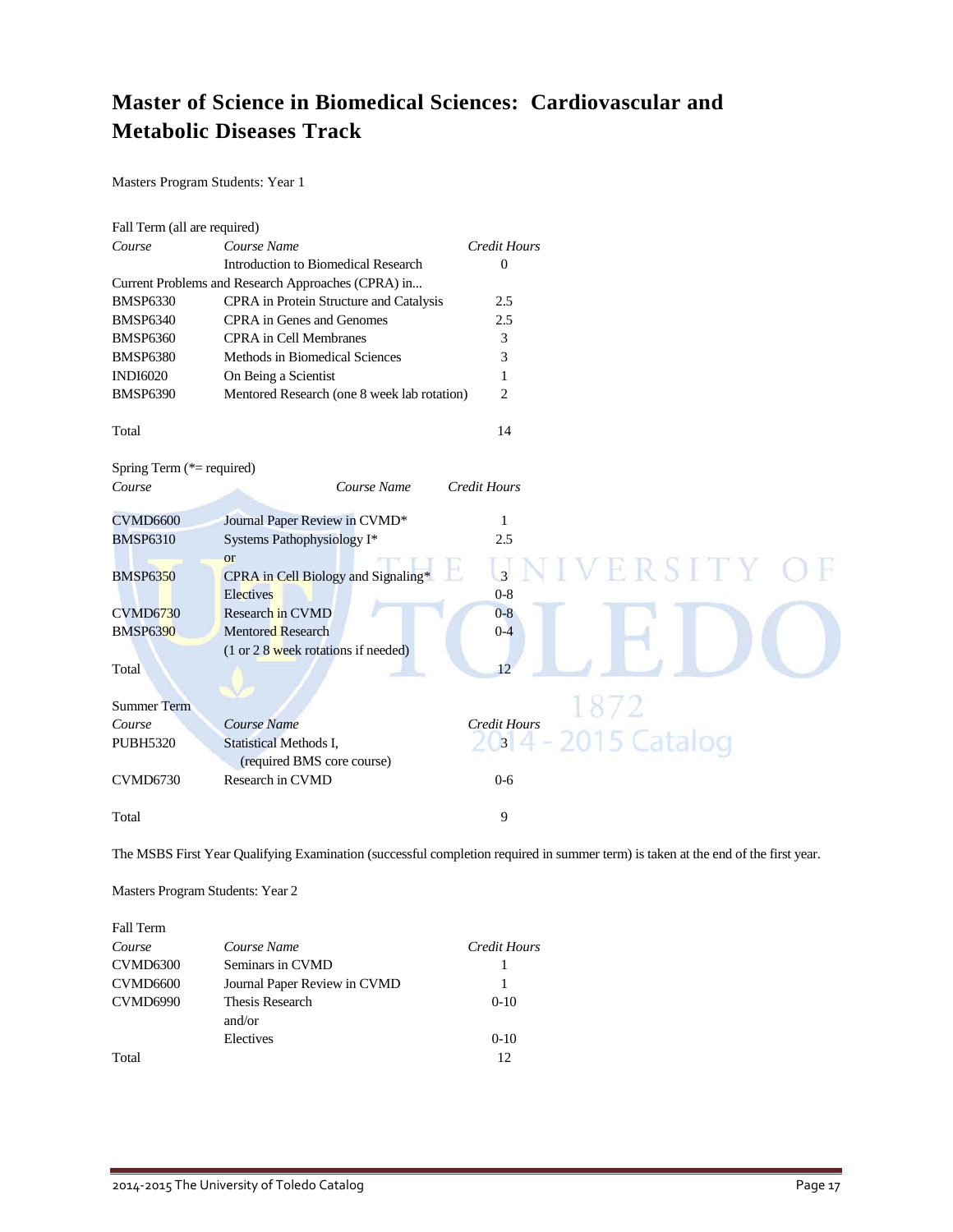# Master of Science in Biomedical Sciences: Cardiovascular and Metabolic Diseases Track

Masters Program Students: Year 1

Fall Term (all are required)

| *Course* | *Course Name* | *Credit Hours* |
|---|---|---|
| | Introduction to Biomedical Research | 0 |
| Current Problems and Research Approaches (CPRA) in... | | |
| BMSP6330 | CPRA in Protein Structure and Catalysis | 2.5 |
| BMSP6340 | CPRA in Genes and Genomes | 2.5 |
| BMSP6360 | CPRA in Cell Membranes | 3 |
| BMSP6380 | Methods in Biomedical Sciences | 3 |
| INDI6020 | On Being a Scientist | 1 |
| BMSP6390 | Mentored Research (one 8 week lab rotation) | 2 |
| Total | | 14 |

Spring Term (*= required)

| *Course* | *Course Name* | *Credit Hours* |
|---|---|---|
| CVMD6600 | Journal Paper Review in CVMD* | 1 |
| BMSP6310 | Systems Pathophysiology I* | 2.5 |
| | or | |
| BMSP6350 | CPRA in Cell Biology and Signaling* | 3 |
| | Electives | 0-8 |
| CVMD6730 | Research in CVMD | 0-8 |
| BMSP6390 | Mentored Research (1 or 2 8 week rotations if needed) | 0-4 |
| Total | | 12 |

Summer Term

| *Course* | *Course Name* | *Credit Hours* |
|---|---|---|
| PUBH5320 | Statistical Methods I, (required BMS core course) | 3 |
| CVMD6730 | Research in CVMD | 0-6 |
| Total | | 9 |

The MSBS First Year Qualifying Examination (successful completion required in summer term) is taken at the end of the first year.

Masters Program Students: Year 2

Fall Term

| *Course* | *Course Name* | *Credit Hours* |
|---|---|---|
| CVMD6300 | Seminars in CVMD | 1 |
| CVMD6600 | Journal Paper Review in CVMD | 1 |
| CVMD6990 | Thesis Research | 0-10 |
| | and/or | |
| | Electives | 0-10 |
| Total | | 12 |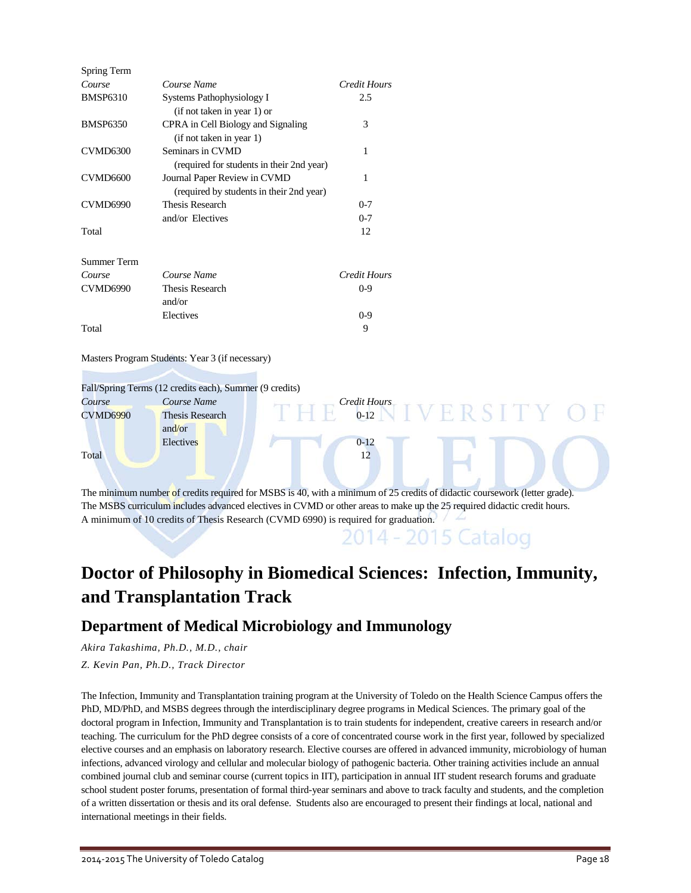Spring Term

| Course | Course Name | Credit Hours |
|---|---|---|
| BMSP6310 | Systems Pathophysiology I (if not taken in year 1) or | 2.5 |
| BMSP6350 | CPRA in Cell Biology and Signaling (if not taken in year 1) | 3 |
| CVMD6300 | Seminars in CVMD (required for students in their 2nd year) | 1 |
| CVMD6600 | Journal Paper Review in CVMD (required by students in their 2nd year) | 1 |
| CVMD6990 | Thesis Research | 0-7 |
| | and/or Electives | 0-7 |
| Total | | 12 |

Summer Term

| Course | Course Name | Credit Hours |
|---|---|---|
| CVMD6990 | Thesis Research | 0-9 |
| | and/or | |
| | Electives | 0-9 |
| Total | | 9 |

Masters Program Students: Year 3 (if necessary)

Fall/Spring Terms (12 credits each), Summer (9 credits)

| Course | Course Name | Credit Hours |
|---|---|---|
| CVMD6990 | Thesis Research | 0-12 |
| | and/or | |
| | Electives | 0-12 |
| Total | | 12 |

The minimum number of credits required for MSBS is 40, with a minimum of 25 credits of didactic coursework (letter grade). The MSBS curriculum includes advanced electives in CVMD or other areas to make up the 25 required didactic credit hours. A minimum of 10 credits of Thesis Research (CVMD 6990) is required for graduation.

# Doctor of Philosophy in Biomedical Sciences: Infection, Immunity, and Transplantation Track

## Department of Medical Microbiology and Immunology

*Akira Takashima, Ph.D., M.D., chair*

*Z. Kevin Pan, Ph.D., Track Director*

The Infection, Immunity and Transplantation training program at the University of Toledo on the Health Science Campus offers the PhD, MD/PhD, and MSBS degrees through the interdisciplinary degree programs in Medical Sciences. The primary goal of the doctoral program in Infection, Immunity and Transplantation is to train students for independent, creative careers in research and/or teaching. The curriculum for the PhD degree consists of a core of concentrated course work in the first year, followed by specialized elective courses and an emphasis on laboratory research. Elective courses are offered in advanced immunity, microbiology of human infections, advanced virology and cellular and molecular biology of pathogenic bacteria. Other training activities include an annual combined journal club and seminar course (current topics in IIT), participation in annual IIT student research forums and graduate school student poster forums, presentation of formal third-year seminars and above to track faculty and students, and the completion of a written dissertation or thesis and its oral defense. Students also are encouraged to present their findings at local, national and international meetings in their fields.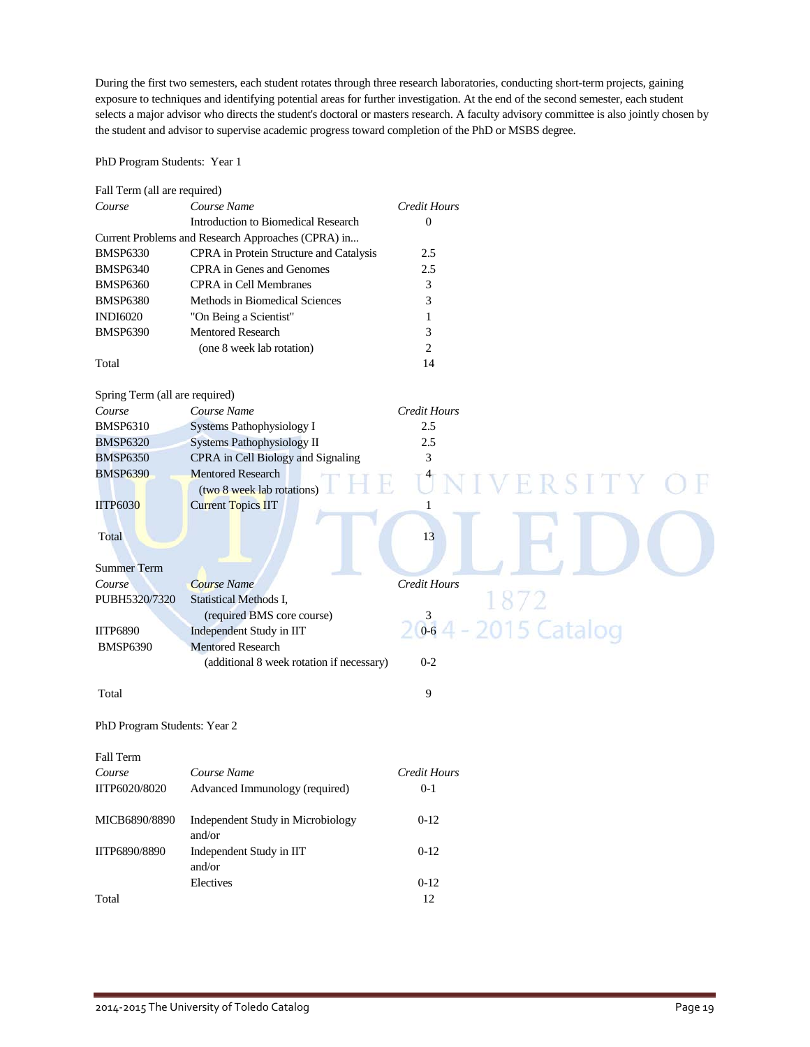During the first two semesters, each student rotates through three research laboratories, conducting short-term projects, gaining exposure to techniques and identifying potential areas for further investigation. At the end of the second semester, each student selects a major advisor who directs the student's doctoral or masters research. A faculty advisory committee is also jointly chosen by the student and advisor to supervise academic progress toward completion of the PhD or MSBS degree.

PhD Program Students: Year 1

Fall Term (all are required)

| *Course* | *Course Name* | *Credit Hours* |
|---|---|---|
| | Introduction to Biomedical Research | 0 |
| Current Problems and Research Approaches (CPRA) in... | | |
| BMSP6330 | CPRA in Protein Structure and Catalysis | 2.5 |
| BMSP6340 | CPRA in Genes and Genomes | 2.5 |
| BMSP6360 | CPRA in Cell Membranes | 3 |
| BMSP6380 | Methods in Biomedical Sciences | 3 |
| INDI6020 | "On Being a Scientist" | 1 |
| BMSP6390 | Mentored Research | 3 |
| | (one 8 week lab rotation) | 2 |
| Total | | 14 |

Spring Term (all are required)

| *Course* | *Course Name* | *Credit Hours* |
|---|---|---|
| BMSP6310 | Systems Pathophysiology I | 2.5 |
| BMSP6320 | Systems Pathophysiology II | 2.5 |
| BMSP6350 | CPRA in Cell Biology and Signaling | 3 |
| BMSP6390 | Mentored Research (two 8 week lab rotations) | 4 |
| IITP6030 | Current Topics IIT | 1 |
| Total | | 13 |

Summer Term

| *Course* | *Course Name* | *Credit Hours* |
|---|---|---|
| PUBH5320/7320 | Statistical Methods I, (required BMS core course) | 3 |
| IITP6890 | Independent Study in IIT | 0-6 |
| BMSP6390 | Mentored Research (additional 8 week rotation if necessary) | 0-2 |
| Total | | 9 |

PhD Program Students: Year 2

Fall Term

| *Course* | *Course Name* | *Credit Hours* |
|---|---|---|
| IITP6020/8020 | Advanced Immunology (required) | 0-1 |
| MICB6890/8890 | Independent Study in Microbiology and/or | 0-12 |
| IITP6890/8890 | Independent Study in IIT and/or | 0-12 |
| | Electives | 0-12 |
| Total | | 12 |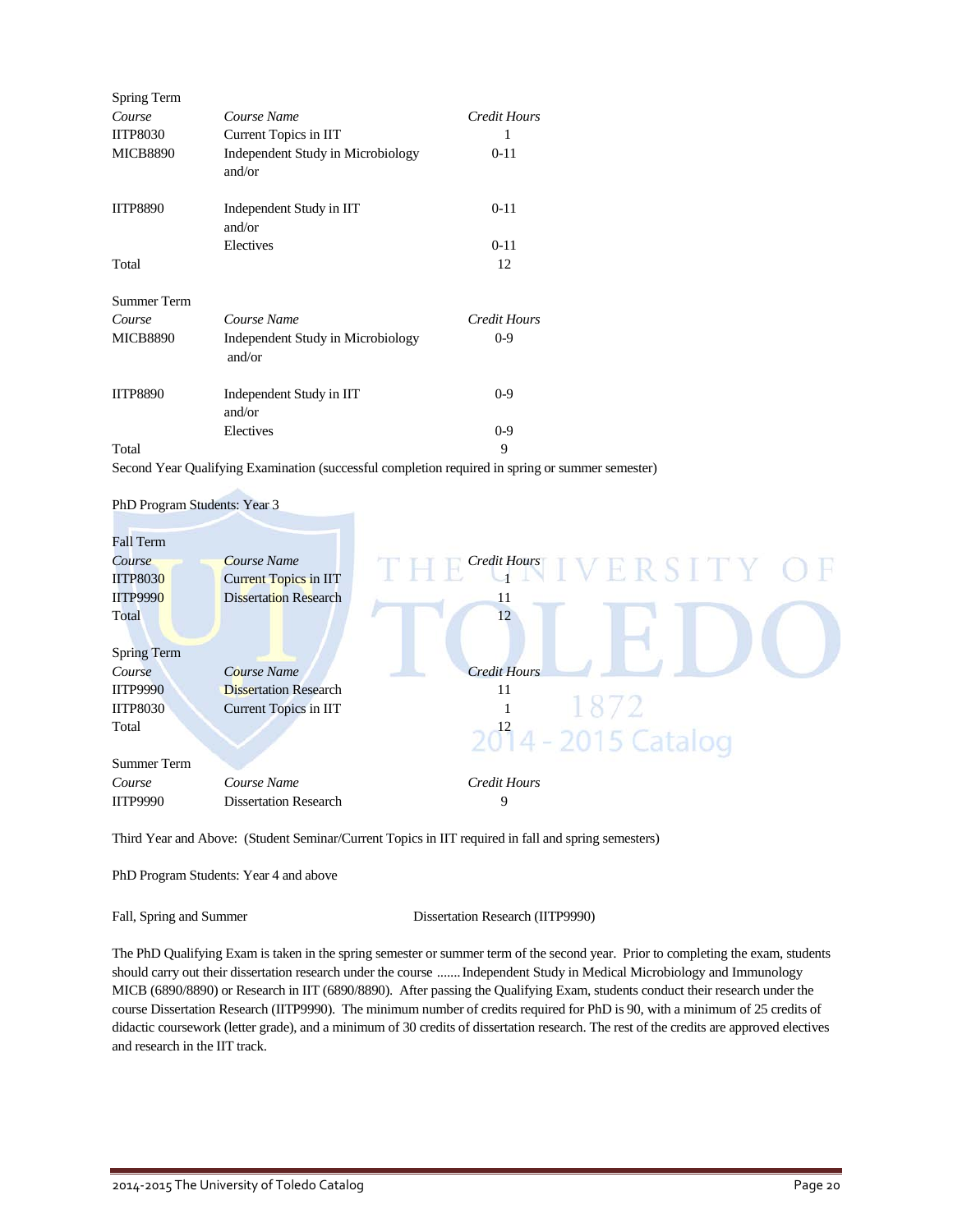Spring Term

| Course | Course Name | Credit Hours |
|---|---|---|
| IITP8030 | Current Topics in IIT | 1 |
| MICB8890 | Independent Study in Microbiology and/or | 0-11 |
| IITP8890 | Independent Study in IIT and/or | 0-11 |
| | Electives | 0-11 |
| Total | | 12 |

Summer Term

| Course | Course Name | Credit Hours |
|---|---|---|
| MICB8890 | Independent Study in Microbiology and/or | 0-9 |
| IITP8890 | Independent Study in IIT and/or | 0-9 |
| | Electives | 0-9 |
| Total | | 9 |

Second Year Qualifying Examination (successful completion required in spring or summer semester)

PhD Program Students: Year 3

Fall Term

| Course | Course Name | Credit Hours |
|---|---|---|
| IITP8030 | Current Topics in IIT | 1 |
| IITP9990 | Dissertation Research | 11 |
| Total | | 12 |

Spring Term

| Course | Course Name | Credit Hours |
|---|---|---|
| IITP9990 | Dissertation Research | 11 |
| IITP8030 | Current Topics in IIT | 1 |
| Total | | 12 |

Summer Term

| Course | Course Name | Credit Hours |
|---|---|---|
| IITP9990 | Dissertation Research | 9 |

Third Year and Above: (Student Seminar/Current Topics in IIT required in fall and spring semesters)

PhD Program Students: Year 4 and above

Fall, Spring and Summer — Dissertation Research (IITP9990)

The PhD Qualifying Exam is taken in the spring semester or summer term of the second year. Prior to completing the exam, students should carry out their dissertation research under the course ....... Independent Study in Medical Microbiology and Immunology MICB (6890/8890) or Research in IIT (6890/8890). After passing the Qualifying Exam, students conduct their research under the course Dissertation Research (IITP9990). The minimum number of credits required for PhD is 90, with a minimum of 25 credits of didactic coursework (letter grade), and a minimum of 30 credits of dissertation research. The rest of the credits are approved electives and research in the IIT track.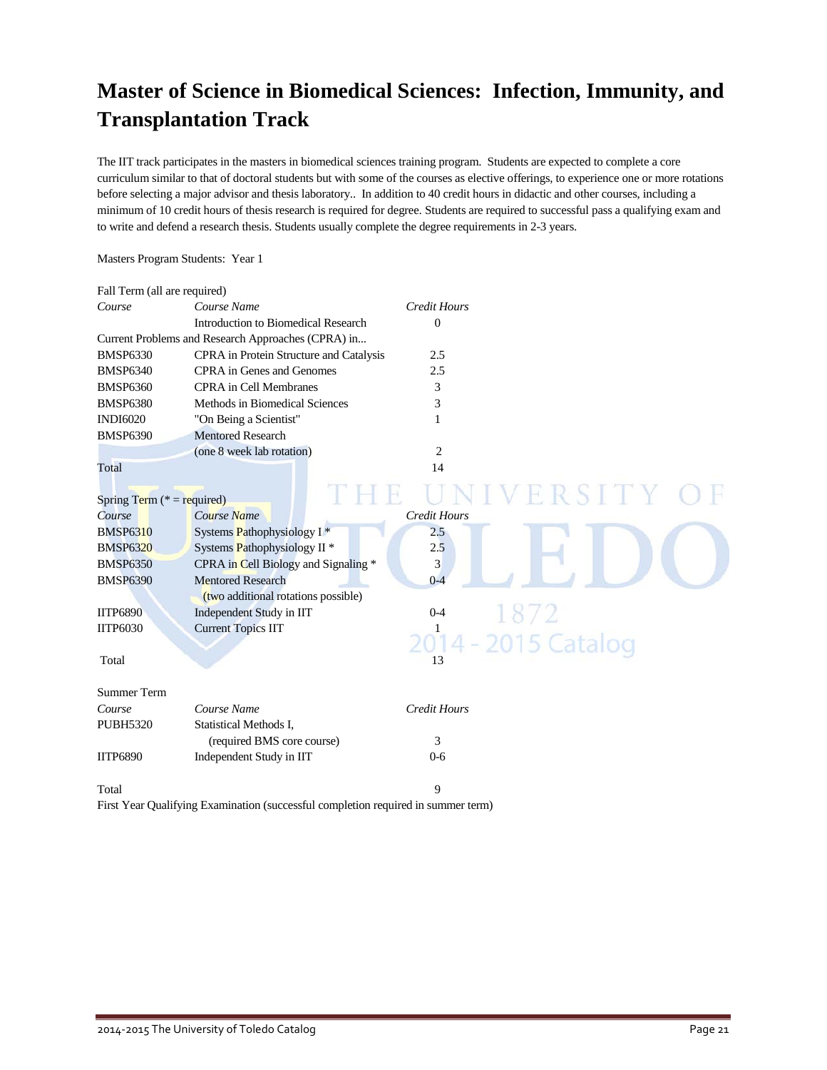# Master of Science in Biomedical Sciences: Infection, Immunity, and Transplantation Track

The IIT track participates in the masters in biomedical sciences training program. Students are expected to complete a core curriculum similar to that of doctoral students but with some of the courses as elective offerings, to experience one or more rotations before selecting a major advisor and thesis laboratory.. In addition to 40 credit hours in didactic and other courses, including a minimum of 10 credit hours of thesis research is required for degree. Students are required to successful pass a qualifying exam and to write and defend a research thesis. Students usually complete the degree requirements in 2-3 years.

Masters Program Students: Year 1

Fall Term (all are required)

| *Course* | *Course Name* | *Credit Hours* |
|---|---|---|
| | Introduction to Biomedical Research | 0 |
| Current Problems and Research Approaches (CPRA) in... | | |
| BMSP6330 | CPRA in Protein Structure and Catalysis | 2.5 |
| BMSP6340 | CPRA in Genes and Genomes | 2.5 |
| BMSP6360 | CPRA in Cell Membranes | 3 |
| BMSP6380 | Methods in Biomedical Sciences | 3 |
| INDI6020 | "On Being a Scientist" | 1 |
| BMSP6390 | Mentored Research (one 8 week lab rotation) | 2 |
| Total | | 14 |

Spring Term (* = required)

| *Course* | *Course Name* | *Credit Hours* |
|---|---|---|
| BMSP6310 | Systems Pathophysiology I * | 2.5 |
| BMSP6320 | Systems Pathophysiology II * | 2.5 |
| BMSP6350 | CPRA in Cell Biology and Signaling * | 3 |
| BMSP6390 | Mentored Research (two additional rotations possible) | 0-4 |
| IITP6890 | Independent Study in IIT | 0-4 |
| IITP6030 | Current Topics IIT | 1 |
| Total | | 13 |

Summer Term

| *Course* | *Course Name* | *Credit Hours* |
|---|---|---|
| PUBH5320 | Statistical Methods I, (required BMS core course) | 3 |
| IITP6890 | Independent Study in IIT | 0-6 |
| Total | | 9 |

First Year Qualifying Examination (successful completion required in summer term)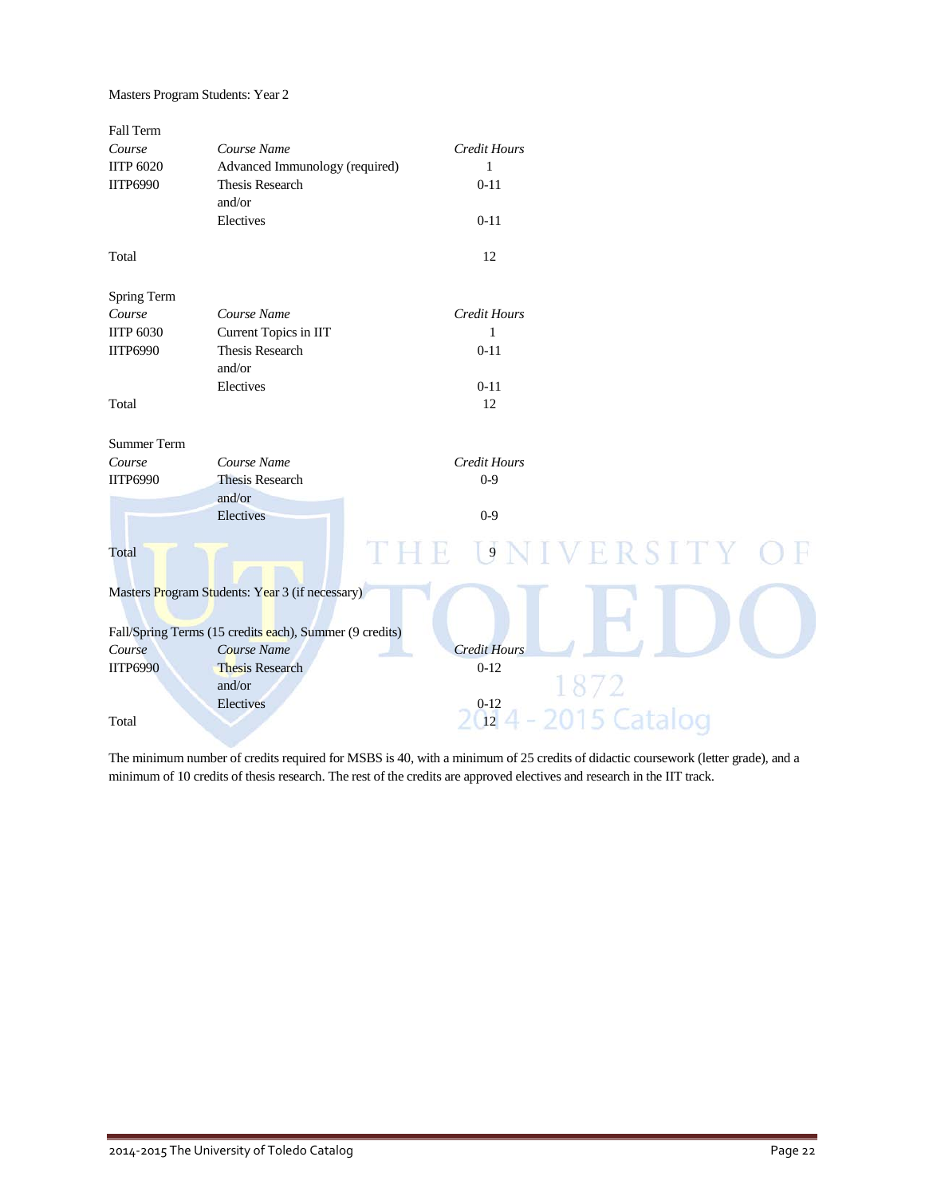Masters Program Students: Year 2

Fall Term

| *Course* | *Course Name* | *Credit Hours* |
| --- | --- | --- |
| IITP 6020 | Advanced Immunology (required) | 1 |
| IITP6990 | Thesis Research | 0-11 |
| | and/or | |
| | Electives | 0-11 |
| Total | | 12 |

Spring Term

| *Course* | *Course Name* | *Credit Hours* |
| --- | --- | --- |
| IITP 6030 | Current Topics in IIT | 1 |
| IITP6990 | Thesis Research | 0-11 |
| | and/or | |
| | Electives | 0-11 |
| Total | | 12 |

Summer Term

| *Course* | *Course Name* | *Credit Hours* |
| --- | --- | --- |
| IITP6990 | Thesis Research | 0-9 |
| | and/or | |
| | Electives | 0-9 |
| Total | | 9 |

Masters Program Students: Year 3 (if necessary)

Fall/Spring Terms (15 credits each), Summer (9 credits)

| *Course* | *Course Name* | *Credit Hours* |
| --- | --- | --- |
| IITP6990 | Thesis Research | 0-12 |
| | and/or | |
| | Electives | 0-12 |
| Total | | 12 |

The minimum number of credits required for MSBS is 40, with a minimum of 25 credits of didactic coursework (letter grade), and a minimum of 10 credits of thesis research. The rest of the credits are approved electives and research in the IIT track.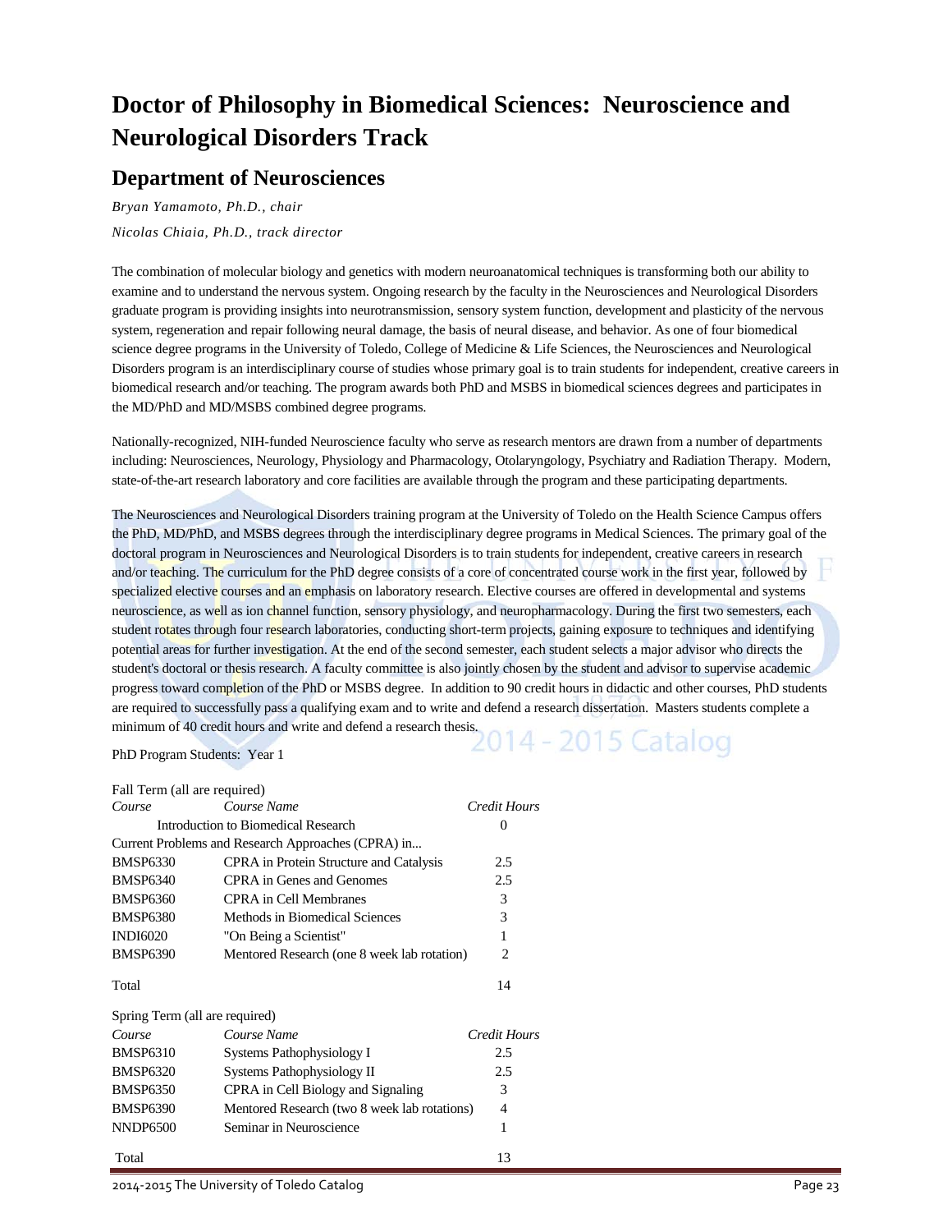# Doctor of Philosophy in Biomedical Sciences: Neuroscience and Neurological Disorders Track

## Department of Neurosciences

*Bryan Yamamoto, Ph.D., chair*

*Nicolas Chiaia, Ph.D., track director*

The combination of molecular biology and genetics with modern neuroanatomical techniques is transforming both our ability to examine and to understand the nervous system. Ongoing research by the faculty in the Neurosciences and Neurological Disorders graduate program is providing insights into neurotransmission, sensory system function, development and plasticity of the nervous system, regeneration and repair following neural damage, the basis of neural disease, and behavior. As one of four biomedical science degree programs in the University of Toledo, College of Medicine & Life Sciences, the Neurosciences and Neurological Disorders program is an interdisciplinary course of studies whose primary goal is to train students for independent, creative careers in biomedical research and/or teaching. The program awards both PhD and MSBS in biomedical sciences degrees and participates in the MD/PhD and MD/MSBS combined degree programs.

Nationally-recognized, NIH-funded Neuroscience faculty who serve as research mentors are drawn from a number of departments including: Neurosciences, Neurology, Physiology and Pharmacology, Otolaryngology, Psychiatry and Radiation Therapy. Modern, state-of-the-art research laboratory and core facilities are available through the program and these participating departments.

The Neurosciences and Neurological Disorders training program at the University of Toledo on the Health Science Campus offers the PhD, MD/PhD, and MSBS degrees through the interdisciplinary degree programs in Medical Sciences. The primary goal of the doctoral program in Neurosciences and Neurological Disorders is to train students for independent, creative careers in research and/or teaching. The curriculum for the PhD degree consists of a core of concentrated course work in the first year, followed by specialized elective courses and an emphasis on laboratory research. Elective courses are offered in developmental and systems neuroscience, as well as ion channel function, sensory physiology, and neuropharmacology. During the first two semesters, each student rotates through four research laboratories, conducting short-term projects, gaining exposure to techniques and identifying potential areas for further investigation. At the end of the second semester, each student selects a major advisor who directs the student's doctoral or thesis research. A faculty committee is also jointly chosen by the student and advisor to supervise academic progress toward completion of the PhD or MSBS degree. In addition to 90 credit hours in didactic and other courses, PhD students are required to successfully pass a qualifying exam and to write and defend a research dissertation. Masters students complete a minimum of 40 credit hours and write and defend a research thesis.

PhD Program Students: Year 1

Fall Term (all are required)

| *Course* | *Course Name* | *Credit Hours* |
|---|---|---|
| | Introduction to Biomedical Research | 0 |
| Current Problems and Research Approaches (CPRA) in... | | |
| BMSP6330 | CPRA in Protein Structure and Catalysis | 2.5 |
| BMSP6340 | CPRA in Genes and Genomes | 2.5 |
| BMSP6360 | CPRA in Cell Membranes | 3 |
| BMSP6380 | Methods in Biomedical Sciences | 3 |
| INDI6020 | "On Being a Scientist" | 1 |
| BMSP6390 | Mentored Research (one 8 week lab rotation) | 2 |
| Total | | 14 |

Spring Term (all are required)

| *Course* | *Course Name* | *Credit Hours* |
|---|---|---|
| BMSP6310 | Systems Pathophysiology I | 2.5 |
| BMSP6320 | Systems Pathophysiology II | 2.5 |
| BMSP6350 | CPRA in Cell Biology and Signaling | 3 |
| BMSP6390 | Mentored Research (two 8 week lab rotations) | 4 |
| NNDP6500 | Seminar in Neuroscience | 1 |
| Total | | 13 |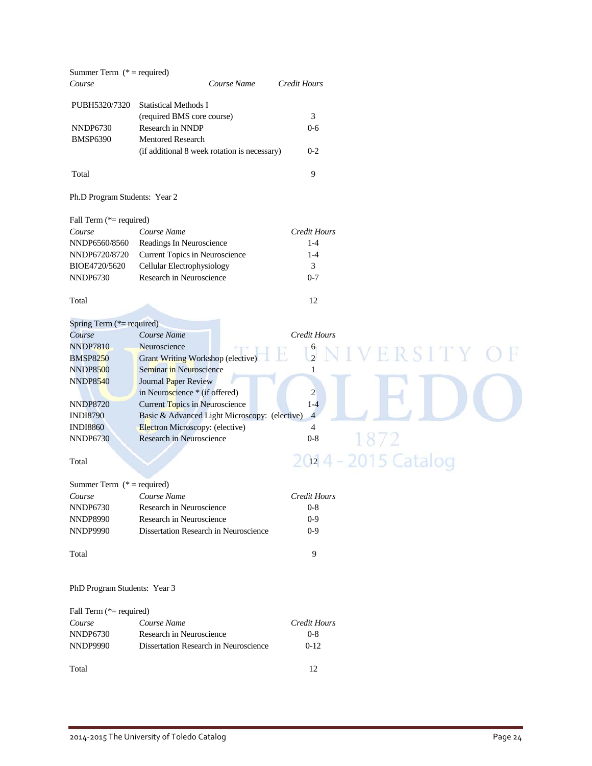Summer Term (* = required)

| *Course* | *Course Name* | *Credit Hours* |
|---|---|---|
| PUBH5320/7320 | Statistical Methods I (required BMS core course) | 3 |
| NNDP6730 | Research in NNDP | 0-6 |
| BMSP6390 | Mentored Research (if additional 8 week rotation is necessary) | 0-2 |
| Total | | 9 |

Ph.D Program Students: Year 2

Fall Term (*= required)

| *Course* | *Course Name* | *Credit Hours* |
|---|---|---|
| NNDP6560/8560 | Readings In Neuroscience | 1-4 |
| NNDP6720/8720 | Current Topics in Neuroscience | 1-4 |
| BIOE4720/5620 | Cellular Electrophysiology | 3 |
| NNDP6730 | Research in Neuroscience | 0-7 |
| Total | | 12 |

Spring Term (*= required)

| *Course* | *Course Name* | *Credit Hours* |
|---|---|---|
| NNDP7810 | Neuroscience | 6 |
| BMSP8250 | Grant Writing Workshop (elective) | 2 |
| NNDP8500 | Seminar in Neuroscience | 1 |
| NNDP8540 | Journal Paper Review in Neuroscience * (if offered) | 2 |
| NNDP8720 | Current Topics in Neuroscience | 1-4 |
| INDI8790 | Basic & Advanced Light Microscopy: (elective) | 4 |
| INDI8860 | Electron Microscopy: (elective) | 4 |
| NNDP6730 | Research in Neuroscience | 0-8 |
| Total | | 12 |

Summer Term (* = required)

| *Course* | *Course Name* | *Credit Hours* |
|---|---|---|
| NNDP6730 | Research in Neuroscience | 0-8 |
| NNDP8990 | Research in Neuroscience | 0-9 |
| NNDP9990 | Dissertation Research in Neuroscience | 0-9 |
| Total | | 9 |

PhD Program Students: Year 3

Fall Term (*= required)

| *Course* | *Course Name* | *Credit Hours* |
|---|---|---|
| NNDP6730 | Research in Neuroscience | 0-8 |
| NNDP9990 | Dissertation Research in Neuroscience | 0-12 |
| Total | | 12 |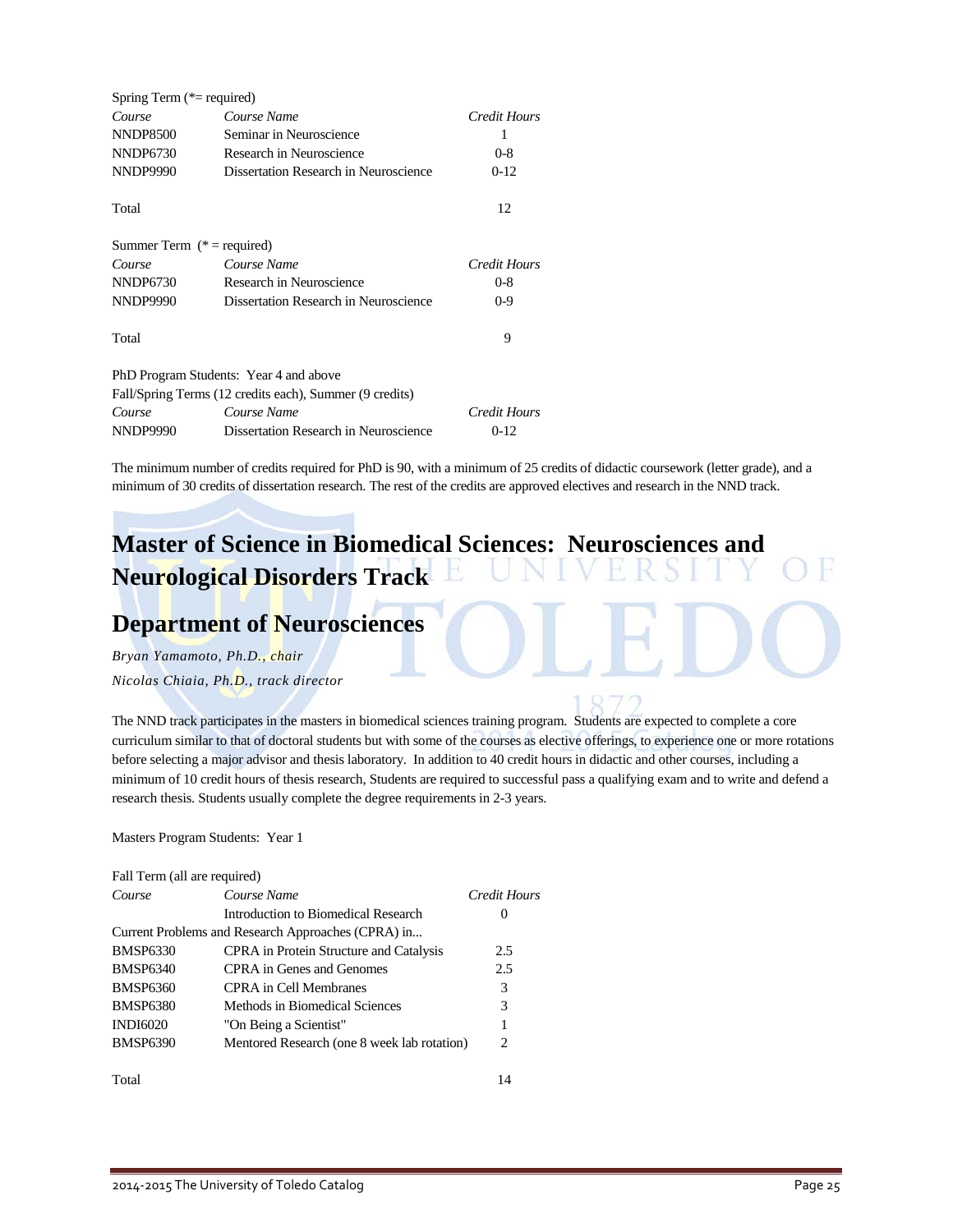Spring Term (*= required)

| Course | Course Name | Credit Hours |
|---|---|---|
| NNDP8500 | Seminar in Neuroscience | 1 |
| NNDP6730 | Research in Neuroscience | 0-8 |
| NNDP9990 | Dissertation Research in Neuroscience | 0-12 |
| Total | | 12 |

Summer Term (* = required)

| Course | Course Name | Credit Hours |
|---|---|---|
| NNDP6730 | Research in Neuroscience | 0-8 |
| NNDP9990 | Dissertation Research in Neuroscience | 0-9 |
| Total | | 9 |

PhD Program Students: Year 4 and above

Fall/Spring Terms (12 credits each), Summer (9 credits)

| Course | Course Name | Credit Hours |
|---|---|---|
| NNDP9990 | Dissertation Research in Neuroscience | 0-12 |

The minimum number of credits required for PhD is 90, with a minimum of 25 credits of didactic coursework (letter grade), and a minimum of 30 credits of dissertation research. The rest of the credits are approved electives and research in the NND track.

# Master of Science in Biomedical Sciences: Neurosciences and Neurological Disorders Track

# Department of Neurosciences

*Bryan Yamamoto, Ph.D., chair*

*Nicolas Chiaia, Ph.D., track director*

The NND track participates in the masters in biomedical sciences training program. Students are expected to complete a core curriculum similar to that of doctoral students but with some of the courses as elective offerings, to experience one or more rotations before selecting a major advisor and thesis laboratory. In addition to 40 credit hours in didactic and other courses, including a minimum of 10 credit hours of thesis research, Students are required to successful pass a qualifying exam and to write and defend a research thesis. Students usually complete the degree requirements in 2-3 years.

Masters Program Students: Year 1

Fall Term (all are required)

| Course | Course Name | Credit Hours |
|---|---|---|
| | Introduction to Biomedical Research | 0 |
| Current Problems and Research Approaches (CPRA) in... | | |
| BMSP6330 | CPRA in Protein Structure and Catalysis | 2.5 |
| BMSP6340 | CPRA in Genes and Genomes | 2.5 |
| BMSP6360 | CPRA in Cell Membranes | 3 |
| BMSP6380 | Methods in Biomedical Sciences | 3 |
| INDI6020 | "On Being a Scientist" | 1 |
| BMSP6390 | Mentored Research (one 8 week lab rotation) | 2 |
| Total | | 14 |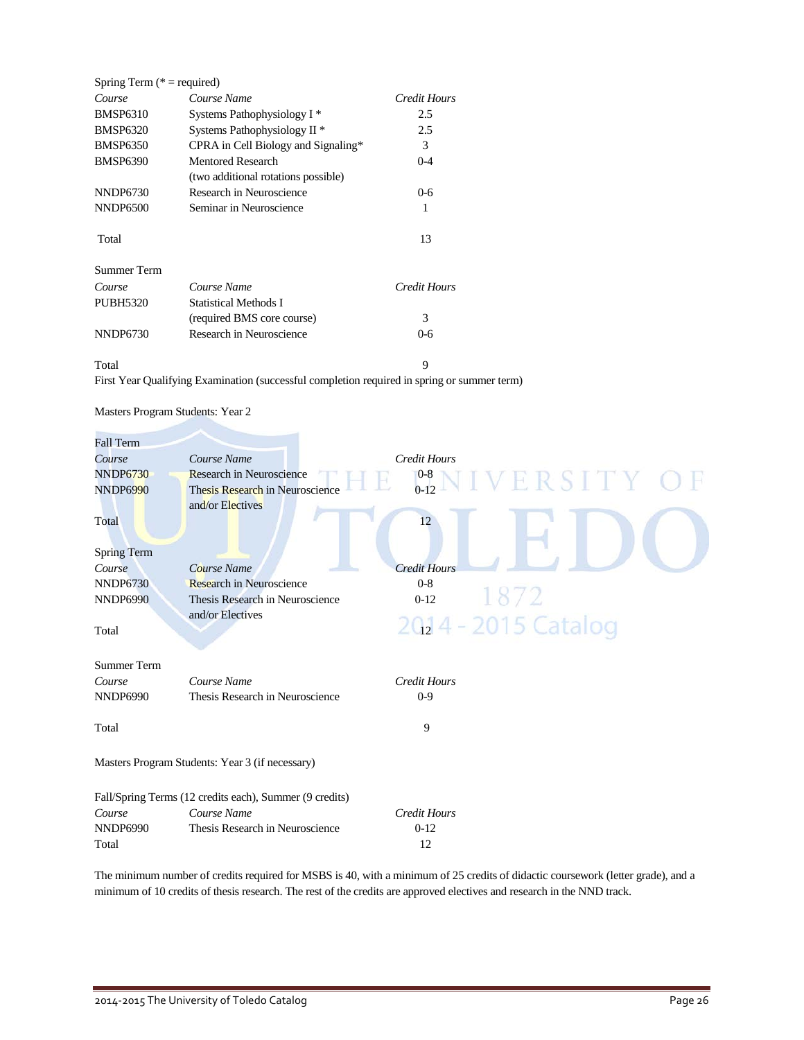Spring Term (* = required)

| *Course* | *Course Name* | *Credit Hours* |
|---|---|---|
| BMSP6310 | Systems Pathophysiology I * | 2.5 |
| BMSP6320 | Systems Pathophysiology II * | 2.5 |
| BMSP6350 | CPRA in Cell Biology and Signaling* | 3 |
| BMSP6390 | Mentored Research (two additional rotations possible) | 0-4 |
| NNDP6730 | Research in Neuroscience | 0-6 |
| NNDP6500 | Seminar in Neuroscience | 1 |
| Total | | 13 |

Summer Term

| *Course* | *Course Name* | *Credit Hours* |
|---|---|---|
| PUBH5320 | Statistical Methods I (required BMS core course) | 3 |
| NNDP6730 | Research in Neuroscience | 0-6 |
| Total | | 9 |

First Year Qualifying Examination (successful completion required in spring or summer term)

Masters Program Students: Year 2

Fall Term

| *Course* | *Course Name* | *Credit Hours* |
|---|---|---|
| NNDP6730 | Research in Neuroscience | 0-8 |
| NNDP6990 | Thesis Research in Neuroscience and/or Electives | 0-12 |
| Total | | 12 |

Spring Term

| *Course* | *Course Name* | *Credit Hours* |
|---|---|---|
| NNDP6730 | Research in Neuroscience | 0-8 |
| NNDP6990 | Thesis Research in Neuroscience and/or Electives | 0-12 |
| Total | | 12 |

Summer Term

| *Course* | *Course Name* | *Credit Hours* |
|---|---|---|
| NNDP6990 | Thesis Research in Neuroscience | 0-9 |
| Total | | 9 |

Masters Program Students: Year 3 (if necessary)

Fall/Spring Terms (12 credits each), Summer (9 credits)

| *Course* | *Course Name* | *Credit Hours* |
|---|---|---|
| NNDP6990 | Thesis Research in Neuroscience | 0-12 |
| Total | | 12 |

The minimum number of credits required for MSBS is 40, with a minimum of 25 credits of didactic coursework (letter grade), and a minimum of 10 credits of thesis research. The rest of the credits are approved electives and research in the NND track.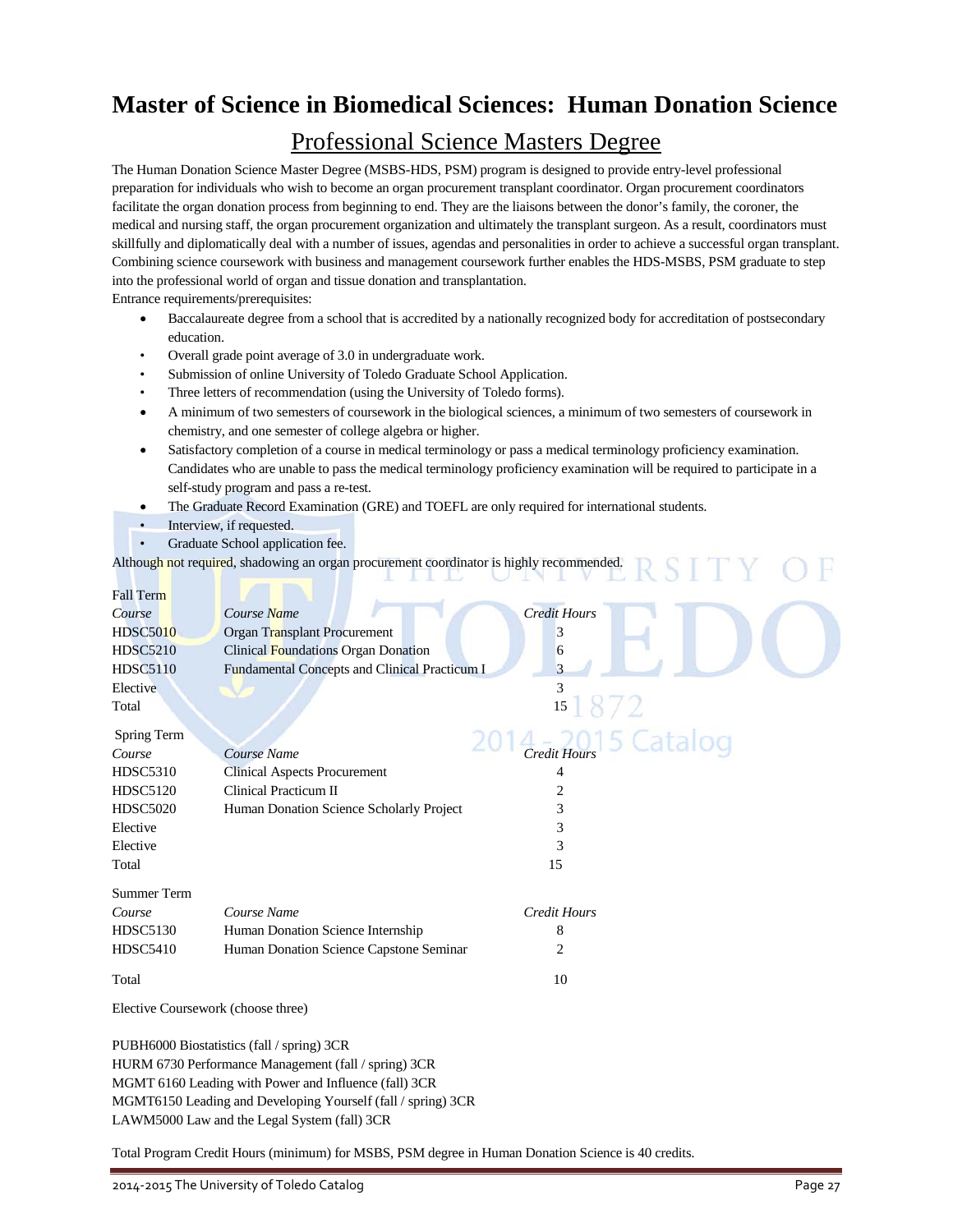# Master of Science in Biomedical Sciences: Human Donation Science

## Professional Science Masters Degree

The Human Donation Science Master Degree (MSBS-HDS, PSM) program is designed to provide entry-level professional preparation for individuals who wish to become an organ procurement transplant coordinator. Organ procurement coordinators facilitate the organ donation process from beginning to end. They are the liaisons between the donor's family, the coroner, the medical and nursing staff, the organ procurement organization and ultimately the transplant surgeon. As a result, coordinators must skillfully and diplomatically deal with a number of issues, agendas and personalities in order to achieve a successful organ transplant. Combining science coursework with business and management coursework further enables the HDS-MSBS, PSM graduate to step into the professional world of organ and tissue donation and transplantation.

Entrance requirements/prerequisites:

- Baccalaureate degree from a school that is accredited by a nationally recognized body for accreditation of postsecondary education.
- Overall grade point average of 3.0 in undergraduate work.
- Submission of online University of Toledo Graduate School Application.
- Three letters of recommendation (using the University of Toledo forms).
- A minimum of two semesters of coursework in the biological sciences, a minimum of two semesters of coursework in chemistry, and one semester of college algebra or higher.
- Satisfactory completion of a course in medical terminology or pass a medical terminology proficiency examination. Candidates who are unable to pass the medical terminology proficiency examination will be required to participate in a self-study program and pass a re-test.
- The Graduate Record Examination (GRE) and TOEFL are only required for international students.
- Interview, if requested.
- Graduate School application fee.

Although not required, shadowing an organ procurement coordinator is highly recommended.

Fall Term

| *Course* | *Course Name* | *Credit Hours* |
|---|---|---|
| HDSC5010 | Organ Transplant Procurement | 3 |
| HDSC5210 | Clinical Foundations Organ Donation | 6 |
| HDSC5110 | Fundamental Concepts and Clinical Practicum I | 3 |
| Elective | | 3 |
| Total | | 15 |

Spring Term

| *Course* | *Course Name* | *Credit Hours* |
|---|---|---|
| HDSC5310 | Clinical Aspects Procurement | 4 |
| HDSC5120 | Clinical Practicum II | 2 |
| HDSC5020 | Human Donation Science Scholarly Project | 3 |
| Elective | | 3 |
| Elective | | 3 |
| Total | | 15 |

Summer Term

| *Course* | *Course Name* | *Credit Hours* |
|---|---|---|
| HDSC5130 | Human Donation Science Internship | 8 |
| HDSC5410 | Human Donation Science Capstone Seminar | 2 |
| Total | | 10 |

Elective Coursework (choose three)

PUBH6000 Biostatistics (fall / spring) 3CR
HURM 6730 Performance Management (fall / spring) 3CR
MGMT 6160 Leading with Power and Influence (fall) 3CR
MGMT6150 Leading and Developing Yourself (fall / spring) 3CR
LAWM5000 Law and the Legal System (fall) 3CR

Total Program Credit Hours (minimum) for MSBS, PSM degree in Human Donation Science is 40 credits.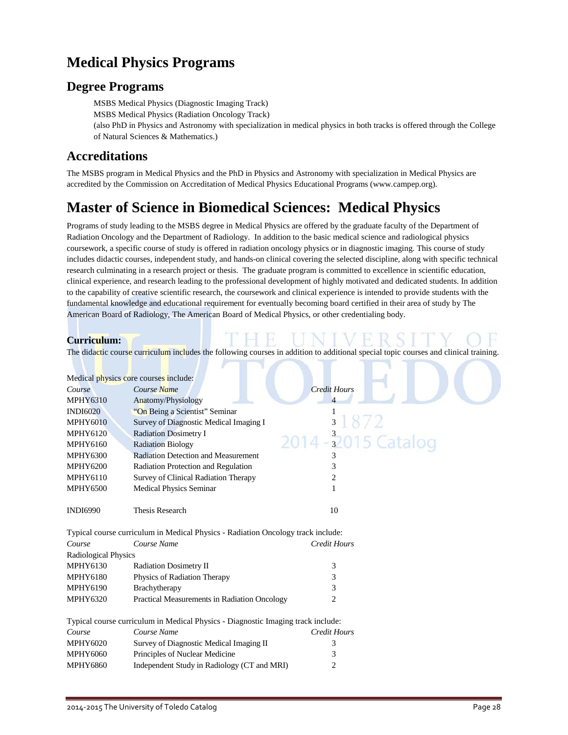# Medical Physics Programs

## Degree Programs

MSBS Medical Physics (Diagnostic Imaging Track)
MSBS Medical Physics (Radiation Oncology Track)
(also PhD in Physics and Astronomy with specialization in medical physics in both tracks is offered through the College of Natural Sciences & Mathematics.)

## Accreditations

The MSBS program in Medical Physics and the PhD in Physics and Astronomy with specialization in Medical Physics are accredited by the Commission on Accreditation of Medical Physics Educational Programs (www.campep.org).

# Master of Science in Biomedical Sciences: Medical Physics

Programs of study leading to the MSBS degree in Medical Physics are offered by the graduate faculty of the Department of Radiation Oncology and the Department of Radiology. In addition to the basic medical science and radiological physics coursework, a specific course of study is offered in radiation oncology physics or in diagnostic imaging. This course of study includes didactic courses, independent study, and hands-on clinical covering the selected discipline, along with specific technical research culminating in a research project or thesis. The graduate program is committed to excellence in scientific education, clinical experience, and research leading to the professional development of highly motivated and dedicated students. In addition to the capability of creative scientific research, the coursework and clinical experience is intended to provide students with the fundamental knowledge and educational requirement for eventually becoming board certified in their area of study by The American Board of Radiology, The American Board of Medical Physics, or other credentialing body.

**Curriculum:**

The didactic course curriculum includes the following courses in addition to additional special topic courses and clinical training.

Medical physics core courses include:

| *Course* | *Course Name* | *Credit Hours* |
|---|---|---|
| MPHY6310 | Anatomy/Physiology | 4 |
| INDI6020 | "On Being a Scientist" Seminar | 1 |
| MPHY6010 | Survey of Diagnostic Medical Imaging I | 3 |
| MPHY6120 | Radiation Dosimetry I | 3 |
| MPHY6160 | Radiation Biology | 3 |
| MPHY6300 | Radiation Detection and Measurement | 3 |
| MPHY6200 | Radiation Protection and Regulation | 3 |
| MPHY6110 | Survey of Clinical Radiation Therapy | 2 |
| MPHY6500 | Medical Physics Seminar | 1 |
| INDI6990 | Thesis Research | 10 |

Typical course curriculum in Medical Physics - Radiation Oncology track include:

| *Course* | *Course Name* | *Credit Hours* |
|---|---|---|
| Radiological Physics | | |
| MPHY6130 | Radiation Dosimetry II | 3 |
| MPHY6180 | Physics of Radiation Therapy | 3 |
| MPHY6190 | Brachytherapy | 3 |
| MPHY6320 | Practical Measurements in Radiation Oncology | 2 |

Typical course curriculum in Medical Physics - Diagnostic Imaging track include:

| *Course* | *Course Name* | *Credit Hours* |
|---|---|---|
| MPHY6020 | Survey of Diagnostic Medical Imaging II | 3 |
| MPHY6060 | Principles of Nuclear Medicine | 3 |
| MPHY6860 | Independent Study in Radiology (CT and MRI) | 2 |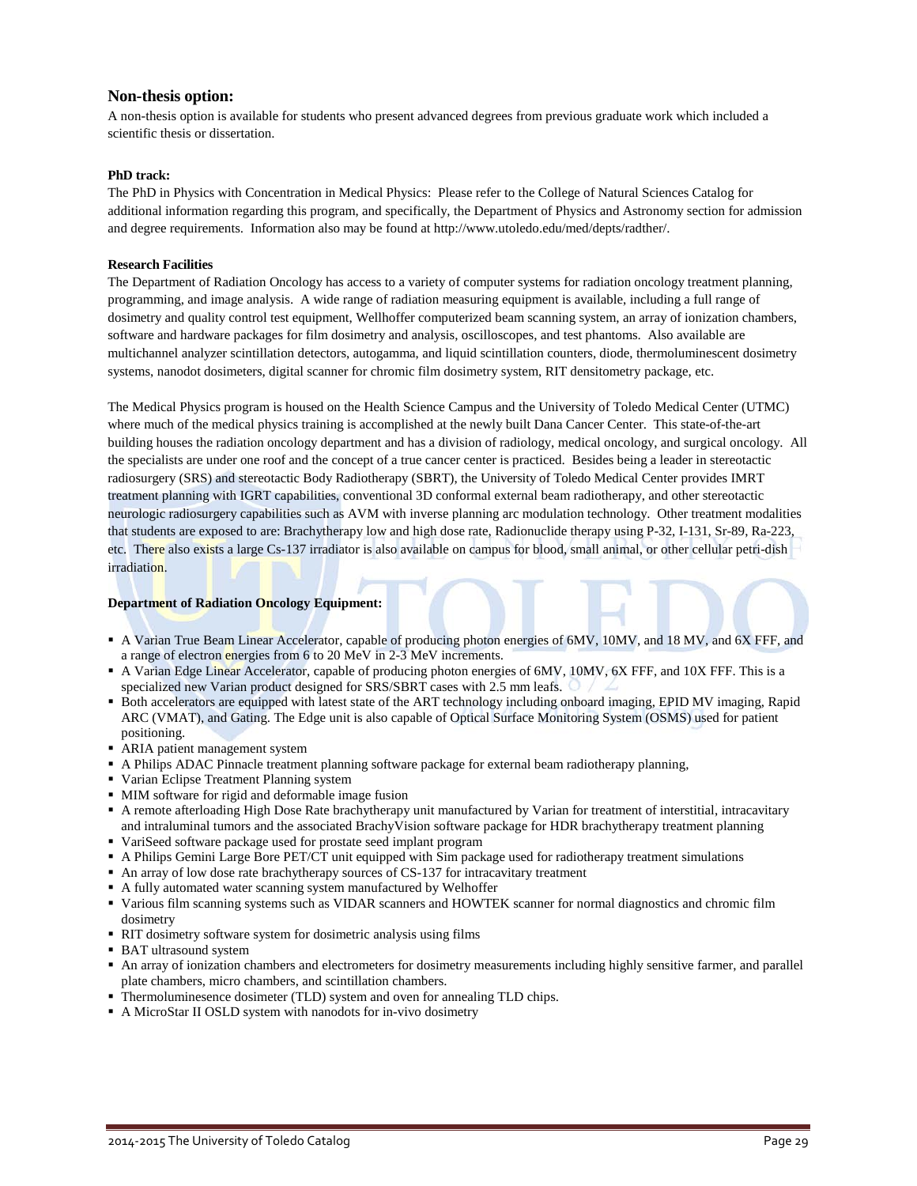## Non-thesis option:

A non-thesis option is available for students who present advanced degrees from previous graduate work which included a scientific thesis or dissertation.

**PhD track:**

The PhD in Physics with Concentration in Medical Physics: Please refer to the College of Natural Sciences Catalog for additional information regarding this program, and specifically, the Department of Physics and Astronomy section for admission and degree requirements. Information also may be found at http://www.utoledo.edu/med/depts/radther/.

**Research Facilities**

The Department of Radiation Oncology has access to a variety of computer systems for radiation oncology treatment planning, programming, and image analysis. A wide range of radiation measuring equipment is available, including a full range of dosimetry and quality control test equipment, Wellhoffer computerized beam scanning system, an array of ionization chambers, software and hardware packages for film dosimetry and analysis, oscilloscopes, and test phantoms. Also available are multichannel analyzer scintillation detectors, autogamma, and liquid scintillation counters, diode, thermoluminescent dosimetry systems, nanodot dosimeters, digital scanner for chromic film dosimetry system, RIT densitometry package, etc.

The Medical Physics program is housed on the Health Science Campus and the University of Toledo Medical Center (UTMC) where much of the medical physics training is accomplished at the newly built Dana Cancer Center. This state-of-the-art building houses the radiation oncology department and has a division of radiology, medical oncology, and surgical oncology. All the specialists are under one roof and the concept of a true cancer center is practiced. Besides being a leader in stereotactic radiosurgery (SRS) and stereotactic Body Radiotherapy (SBRT), the University of Toledo Medical Center provides IMRT treatment planning with IGRT capabilities, conventional 3D conformal external beam radiotherapy, and other stereotactic neurologic radiosurgery capabilities such as AVM with inverse planning arc modulation technology. Other treatment modalities that students are exposed to are: Brachytherapy low and high dose rate, Radionuclide therapy using P-32, I-131, Sr-89, Ra-223, etc. There also exists a large Cs-137 irradiator is also available on campus for blood, small animal, or other cellular petri-dish irradiation.

**Department of Radiation Oncology Equipment:**

- A Varian True Beam Linear Accelerator, capable of producing photon energies of 6MV, 10MV, and 18 MV, and 6X FFF, and a range of electron energies from 6 to 20 MeV in 2-3 MeV increments.
- A Varian Edge Linear Accelerator, capable of producing photon energies of 6MV, 10MV, 6X FFF, and 10X FFF. This is a specialized new Varian product designed for SRS/SBRT cases with 2.5 mm leafs.
- Both accelerators are equipped with latest state of the ART technology including onboard imaging, EPID MV imaging, Rapid ARC (VMAT), and Gating. The Edge unit is also capable of Optical Surface Monitoring System (OSMS) used for patient positioning.
- ARIA patient management system
- A Philips ADAC Pinnacle treatment planning software package for external beam radiotherapy planning,
- Varian Eclipse Treatment Planning system
- MIM software for rigid and deformable image fusion
- A remote afterloading High Dose Rate brachytherapy unit manufactured by Varian for treatment of interstitial, intracavitary and intraluminal tumors and the associated BrachyVision software package for HDR brachytherapy treatment planning
- VariSeed software package used for prostate seed implant program
- A Philips Gemini Large Bore PET/CT unit equipped with Sim package used for radiotherapy treatment simulations
- An array of low dose rate brachytherapy sources of CS-137 for intracavitary treatment
- A fully automated water scanning system manufactured by Welhoffer
- Various film scanning systems such as VIDAR scanners and HOWTEK scanner for normal diagnostics and chromic film dosimetry
- RIT dosimetry software system for dosimetric analysis using films
- BAT ultrasound system
- An array of ionization chambers and electrometers for dosimetry measurements including highly sensitive farmer, and parallel plate chambers, micro chambers, and scintillation chambers.
- Thermoluminesence dosimeter (TLD) system and oven for annealing TLD chips.
- A MicroStar II OSLD system with nanodots for in-vivo dosimetry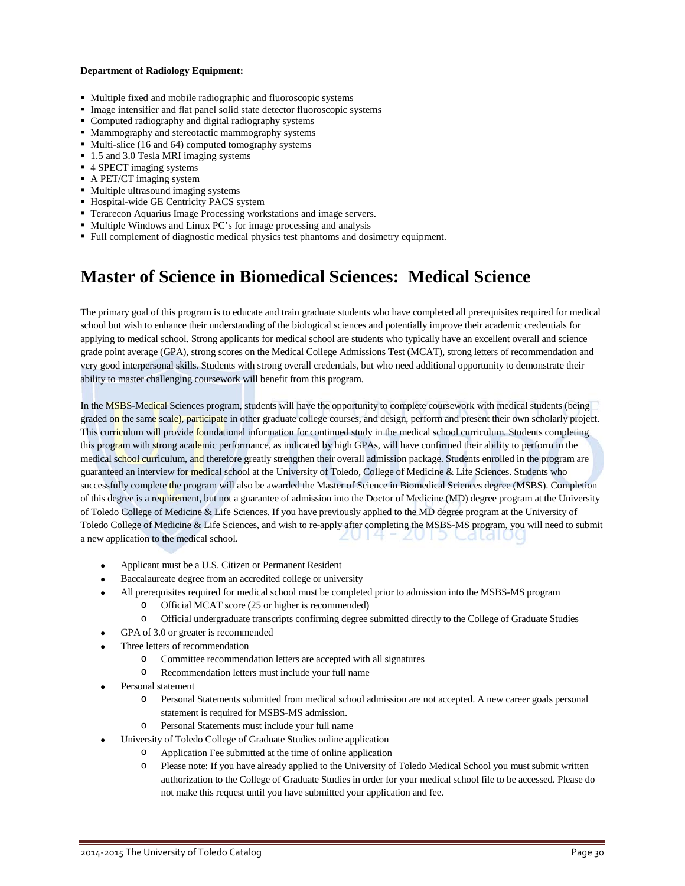**Department of Radiology Equipment:**

- Multiple fixed and mobile radiographic and fluoroscopic systems
- Image intensifier and flat panel solid state detector fluoroscopic systems
- Computed radiography and digital radiography systems
- Mammography and stereotactic mammography systems
- Multi-slice (16 and 64) computed tomography systems
- 1.5 and 3.0 Tesla MRI imaging systems
- 4 SPECT imaging systems
- A PET/CT imaging system
- Multiple ultrasound imaging systems
- Hospital-wide GE Centricity PACS system
- Terarecon Aquarius Image Processing workstations and image servers.
- Multiple Windows and Linux PC's for image processing and analysis
- Full complement of diagnostic medical physics test phantoms and dosimetry equipment.

# Master of Science in Biomedical Sciences: Medical Science

The primary goal of this program is to educate and train graduate students who have completed all prerequisites required for medical school but wish to enhance their understanding of the biological sciences and potentially improve their academic credentials for applying to medical school. Strong applicants for medical school are students who typically have an excellent overall and science grade point average (GPA), strong scores on the Medical College Admissions Test (MCAT), strong letters of recommendation and very good interpersonal skills. Students with strong overall credentials, but who need additional opportunity to demonstrate their ability to master challenging coursework will benefit from this program.

In the MSBS-Medical Sciences program, students will have the opportunity to complete coursework with medical students (being graded on the same scale), participate in other graduate college courses, and design, perform and present their own scholarly project. This curriculum will provide foundational information for continued study in the medical school curriculum. Students completing this program with strong academic performance, as indicated by high GPAs, will have confirmed their ability to perform in the medical school curriculum, and therefore greatly strengthen their overall admission package. Students enrolled in the program are guaranteed an interview for medical school at the University of Toledo, College of Medicine & Life Sciences. Students who successfully complete the program will also be awarded the Master of Science in Biomedical Sciences degree (MSBS). Completion of this degree is a requirement, but not a guarantee of admission into the Doctor of Medicine (MD) degree program at the University of Toledo College of Medicine & Life Sciences. If you have previously applied to the MD degree program at the University of Toledo College of Medicine & Life Sciences, and wish to re-apply after completing the MSBS-MS program, you will need to submit a new application to the medical school.

- Applicant must be a U.S. Citizen or Permanent Resident
- Baccalaureate degree from an accredited college or university
- All prerequisites required for medical school must be completed prior to admission into the MSBS-MS program
  - Official MCAT score (25 or higher is recommended)
  - Official undergraduate transcripts confirming degree submitted directly to the College of Graduate Studies
- GPA of 3.0 or greater is recommended
- Three letters of recommendation
  - Committee recommendation letters are accepted with all signatures
  - Recommendation letters must include your full name
- Personal statement
  - Personal Statements submitted from medical school admission are not accepted. A new career goals personal statement is required for MSBS-MS admission.
  - Personal Statements must include your full name
- University of Toledo College of Graduate Studies online application
  - Application Fee submitted at the time of online application
  - Please note: If you have already applied to the University of Toledo Medical School you must submit written authorization to the College of Graduate Studies in order for your medical school file to be accessed. Please do not make this request until you have submitted your application and fee.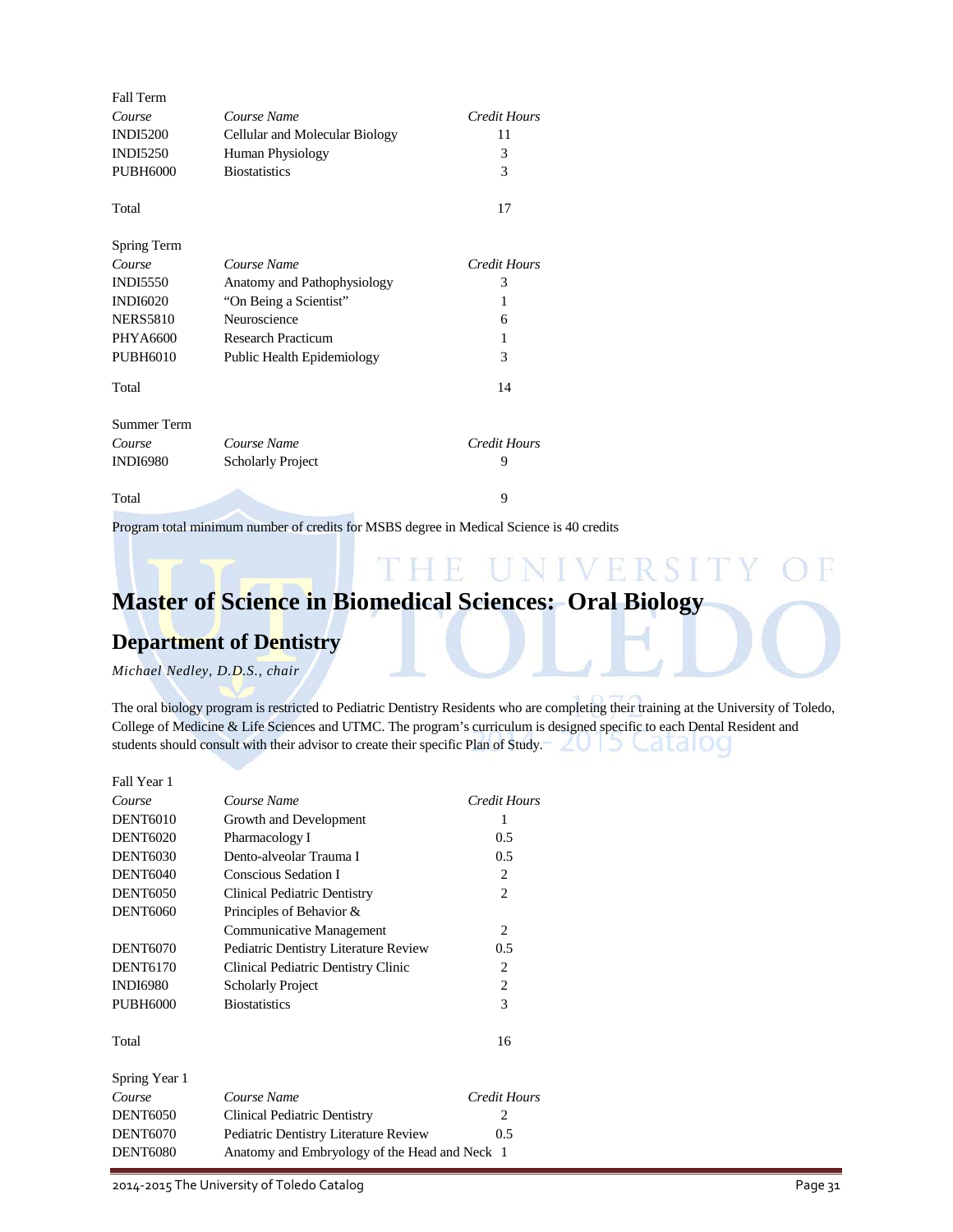Fall Term

| Course | Course Name | Credit Hours |
|---|---|---|
| INDI5200 | Cellular and Molecular Biology | 11 |
| INDI5250 | Human Physiology | 3 |
| PUBH6000 | Biostatistics | 3 |
| Total | | 17 |

Spring Term

| Course | Course Name | Credit Hours |
|---|---|---|
| INDI5550 | Anatomy and Pathophysiology | 3 |
| INDI6020 | “On Being a Scientist” | 1 |
| NERS5810 | Neuroscience | 6 |
| PHYA6600 | Research Practicum | 1 |
| PUBH6010 | Public Health Epidemiology | 3 |
| Total | | 14 |

Summer Term

| Course | Course Name | Credit Hours |
|---|---|---|
| INDI6980 | Scholarly Project | 9 |
| Total | | 9 |

Program total minimum number of credits for MSBS degree in Medical Science is 40 credits

# Master of Science in Biomedical Sciences: Oral Biology

## Department of Dentistry

*Michael Nedley, D.D.S., chair*

The oral biology program is restricted to Pediatric Dentistry Residents who are completing their training at the University of Toledo, College of Medicine & Life Sciences and UTMC. The program’s curriculum is designed specific to each Dental Resident and students should consult with their advisor to create their specific Plan of Study.

Fall Year 1

| Course | Course Name | Credit Hours |
|---|---|---|
| DENT6010 | Growth and Development | 1 |
| DENT6020 | Pharmacology I | 0.5 |
| DENT6030 | Dento-alveolar Trauma I | 0.5 |
| DENT6040 | Conscious Sedation I | 2 |
| DENT6050 | Clinical Pediatric Dentistry | 2 |
| DENT6060 | Principles of Behavior & Communicative Management | 2 |
| DENT6070 | Pediatric Dentistry Literature Review | 0.5 |
| DENT6170 | Clinical Pediatric Dentistry Clinic | 2 |
| INDI6980 | Scholarly Project | 2 |
| PUBH6000 | Biostatistics | 3 |
| Total | | 16 |

Spring Year 1

| Course | Course Name | Credit Hours |
|---|---|---|
| DENT6050 | Clinical Pediatric Dentistry | 2 |
| DENT6070 | Pediatric Dentistry Literature Review | 0.5 |
| DENT6080 | Anatomy and Embryology of the Head and Neck | 1 |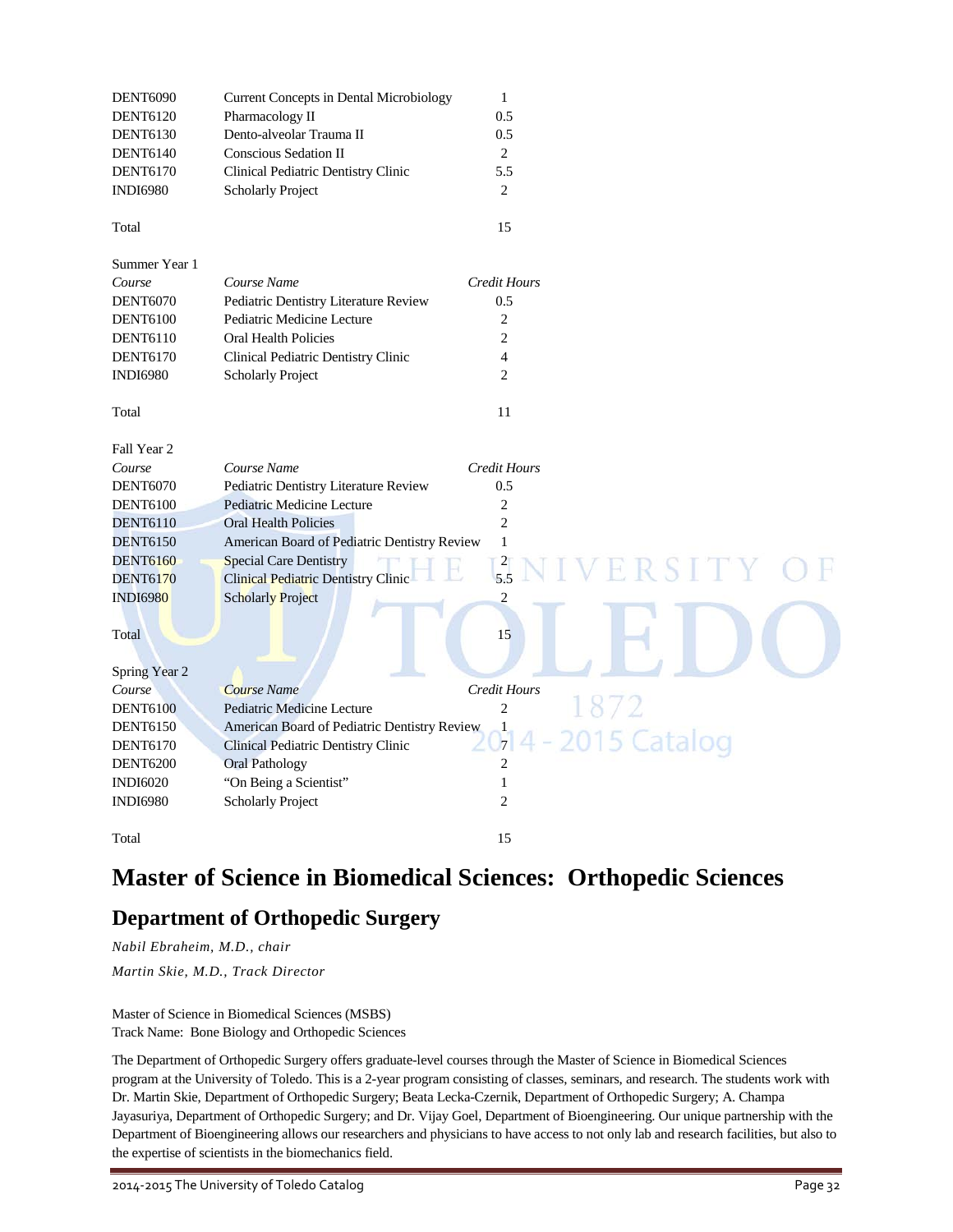| | | |
|---|---|---|
| DENT6090 | Current Concepts in Dental Microbiology | 1 |
| DENT6120 | Pharmacology II | 0.5 |
| DENT6130 | Dento-alveolar Trauma II | 0.5 |
| DENT6140 | Conscious Sedation II | 2 |
| DENT6170 | Clinical Pediatric Dentistry Clinic | 5.5 |
| INDI6980 | Scholarly Project | 2 |
| Total | | 15 |

Summer Year 1

| *Course* | *Course Name* | *Credit Hours* |
|---|---|---|
| DENT6070 | Pediatric Dentistry Literature Review | 0.5 |
| DENT6100 | Pediatric Medicine Lecture | 2 |
| DENT6110 | Oral Health Policies | 2 |
| DENT6170 | Clinical Pediatric Dentistry Clinic | 4 |
| INDI6980 | Scholarly Project | 2 |
| Total | | 11 |

Fall Year 2

| *Course* | *Course Name* | *Credit Hours* |
|---|---|---|
| DENT6070 | Pediatric Dentistry Literature Review | 0.5 |
| DENT6100 | Pediatric Medicine Lecture | 2 |
| DENT6110 | Oral Health Policies | 2 |
| DENT6150 | American Board of Pediatric Dentistry Review | 1 |
| DENT6160 | Special Care Dentistry | 2 |
| DENT6170 | Clinical Pediatric Dentistry Clinic | 5.5 |
| INDI6980 | Scholarly Project | 2 |
| Total | | 15 |

Spring Year 2

| *Course* | *Course Name* | *Credit Hours* |
|---|---|---|
| DENT6100 | Pediatric Medicine Lecture | 2 |
| DENT6150 | American Board of Pediatric Dentistry Review | 1 |
| DENT6170 | Clinical Pediatric Dentistry Clinic | 7 |
| DENT6200 | Oral Pathology | 2 |
| INDI6020 | "On Being a Scientist" | 1 |
| INDI6980 | Scholarly Project | 2 |
| Total | | 15 |

# Master of Science in Biomedical Sciences: Orthopedic Sciences

## Department of Orthopedic Surgery

*Nabil Ebraheim, M.D., chair*

*Martin Skie, M.D., Track Director*

Master of Science in Biomedical Sciences (MSBS)
Track Name: Bone Biology and Orthopedic Sciences

The Department of Orthopedic Surgery offers graduate-level courses through the Master of Science in Biomedical Sciences program at the University of Toledo. This is a 2-year program consisting of classes, seminars, and research. The students work with Dr. Martin Skie, Department of Orthopedic Surgery; Beata Lecka-Czernik, Department of Orthopedic Surgery; A. Champa Jayasuriya, Department of Orthopedic Surgery; and Dr. Vijay Goel, Department of Bioengineering. Our unique partnership with the Department of Bioengineering allows our researchers and physicians to have access to not only lab and research facilities, but also to the expertise of scientists in the biomechanics field.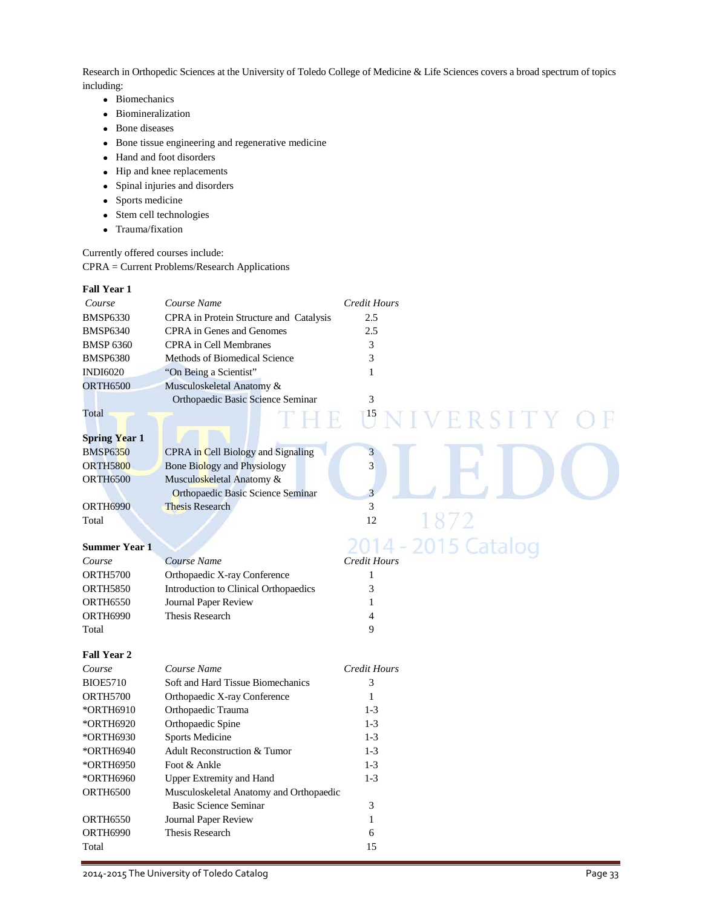Research in Orthopedic Sciences at the University of Toledo College of Medicine & Life Sciences covers a broad spectrum of topics including:

- Biomechanics
- Biomineralization
- Bone diseases
- Bone tissue engineering and regenerative medicine
- Hand and foot disorders
- Hip and knee replacements
- Spinal injuries and disorders
- Sports medicine
- Stem cell technologies
- Trauma/fixation

Currently offered courses include:
CPRA = Current Problems/Research Applications

**Fall Year 1**

| *Course* | *Course Name* | *Credit Hours* |
|---|---|---|
| BMSP6330 | CPRA in Protein Structure and Catalysis | 2.5 |
| BMSP6340 | CPRA in Genes and Genomes | 2.5 |
| BMSP 6360 | CPRA in Cell Membranes | 3 |
| BMSP6380 | Methods of Biomedical Science | 3 |
| INDI6020 | "On Being a Scientist" | 1 |
| ORTH6500 | Musculoskeletal Anatomy & Orthopaedic Basic Science Seminar | 3 |
| Total | | 15 |

**Spring Year 1**

| Course | Course Name | Credit Hours |
|---|---|---|
| BMSP6350 | CPRA in Cell Biology and Signaling | 3 |
| ORTH5800 | Bone Biology and Physiology | 3 |
| ORTH6500 | Musculoskeletal Anatomy & Orthopaedic Basic Science Seminar | 3 |
| ORTH6990 | Thesis Research | 3 |
| Total | | 12 |

**Summer Year 1**

| *Course* | *Course Name* | *Credit Hours* |
|---|---|---|
| ORTH5700 | Orthopaedic X-ray Conference | 1 |
| ORTH5850 | Introduction to Clinical Orthopaedics | 3 |
| ORTH6550 | Journal Paper Review | 1 |
| ORTH6990 | Thesis Research | 4 |
| Total | | 9 |

**Fall Year 2**

| *Course* | *Course Name* | *Credit Hours* |
|---|---|---|
| BIOE5710 | Soft and Hard Tissue Biomechanics | 3 |
| ORTH5700 | Orthopaedic X-ray Conference | 1 |
| *ORTH6910 | Orthopaedic Trauma | 1-3 |
| *ORTH6920 | Orthopaedic Spine | 1-3 |
| *ORTH6930 | Sports Medicine | 1-3 |
| *ORTH6940 | Adult Reconstruction & Tumor | 1-3 |
| *ORTH6950 | Foot & Ankle | 1-3 |
| *ORTH6960 | Upper Extremity and Hand | 1-3 |
| ORTH6500 | Musculoskeletal Anatomy and Orthopaedic Basic Science Seminar | 3 |
| ORTH6550 | Journal Paper Review | 1 |
| ORTH6990 | Thesis Research | 6 |
| Total | | 15 |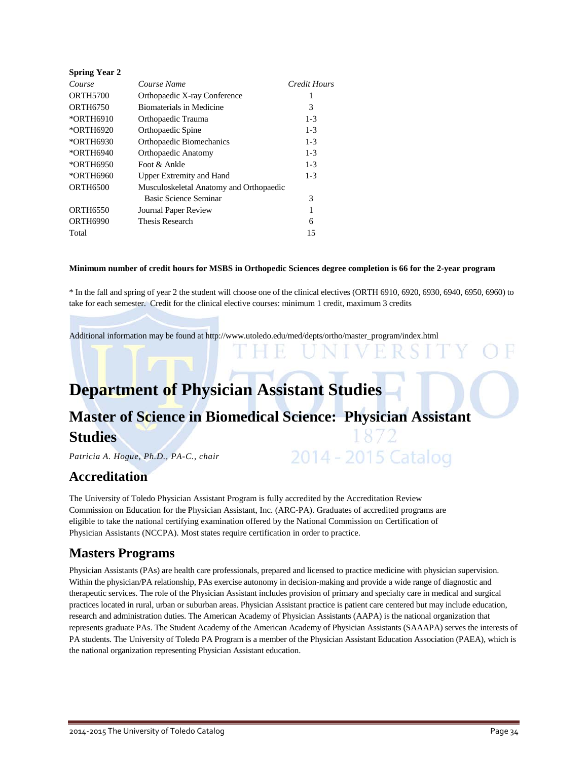**Spring Year 2**

| *Course* | *Course Name* | *Credit Hours* |
|---|---|---|
| ORTH5700 | Orthopaedic X-ray Conference | 1 |
| ORTH6750 | Biomaterials in Medicine | 3 |
| *ORTH6910 | Orthopaedic Trauma | 1-3 |
| *ORTH6920 | Orthopaedic Spine | 1-3 |
| *ORTH6930 | Orthopaedic Biomechanics | 1-3 |
| *ORTH6940 | Orthopaedic Anatomy | 1-3 |
| *ORTH6950 | Foot & Ankle | 1-3 |
| *ORTH6960 | Upper Extremity and Hand | 1-3 |
| ORTH6500 | Musculoskeletal Anatomy and Orthopaedic Basic Science Seminar | 3 |
| ORTH6550 | Journal Paper Review | 1 |
| ORTH6990 | Thesis Research | 6 |
| Total | | 15 |

**Minimum number of credit hours for MSBS in Orthopedic Sciences degree completion is 66 for the 2-year program**

* In the fall and spring of year 2 the student will choose one of the clinical electives (ORTH 6910, 6920, 6930, 6940, 6950, 6960) to take for each semester. Credit for the clinical elective courses: minimum 1 credit, maximum 3 credits

Additional information may be found at http://www.utoledo.edu/med/depts/ortho/master_program/index.html

# Department of Physician Assistant Studies

## Master of Science in Biomedical Science: Physician Assistant Studies

*Patricia A. Hogue, Ph.D., PA-C., chair*

## Accreditation

The University of Toledo Physician Assistant Program is fully accredited by the Accreditation Review Commission on Education for the Physician Assistant, Inc. (ARC-PA). Graduates of accredited programs are eligible to take the national certifying examination offered by the National Commission on Certification of Physician Assistants (NCCPA). Most states require certification in order to practice.

## Masters Programs

Physician Assistants (PAs) are health care professionals, prepared and licensed to practice medicine with physician supervision. Within the physician/PA relationship, PAs exercise autonomy in decision-making and provide a wide range of diagnostic and therapeutic services. The role of the Physician Assistant includes provision of primary and specialty care in medical and surgical practices located in rural, urban or suburban areas. Physician Assistant practice is patient care centered but may include education, research and administration duties. The American Academy of Physician Assistants (AAPA) is the national organization that represents graduate PAs. The Student Academy of the American Academy of Physician Assistants (SAAAPA) serves the interests of PA students. The University of Toledo PA Program is a member of the Physician Assistant Education Association (PAEA), which is the national organization representing Physician Assistant education.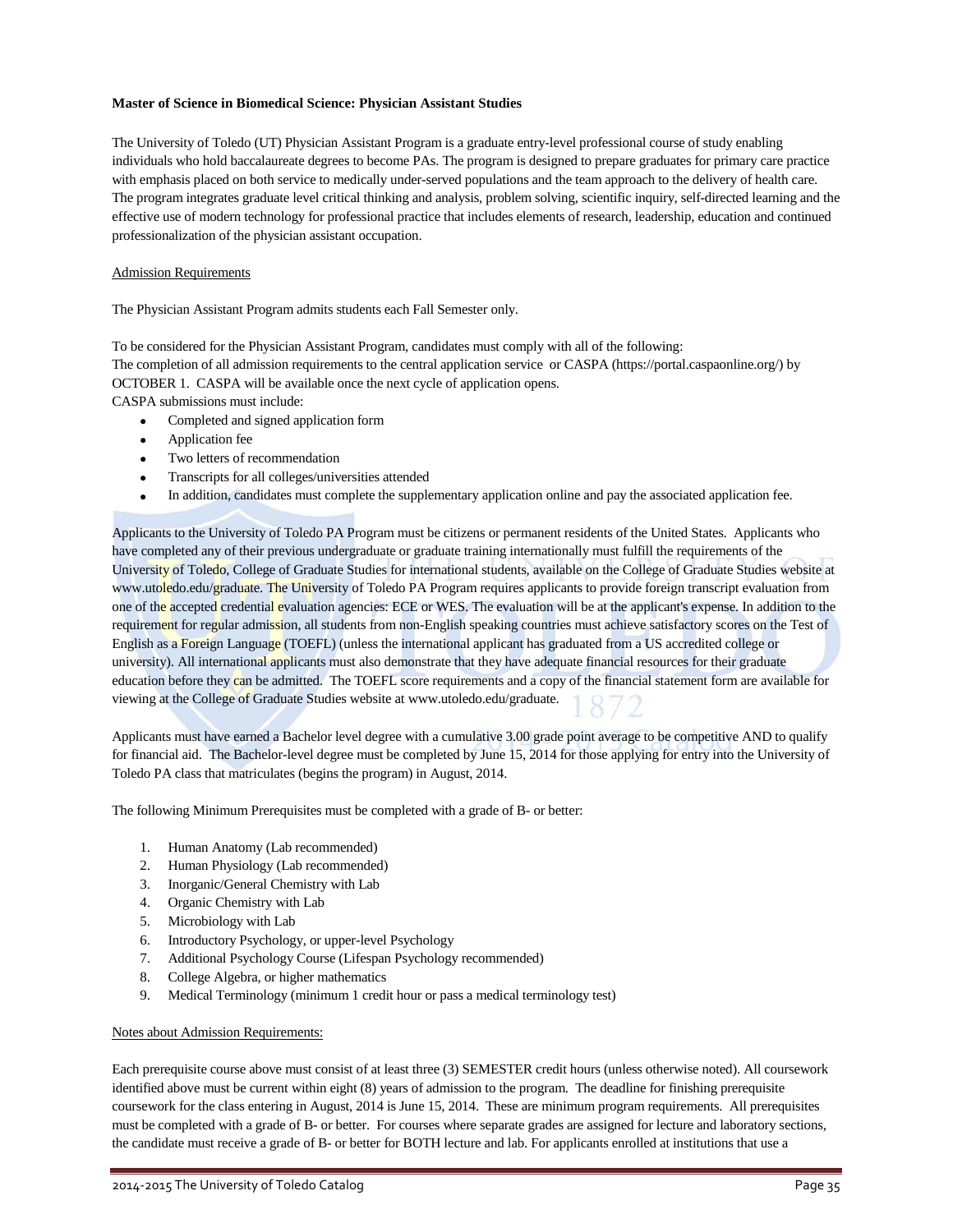**Master of Science in Biomedical Science: Physician Assistant Studies**

The University of Toledo (UT) Physician Assistant Program is a graduate entry-level professional course of study enabling individuals who hold baccalaureate degrees to become PAs. The program is designed to prepare graduates for primary care practice with emphasis placed on both service to medically under-served populations and the team approach to the delivery of health care. The program integrates graduate level critical thinking and analysis, problem solving, scientific inquiry, self-directed learning and the effective use of modern technology for professional practice that includes elements of research, leadership, education and continued professionalization of the physician assistant occupation.

Admission Requirements

The Physician Assistant Program admits students each Fall Semester only.

To be considered for the Physician Assistant Program, candidates must comply with all of the following:
The completion of all admission requirements to the central application service or CASPA (https://portal.caspaonline.org/) by OCTOBER 1. CASPA will be available once the next cycle of application opens.
CASPA submissions must include:

- Completed and signed application form
- Application fee
- Two letters of recommendation
- Transcripts for all colleges/universities attended
- In addition, candidates must complete the supplementary application online and pay the associated application fee.

Applicants to the University of Toledo PA Program must be citizens or permanent residents of the United States. Applicants who have completed any of their previous undergraduate or graduate training internationally must fulfill the requirements of the University of Toledo, College of Graduate Studies for international students, available on the College of Graduate Studies website at www.utoledo.edu/graduate. The University of Toledo PA Program requires applicants to provide foreign transcript evaluation from one of the accepted credential evaluation agencies: ECE or WES. The evaluation will be at the applicant's expense. In addition to the requirement for regular admission, all students from non-English speaking countries must achieve satisfactory scores on the Test of English as a Foreign Language (TOEFL) (unless the international applicant has graduated from a US accredited college or university). All international applicants must also demonstrate that they have adequate financial resources for their graduate education before they can be admitted. The TOEFL score requirements and a copy of the financial statement form are available for viewing at the College of Graduate Studies website at www.utoledo.edu/graduate.

Applicants must have earned a Bachelor level degree with a cumulative 3.00 grade point average to be competitive AND to qualify for financial aid. The Bachelor-level degree must be completed by June 15, 2014 for those applying for entry into the University of Toledo PA class that matriculates (begins the program) in August, 2014.

The following Minimum Prerequisites must be completed with a grade of B- or better:

1. Human Anatomy (Lab recommended)
2. Human Physiology (Lab recommended)
3. Inorganic/General Chemistry with Lab
4. Organic Chemistry with Lab
5. Microbiology with Lab
6. Introductory Psychology, or upper-level Psychology
7. Additional Psychology Course (Lifespan Psychology recommended)
8. College Algebra, or higher mathematics
9. Medical Terminology (minimum 1 credit hour or pass a medical terminology test)

Notes about Admission Requirements:

Each prerequisite course above must consist of at least three (3) SEMESTER credit hours (unless otherwise noted). All coursework identified above must be current within eight (8) years of admission to the program. The deadline for finishing prerequisite coursework for the class entering in August, 2014 is June 15, 2014. These are minimum program requirements. All prerequisites must be completed with a grade of B- or better. For courses where separate grades are assigned for lecture and laboratory sections, the candidate must receive a grade of B- or better for BOTH lecture and lab. For applicants enrolled at institutions that use a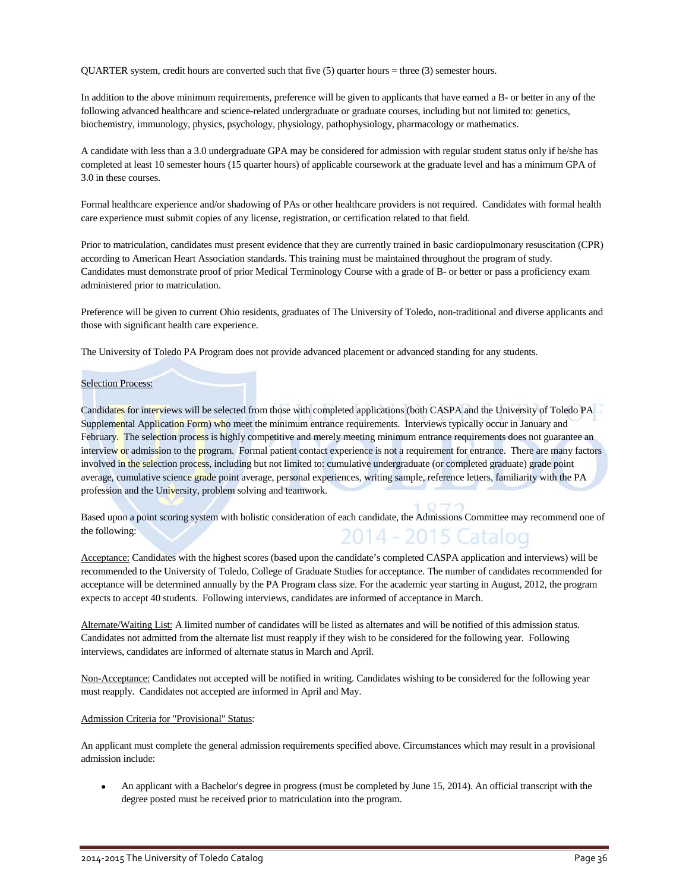QUARTER system, credit hours are converted such that five (5) quarter hours = three (3) semester hours.

In addition to the above minimum requirements, preference will be given to applicants that have earned a B- or better in any of the following advanced healthcare and science-related undergraduate or graduate courses, including but not limited to: genetics, biochemistry, immunology, physics, psychology, physiology, pathophysiology, pharmacology or mathematics.

A candidate with less than a 3.0 undergraduate GPA may be considered for admission with regular student status only if he/she has completed at least 10 semester hours (15 quarter hours) of applicable coursework at the graduate level and has a minimum GPA of 3.0 in these courses.

Formal healthcare experience and/or shadowing of PAs or other healthcare providers is not required. Candidates with formal health care experience must submit copies of any license, registration, or certification related to that field.

Prior to matriculation, candidates must present evidence that they are currently trained in basic cardiopulmonary resuscitation (CPR) according to American Heart Association standards. This training must be maintained throughout the program of study. Candidates must demonstrate proof of prior Medical Terminology Course with a grade of B- or better or pass a proficiency exam administered prior to matriculation.

Preference will be given to current Ohio residents, graduates of The University of Toledo, non-traditional and diverse applicants and those with significant health care experience.

The University of Toledo PA Program does not provide advanced placement or advanced standing for any students.

Selection Process:

Candidates for interviews will be selected from those with completed applications (both CASPA and the University of Toledo PA Supplemental Application Form) who meet the minimum entrance requirements. Interviews typically occur in January and February. The selection process is highly competitive and merely meeting minimum entrance requirements does not guarantee an interview or admission to the program. Formal patient contact experience is not a requirement for entrance. There are many factors involved in the selection process, including but not limited to: cumulative undergraduate (or completed graduate) grade point average, cumulative science grade point average, personal experiences, writing sample, reference letters, familiarity with the PA profession and the University, problem solving and teamwork.

Based upon a point scoring system with holistic consideration of each candidate, the Admissions Committee may recommend one of the following:

Acceptance: Candidates with the highest scores (based upon the candidate's completed CASPA application and interviews) will be recommended to the University of Toledo, College of Graduate Studies for acceptance. The number of candidates recommended for acceptance will be determined annually by the PA Program class size. For the academic year starting in August, 2012, the program expects to accept 40 students. Following interviews, candidates are informed of acceptance in March.

Alternate/Waiting List: A limited number of candidates will be listed as alternates and will be notified of this admission status. Candidates not admitted from the alternate list must reapply if they wish to be considered for the following year. Following interviews, candidates are informed of alternate status in March and April.

Non-Acceptance: Candidates not accepted will be notified in writing. Candidates wishing to be considered for the following year must reapply. Candidates not accepted are informed in April and May.

Admission Criteria for "Provisional" Status:

An applicant must complete the general admission requirements specified above. Circumstances which may result in a provisional admission include:

- An applicant with a Bachelor's degree in progress (must be completed by June 15, 2014). An official transcript with the degree posted must be received prior to matriculation into the program.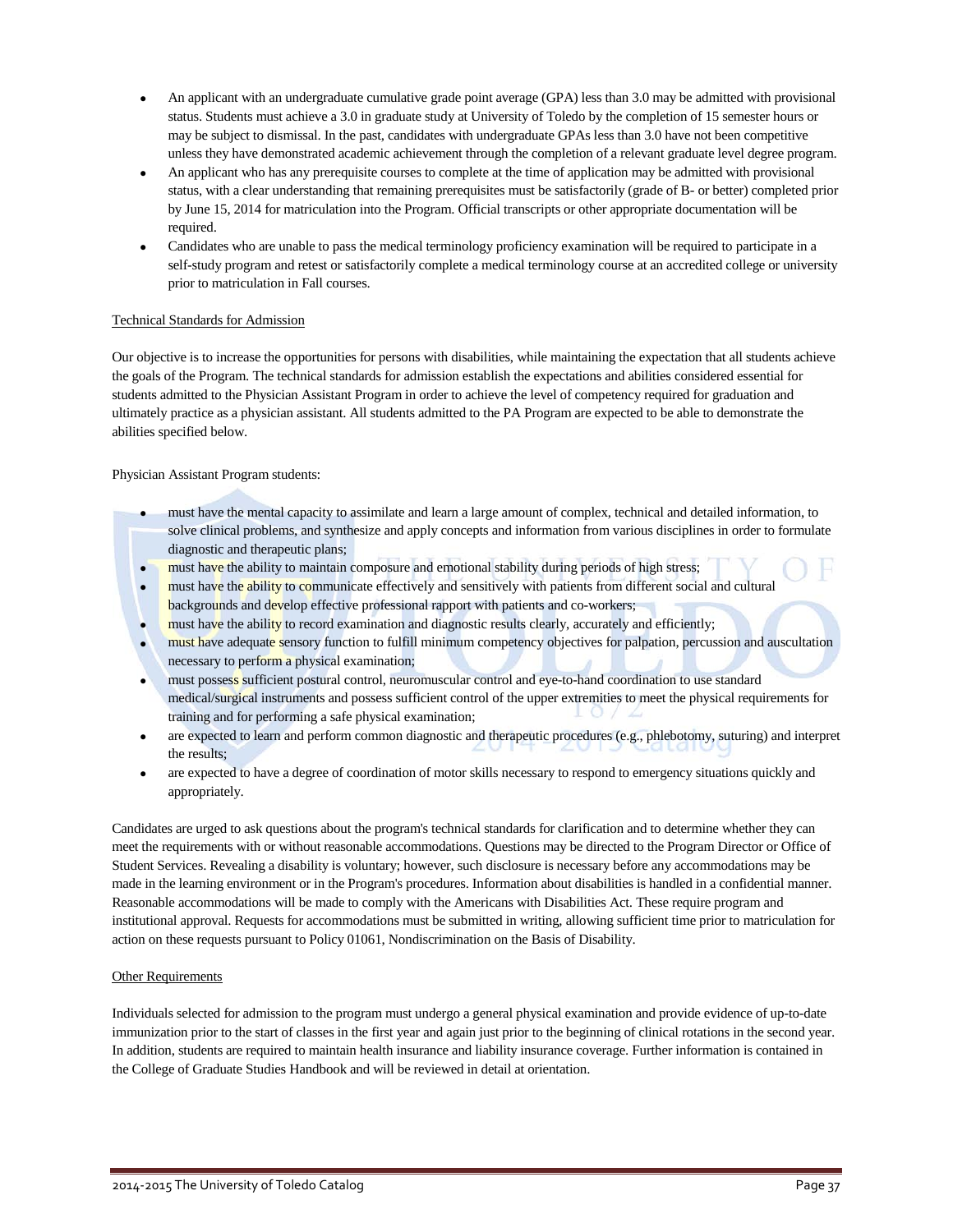- An applicant with an undergraduate cumulative grade point average (GPA) less than 3.0 may be admitted with provisional status. Students must achieve a 3.0 in graduate study at University of Toledo by the completion of 15 semester hours or may be subject to dismissal. In the past, candidates with undergraduate GPAs less than 3.0 have not been competitive unless they have demonstrated academic achievement through the completion of a relevant graduate level degree program.
- An applicant who has any prerequisite courses to complete at the time of application may be admitted with provisional status, with a clear understanding that remaining prerequisites must be satisfactorily (grade of B- or better) completed prior by June 15, 2014 for matriculation into the Program. Official transcripts or other appropriate documentation will be required.
- Candidates who are unable to pass the medical terminology proficiency examination will be required to participate in a self-study program and retest or satisfactorily complete a medical terminology course at an accredited college or university prior to matriculation in Fall courses.

Technical Standards for Admission

Our objective is to increase the opportunities for persons with disabilities, while maintaining the expectation that all students achieve the goals of the Program. The technical standards for admission establish the expectations and abilities considered essential for students admitted to the Physician Assistant Program in order to achieve the level of competency required for graduation and ultimately practice as a physician assistant. All students admitted to the PA Program are expected to be able to demonstrate the abilities specified below.

Physician Assistant Program students:

- must have the mental capacity to assimilate and learn a large amount of complex, technical and detailed information, to solve clinical problems, and synthesize and apply concepts and information from various disciplines in order to formulate diagnostic and therapeutic plans;
- must have the ability to maintain composure and emotional stability during periods of high stress;
- must have the ability to communicate effectively and sensitively with patients from different social and cultural backgrounds and develop effective professional rapport with patients and co-workers;
- must have the ability to record examination and diagnostic results clearly, accurately and efficiently;
- must have adequate sensory function to fulfill minimum competency objectives for palpation, percussion and auscultation necessary to perform a physical examination;
- must possess sufficient postural control, neuromuscular control and eye-to-hand coordination to use standard medical/surgical instruments and possess sufficient control of the upper extremities to meet the physical requirements for training and for performing a safe physical examination;
- are expected to learn and perform common diagnostic and therapeutic procedures (e.g., phlebotomy, suturing) and interpret the results;
- are expected to have a degree of coordination of motor skills necessary to respond to emergency situations quickly and appropriately.

Candidates are urged to ask questions about the program's technical standards for clarification and to determine whether they can meet the requirements with or without reasonable accommodations. Questions may be directed to the Program Director or Office of Student Services. Revealing a disability is voluntary; however, such disclosure is necessary before any accommodations may be made in the learning environment or in the Program's procedures. Information about disabilities is handled in a confidential manner. Reasonable accommodations will be made to comply with the Americans with Disabilities Act. These require program and institutional approval. Requests for accommodations must be submitted in writing, allowing sufficient time prior to matriculation for action on these requests pursuant to Policy 01061, Nondiscrimination on the Basis of Disability.

Other Requirements

Individuals selected for admission to the program must undergo a general physical examination and provide evidence of up-to-date immunization prior to the start of classes in the first year and again just prior to the beginning of clinical rotations in the second year. In addition, students are required to maintain health insurance and liability insurance coverage. Further information is contained in the College of Graduate Studies Handbook and will be reviewed in detail at orientation.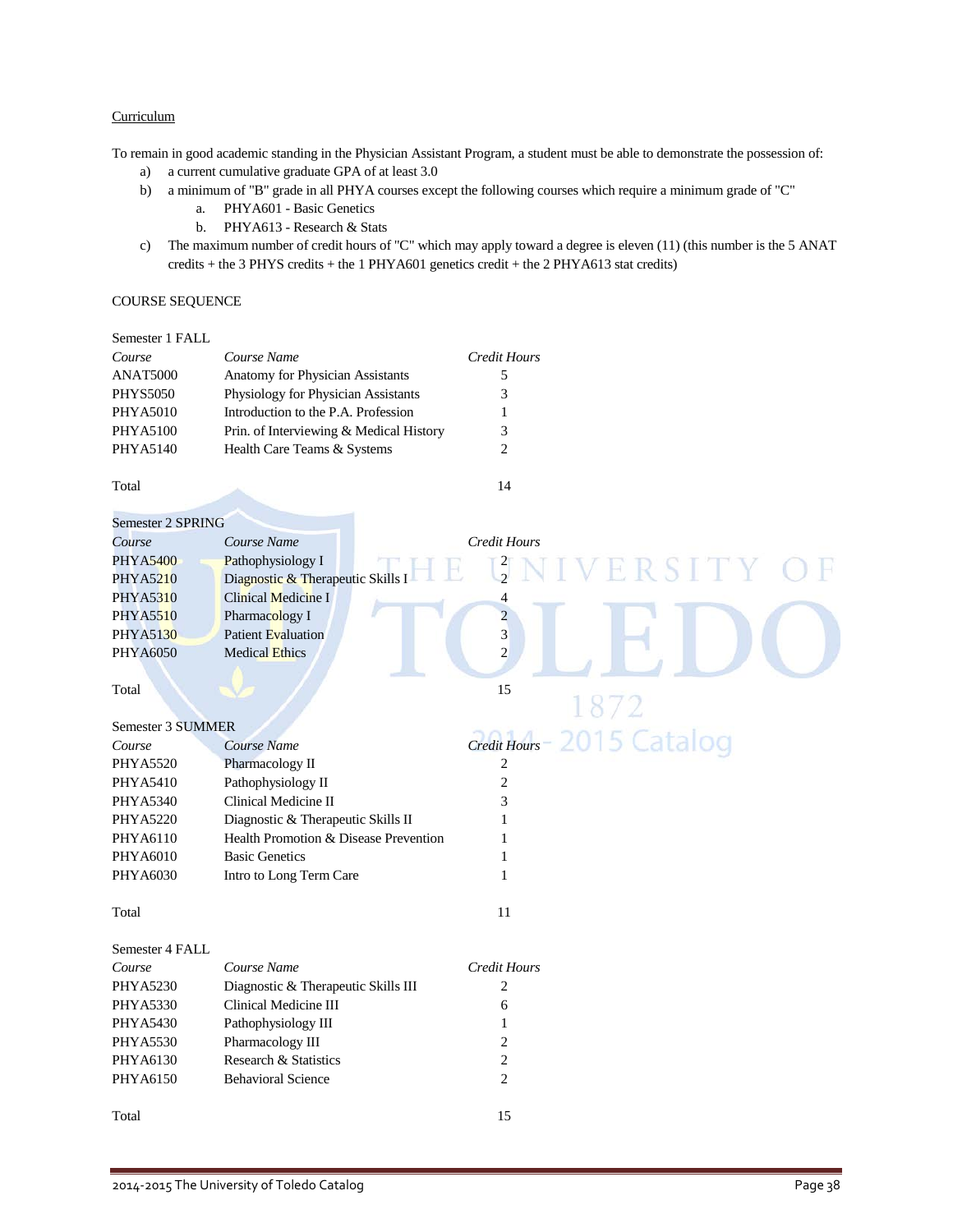## Curriculum

To remain in good academic standing in the Physician Assistant Program, a student must be able to demonstrate the possession of:

a) a current cumulative graduate GPA of at least 3.0
b) a minimum of "B" grade in all PHYA courses except the following courses which require a minimum grade of "C"
   a. PHYA601 - Basic Genetics
   b. PHYA613 - Research & Stats
c) The maximum number of credit hours of "C" which may apply toward a degree is eleven (11) (this number is the 5 ANAT credits + the 3 PHYS credits + the 1 PHYA601 genetics credit + the 2 PHYA613 stat credits)

COURSE SEQUENCE

Semester 1 FALL

| *Course* | *Course Name* | *Credit Hours* |
|---|---|---|
| ANAT5000 | Anatomy for Physician Assistants | 5 |
| PHYS5050 | Physiology for Physician Assistants | 3 |
| PHYA5010 | Introduction to the P.A. Profession | 1 |
| PHYA5100 | Prin. of Interviewing & Medical History | 3 |
| PHYA5140 | Health Care Teams & Systems | 2 |
| Total | | 14 |

Semester 2 SPRING

| *Course* | *Course Name* | *Credit Hours* |
|---|---|---|
| PHYA5400 | Pathophysiology I | 2 |
| PHYA5210 | Diagnostic & Therapeutic Skills I | 2 |
| PHYA5310 | Clinical Medicine I | 4 |
| PHYA5510 | Pharmacology I | 2 |
| PHYA5130 | Patient Evaluation | 3 |
| PHYA6050 | Medical Ethics | 2 |
| Total | | 15 |

Semester 3 SUMMER

| *Course* | *Course Name* | *Credit Hours* |
|---|---|---|
| PHYA5520 | Pharmacology II | 2 |
| PHYA5410 | Pathophysiology II | 2 |
| PHYA5340 | Clinical Medicine II | 3 |
| PHYA5220 | Diagnostic & Therapeutic Skills II | 1 |
| PHYA6110 | Health Promotion & Disease Prevention | 1 |
| PHYA6010 | Basic Genetics | 1 |
| PHYA6030 | Intro to Long Term Care | 1 |
| Total | | 11 |

Semester 4 FALL

| *Course* | *Course Name* | *Credit Hours* |
|---|---|---|
| PHYA5230 | Diagnostic & Therapeutic Skills III | 2 |
| PHYA5330 | Clinical Medicine III | 6 |
| PHYA5430 | Pathophysiology III | 1 |
| PHYA5530 | Pharmacology III | 2 |
| PHYA6130 | Research & Statistics | 2 |
| PHYA6150 | Behavioral Science | 2 |
| Total | | 15 |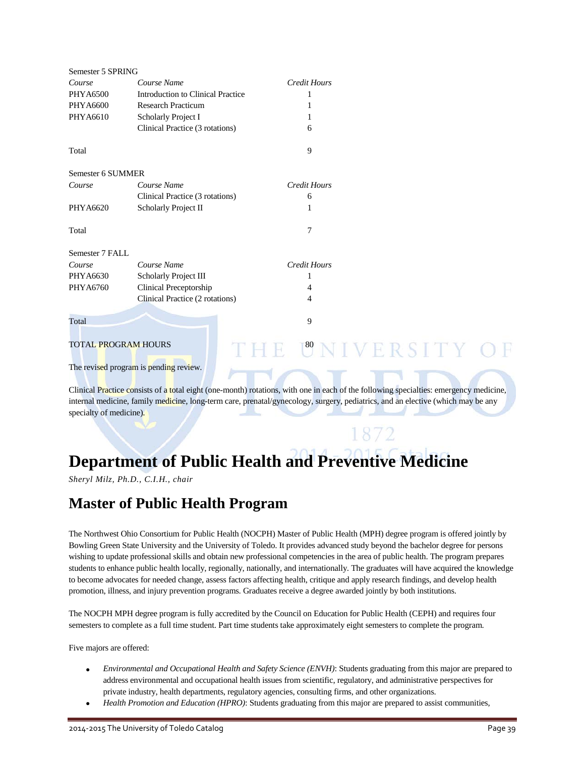Semester 5 SPRING

| *Course* | *Course Name* | *Credit Hours* |
|---|---|---|
| PHYA6500 | Introduction to Clinical Practice | 1 |
| PHYA6600 | Research Practicum | 1 |
| PHYA6610 | Scholarly Project I | 1 |
| | Clinical Practice (3 rotations) | 6 |
| Total | | 9 |

Semester 6 SUMMER

| *Course* | *Course Name* | *Credit Hours* |
|---|---|---|
| | Clinical Practice (3 rotations) | 6 |
| PHYA6620 | Scholarly Project II | 1 |
| Total | | 7 |

Semester 7 FALL

| *Course* | *Course Name* | *Credit Hours* |
|---|---|---|
| PHYA6630 | Scholarly Project III | 1 |
| PHYA6760 | Clinical Preceptorship | 4 |
| | Clinical Practice (2 rotations) | 4 |
| Total | | 9 |

TOTAL PROGRAM HOURS 80

The revised program is pending review.

Clinical Practice consists of a total eight (one-month) rotations, with one in each of the following specialties: emergency medicine, internal medicine, family medicine, long-term care, prenatal/gynecology, surgery, pediatrics, and an elective (which may be any specialty of medicine).

# Department of Public Health and Preventive Medicine

*Sheryl Milz, Ph.D., C.I.H., chair*

## Master of Public Health Program

The Northwest Ohio Consortium for Public Health (NOCPH) Master of Public Health (MPH) degree program is offered jointly by Bowling Green State University and the University of Toledo. It provides advanced study beyond the bachelor degree for persons wishing to update professional skills and obtain new professional competencies in the area of public health. The program prepares students to enhance public health locally, regionally, nationally, and internationally. The graduates will have acquired the knowledge to become advocates for needed change, assess factors affecting health, critique and apply research findings, and develop health promotion, illness, and injury prevention programs. Graduates receive a degree awarded jointly by both institutions.

The NOCPH MPH degree program is fully accredited by the Council on Education for Public Health (CEPH) and requires four semesters to complete as a full time student. Part time students take approximately eight semesters to complete the program.

Five majors are offered:

- *Environmental and Occupational Health and Safety Science (ENVH)*: Students graduating from this major are prepared to address environmental and occupational health issues from scientific, regulatory, and administrative perspectives for private industry, health departments, regulatory agencies, consulting firms, and other organizations.
- *Health Promotion and Education (HPRO)*: Students graduating from this major are prepared to assist communities,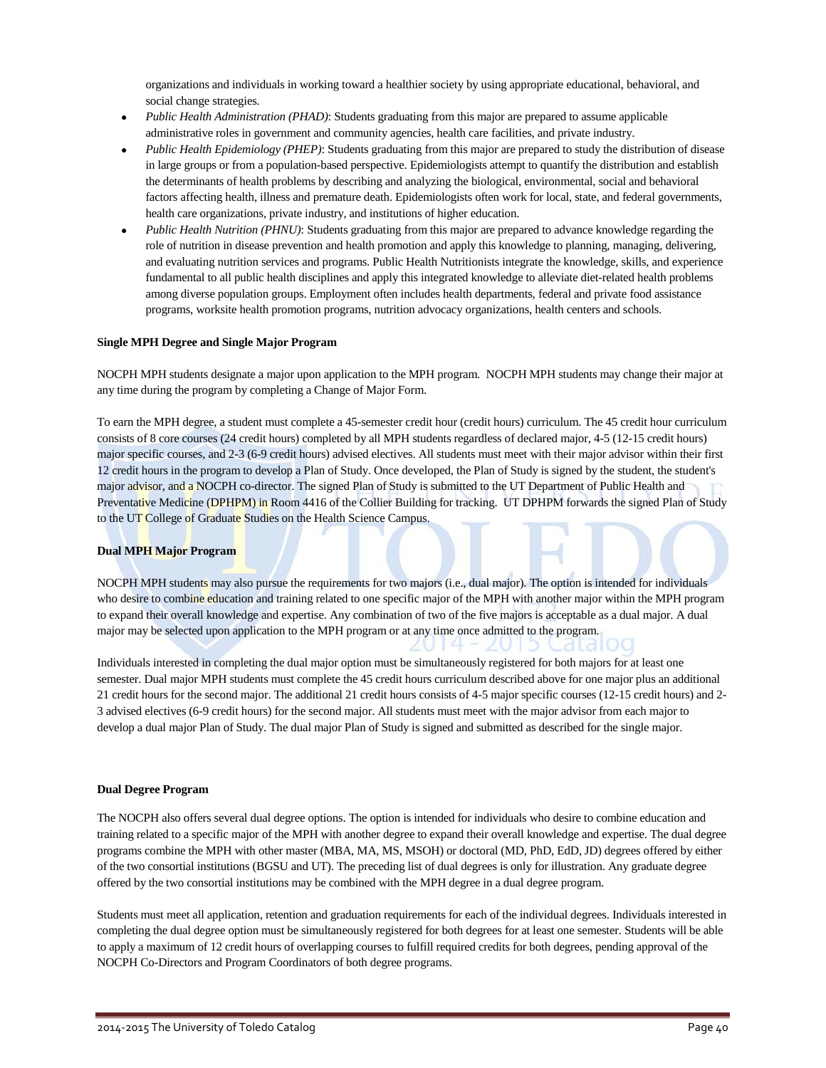organizations and individuals in working toward a healthier society by using appropriate educational, behavioral, and social change strategies.

- *Public Health Administration (PHAD)*: Students graduating from this major are prepared to assume applicable administrative roles in government and community agencies, health care facilities, and private industry.
- *Public Health Epidemiology (PHEP)*: Students graduating from this major are prepared to study the distribution of disease in large groups or from a population-based perspective. Epidemiologists attempt to quantify the distribution and establish the determinants of health problems by describing and analyzing the biological, environmental, social and behavioral factors affecting health, illness and premature death. Epidemiologists often work for local, state, and federal governments, health care organizations, private industry, and institutions of higher education.
- *Public Health Nutrition (PHNU)*: Students graduating from this major are prepared to advance knowledge regarding the role of nutrition in disease prevention and health promotion and apply this knowledge to planning, managing, delivering, and evaluating nutrition services and programs. Public Health Nutritionists integrate the knowledge, skills, and experience fundamental to all public health disciplines and apply this integrated knowledge to alleviate diet-related health problems among diverse population groups. Employment often includes health departments, federal and private food assistance programs, worksite health promotion programs, nutrition advocacy organizations, health centers and schools.

**Single MPH Degree and Single Major Program**

NOCPH MPH students designate a major upon application to the MPH program. NOCPH MPH students may change their major at any time during the program by completing a Change of Major Form.

To earn the MPH degree, a student must complete a 45-semester credit hour (credit hours) curriculum. The 45 credit hour curriculum consists of 8 core courses (24 credit hours) completed by all MPH students regardless of declared major, 4-5 (12-15 credit hours) major specific courses, and 2-3 (6-9 credit hours) advised electives. All students must meet with their major advisor within their first 12 credit hours in the program to develop a Plan of Study. Once developed, the Plan of Study is signed by the student, the student's major advisor, and a NOCPH co-director. The signed Plan of Study is submitted to the UT Department of Public Health and Preventative Medicine (DPHPM) in Room 4416 of the Collier Building for tracking. UT DPHPM forwards the signed Plan of Study to the UT College of Graduate Studies on the Health Science Campus.

**Dual MPH Major Program**

NOCPH MPH students may also pursue the requirements for two majors (i.e., dual major). The option is intended for individuals who desire to combine education and training related to one specific major of the MPH with another major within the MPH program to expand their overall knowledge and expertise. Any combination of two of the five majors is acceptable as a dual major. A dual major may be selected upon application to the MPH program or at any time once admitted to the program.

Individuals interested in completing the dual major option must be simultaneously registered for both majors for at least one semester. Dual major MPH students must complete the 45 credit hours curriculum described above for one major plus an additional 21 credit hours for the second major. The additional 21 credit hours consists of 4-5 major specific courses (12-15 credit hours) and 2-3 advised electives (6-9 credit hours) for the second major. All students must meet with the major advisor from each major to develop a dual major Plan of Study. The dual major Plan of Study is signed and submitted as described for the single major.

**Dual Degree Program**

The NOCPH also offers several dual degree options. The option is intended for individuals who desire to combine education and training related to a specific major of the MPH with another degree to expand their overall knowledge and expertise. The dual degree programs combine the MPH with other master (MBA, MA, MS, MSOH) or doctoral (MD, PhD, EdD, JD) degrees offered by either of the two consortial institutions (BGSU and UT). The preceding list of dual degrees is only for illustration. Any graduate degree offered by the two consortial institutions may be combined with the MPH degree in a dual degree program.

Students must meet all application, retention and graduation requirements for each of the individual degrees. Individuals interested in completing the dual degree option must be simultaneously registered for both degrees for at least one semester. Students will be able to apply a maximum of 12 credit hours of overlapping courses to fulfill required credits for both degrees, pending approval of the NOCPH Co-Directors and Program Coordinators of both degree programs.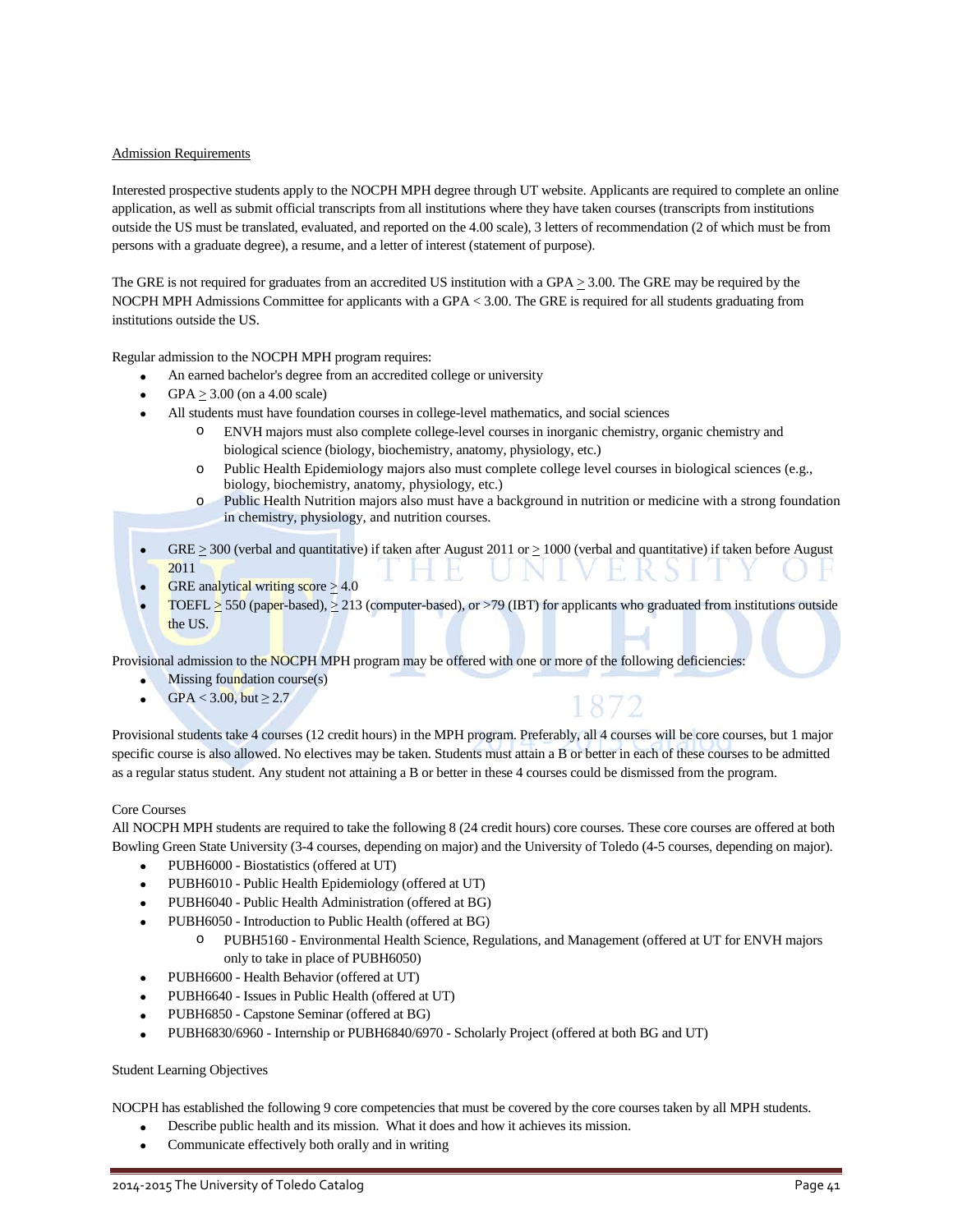## Admission Requirements

Interested prospective students apply to the NOCPH MPH degree through UT website. Applicants are required to complete an online application, as well as submit official transcripts from all institutions where they have taken courses (transcripts from institutions outside the US must be translated, evaluated, and reported on the 4.00 scale), 3 letters of recommendation (2 of which must be from persons with a graduate degree), a resume, and a letter of interest (statement of purpose).

The GRE is not required for graduates from an accredited US institution with a GPA $\geq$ 3.00. The GRE may be required by the NOCPH MPH Admissions Committee for applicants with a GPA < 3.00. The GRE is required for all students graduating from institutions outside the US.

Regular admission to the NOCPH MPH program requires:

- An earned bachelor's degree from an accredited college or university
- GPA $\geq$ 3.00 (on a 4.00 scale)
- All students must have foundation courses in college-level mathematics, and social sciences
  - ENVH majors must also complete college-level courses in inorganic chemistry, organic chemistry and biological science (biology, biochemistry, anatomy, physiology, etc.)
  - Public Health Epidemiology majors also must complete college level courses in biological sciences (e.g., biology, biochemistry, anatomy, physiology, etc.)
  - Public Health Nutrition majors also must have a background in nutrition or medicine with a strong foundation in chemistry, physiology, and nutrition courses.
- GRE $\geq$ 300 (verbal and quantitative) if taken after August 2011 or $\geq$ 1000 (verbal and quantitative) if taken before August 2011
- GRE analytical writing score $\geq$ 4.0
- TOEFL $\geq$ 550 (paper-based), $\geq$ 213 (computer-based), or >79 (IBT) for applicants who graduated from institutions outside the US.

Provisional admission to the NOCPH MPH program may be offered with one or more of the following deficiencies:

- Missing foundation course(s)
- GPA < 3.00, but $\geq$ 2.7

Provisional students take 4 courses (12 credit hours) in the MPH program. Preferably, all 4 courses will be core courses, but 1 major specific course is also allowed. No electives may be taken. Students must attain a B or better in each of these courses to be admitted as a regular status student. Any student not attaining a B or better in these 4 courses could be dismissed from the program.

## Core Courses

All NOCPH MPH students are required to take the following 8 (24 credit hours) core courses. These core courses are offered at both Bowling Green State University (3-4 courses, depending on major) and the University of Toledo (4-5 courses, depending on major).

- PUBH6000 - Biostatistics (offered at UT)
- PUBH6010 - Public Health Epidemiology (offered at UT)
- PUBH6040 - Public Health Administration (offered at BG)
- PUBH6050 - Introduction to Public Health (offered at BG)
  - PUBH5160 - Environmental Health Science, Regulations, and Management (offered at UT for ENVH majors only to take in place of PUBH6050)
- PUBH6600 - Health Behavior (offered at UT)
- PUBH6640 - Issues in Public Health (offered at UT)
- PUBH6850 - Capstone Seminar (offered at BG)
- PUBH6830/6960 - Internship or PUBH6840/6970 - Scholarly Project (offered at both BG and UT)

## Student Learning Objectives

NOCPH has established the following 9 core competencies that must be covered by the core courses taken by all MPH students.

- Describe public health and its mission. What it does and how it achieves its mission.
- Communicate effectively both orally and in writing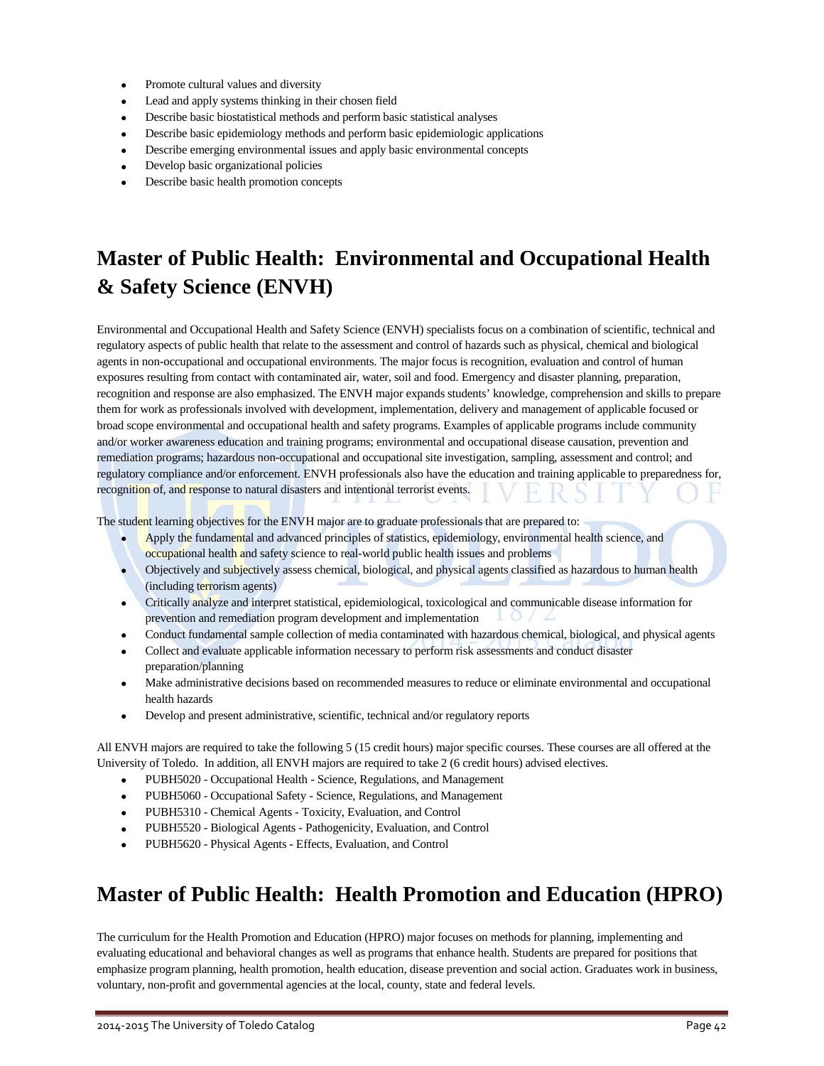- Promote cultural values and diversity
- Lead and apply systems thinking in their chosen field
- Describe basic biostatistical methods and perform basic statistical analyses
- Describe basic epidemiology methods and perform basic epidemiologic applications
- Describe emerging environmental issues and apply basic environmental concepts
- Develop basic organizational policies
- Describe basic health promotion concepts

# Master of Public Health: Environmental and Occupational Health & Safety Science (ENVH)

Environmental and Occupational Health and Safety Science (ENVH) specialists focus on a combination of scientific, technical and regulatory aspects of public health that relate to the assessment and control of hazards such as physical, chemical and biological agents in non-occupational and occupational environments. The major focus is recognition, evaluation and control of human exposures resulting from contact with contaminated air, water, soil and food. Emergency and disaster planning, preparation, recognition and response are also emphasized. The ENVH major expands students' knowledge, comprehension and skills to prepare them for work as professionals involved with development, implementation, delivery and management of applicable focused or broad scope environmental and occupational health and safety programs. Examples of applicable programs include community and/or worker awareness education and training programs; environmental and occupational disease causation, prevention and remediation programs; hazardous non-occupational and occupational site investigation, sampling, assessment and control; and regulatory compliance and/or enforcement. ENVH professionals also have the education and training applicable to preparedness for, recognition of, and response to natural disasters and intentional terrorist events.

The student learning objectives for the ENVH major are to graduate professionals that are prepared to:

- Apply the fundamental and advanced principles of statistics, epidemiology, environmental health science, and occupational health and safety science to real-world public health issues and problems
- Objectively and subjectively assess chemical, biological, and physical agents classified as hazardous to human health (including terrorism agents)
- Critically analyze and interpret statistical, epidemiological, toxicological and communicable disease information for prevention and remediation program development and implementation
- Conduct fundamental sample collection of media contaminated with hazardous chemical, biological, and physical agents
- Collect and evaluate applicable information necessary to perform risk assessments and conduct disaster preparation/planning
- Make administrative decisions based on recommended measures to reduce or eliminate environmental and occupational health hazards
- Develop and present administrative, scientific, technical and/or regulatory reports

All ENVH majors are required to take the following 5 (15 credit hours) major specific courses. These courses are all offered at the University of Toledo. In addition, all ENVH majors are required to take 2 (6 credit hours) advised electives.

- PUBH5020 - Occupational Health - Science, Regulations, and Management
- PUBH5060 - Occupational Safety - Science, Regulations, and Management
- PUBH5310 - Chemical Agents - Toxicity, Evaluation, and Control
- PUBH5520 - Biological Agents - Pathogenicity, Evaluation, and Control
- PUBH5620 - Physical Agents - Effects, Evaluation, and Control

# Master of Public Health: Health Promotion and Education (HPRO)

The curriculum for the Health Promotion and Education (HPRO) major focuses on methods for planning, implementing and evaluating educational and behavioral changes as well as programs that enhance health. Students are prepared for positions that emphasize program planning, health promotion, health education, disease prevention and social action. Graduates work in business, voluntary, non-profit and governmental agencies at the local, county, state and federal levels.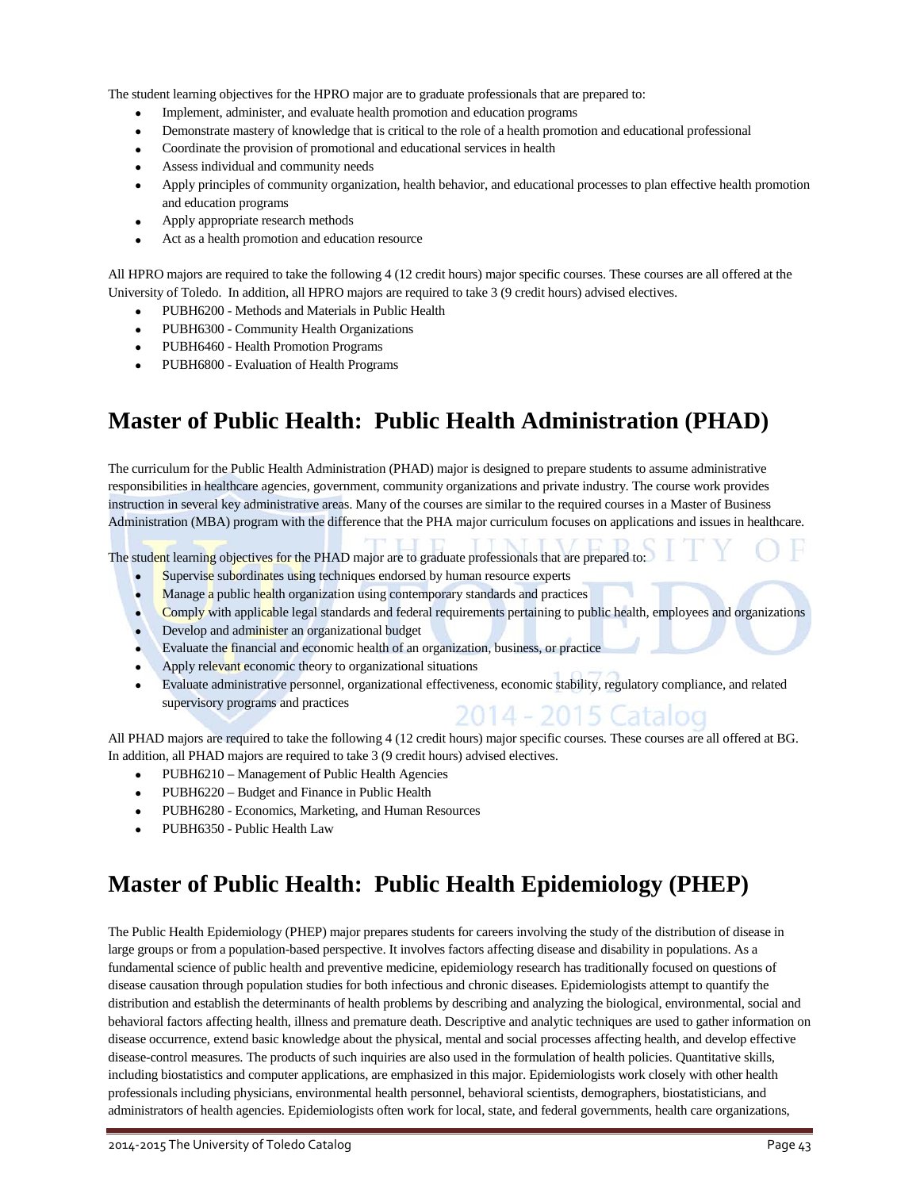The student learning objectives for the HPRO major are to graduate professionals that are prepared to:

- Implement, administer, and evaluate health promotion and education programs
- Demonstrate mastery of knowledge that is critical to the role of a health promotion and educational professional
- Coordinate the provision of promotional and educational services in health
- Assess individual and community needs
- Apply principles of community organization, health behavior, and educational processes to plan effective health promotion and education programs
- Apply appropriate research methods
- Act as a health promotion and education resource

All HPRO majors are required to take the following 4 (12 credit hours) major specific courses. These courses are all offered at the University of Toledo. In addition, all HPRO majors are required to take 3 (9 credit hours) advised electives.

- PUBH6200 - Methods and Materials in Public Health
- PUBH6300 - Community Health Organizations
- PUBH6460 - Health Promotion Programs
- PUBH6800 - Evaluation of Health Programs

# Master of Public Health: Public Health Administration (PHAD)

The curriculum for the Public Health Administration (PHAD) major is designed to prepare students to assume administrative responsibilities in healthcare agencies, government, community organizations and private industry. The course work provides instruction in several key administrative areas. Many of the courses are similar to the required courses in a Master of Business Administration (MBA) program with the difference that the PHA major curriculum focuses on applications and issues in healthcare.

The student learning objectives for the PHAD major are to graduate professionals that are prepared to:

- Supervise subordinates using techniques endorsed by human resource experts
- Manage a public health organization using contemporary standards and practices
- Comply with applicable legal standards and federal requirements pertaining to public health, employees and organizations
- Develop and administer an organizational budget
- Evaluate the financial and economic health of an organization, business, or practice
- Apply relevant economic theory to organizational situations
- Evaluate administrative personnel, organizational effectiveness, economic stability, regulatory compliance, and related supervisory programs and practices

All PHAD majors are required to take the following 4 (12 credit hours) major specific courses. These courses are all offered at BG. In addition, all PHAD majors are required to take 3 (9 credit hours) advised electives.

- PUBH6210 – Management of Public Health Agencies
- PUBH6220 – Budget and Finance in Public Health
- PUBH6280 - Economics, Marketing, and Human Resources
- PUBH6350 - Public Health Law

# Master of Public Health: Public Health Epidemiology (PHEP)

The Public Health Epidemiology (PHEP) major prepares students for careers involving the study of the distribution of disease in large groups or from a population-based perspective. It involves factors affecting disease and disability in populations. As a fundamental science of public health and preventive medicine, epidemiology research has traditionally focused on questions of disease causation through population studies for both infectious and chronic diseases. Epidemiologists attempt to quantify the distribution and establish the determinants of health problems by describing and analyzing the biological, environmental, social and behavioral factors affecting health, illness and premature death. Descriptive and analytic techniques are used to gather information on disease occurrence, extend basic knowledge about the physical, mental and social processes affecting health, and develop effective disease-control measures. The products of such inquiries are also used in the formulation of health policies. Quantitative skills, including biostatistics and computer applications, are emphasized in this major. Epidemiologists work closely with other health professionals including physicians, environmental health personnel, behavioral scientists, demographers, biostatisticians, and administrators of health agencies. Epidemiologists often work for local, state, and federal governments, health care organizations,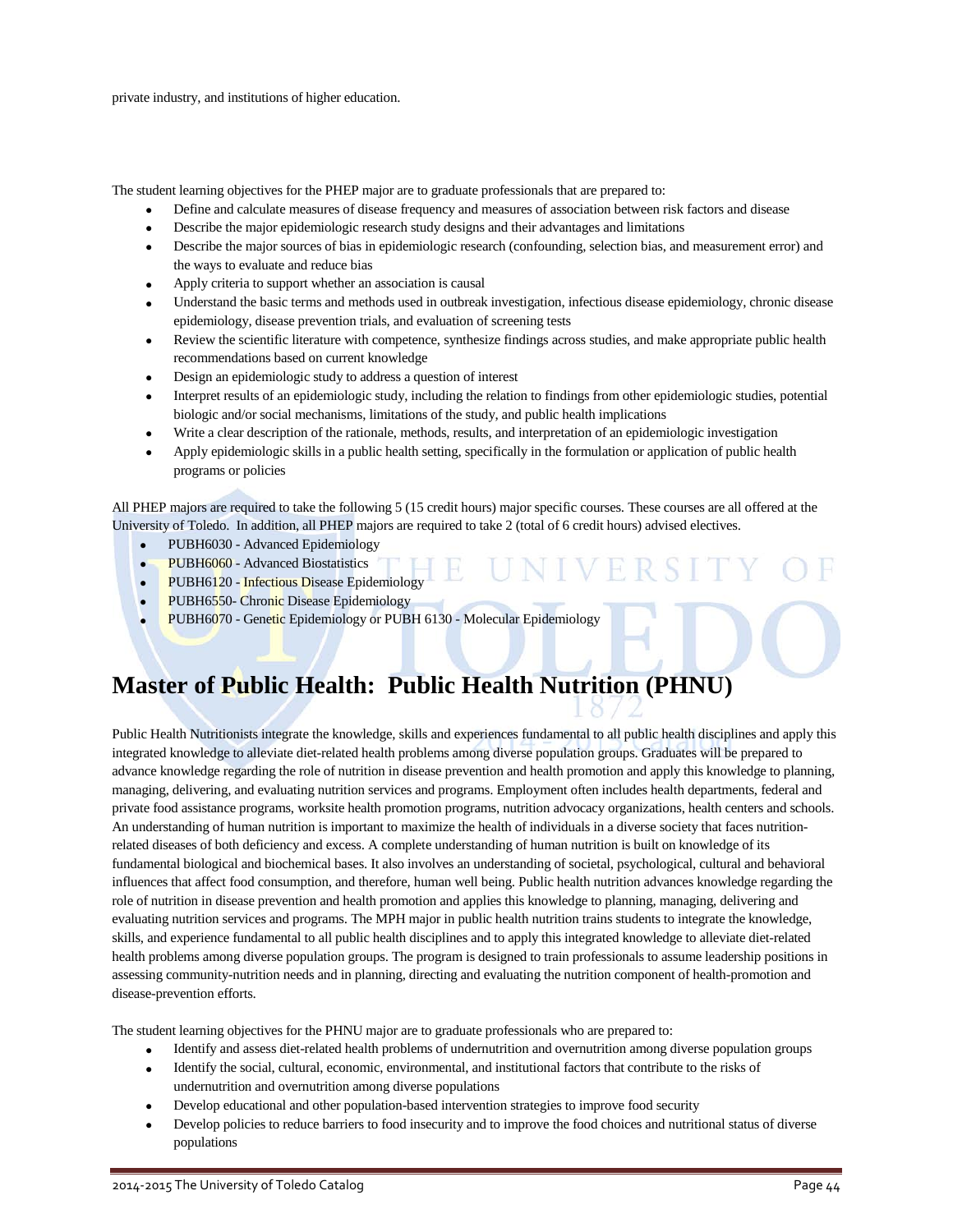private industry, and institutions of higher education.

The student learning objectives for the PHEP major are to graduate professionals that are prepared to:

- Define and calculate measures of disease frequency and measures of association between risk factors and disease
- Describe the major epidemiologic research study designs and their advantages and limitations
- Describe the major sources of bias in epidemiologic research (confounding, selection bias, and measurement error) and the ways to evaluate and reduce bias
- Apply criteria to support whether an association is causal
- Understand the basic terms and methods used in outbreak investigation, infectious disease epidemiology, chronic disease epidemiology, disease prevention trials, and evaluation of screening tests
- Review the scientific literature with competence, synthesize findings across studies, and make appropriate public health recommendations based on current knowledge
- Design an epidemiologic study to address a question of interest
- Interpret results of an epidemiologic study, including the relation to findings from other epidemiologic studies, potential biologic and/or social mechanisms, limitations of the study, and public health implications
- Write a clear description of the rationale, methods, results, and interpretation of an epidemiologic investigation
- Apply epidemiologic skills in a public health setting, specifically in the formulation or application of public health programs or policies

All PHEP majors are required to take the following 5 (15 credit hours) major specific courses. These courses are all offered at the University of Toledo. In addition, all PHEP majors are required to take 2 (total of 6 credit hours) advised electives.

- PUBH6030 - Advanced Epidemiology
- PUBH6060 - Advanced Biostatistics
- PUBH6120 - Infectious Disease Epidemiology
- PUBH6550- Chronic Disease Epidemiology
- PUBH6070 - Genetic Epidemiology or PUBH 6130 - Molecular Epidemiology

# Master of Public Health: Public Health Nutrition (PHNU)

Public Health Nutritionists integrate the knowledge, skills and experiences fundamental to all public health disciplines and apply this integrated knowledge to alleviate diet-related health problems among diverse population groups. Graduates will be prepared to advance knowledge regarding the role of nutrition in disease prevention and health promotion and apply this knowledge to planning, managing, delivering, and evaluating nutrition services and programs. Employment often includes health departments, federal and private food assistance programs, worksite health promotion programs, nutrition advocacy organizations, health centers and schools. An understanding of human nutrition is important to maximize the health of individuals in a diverse society that faces nutrition-related diseases of both deficiency and excess. A complete understanding of human nutrition is built on knowledge of its fundamental biological and biochemical bases. It also involves an understanding of societal, psychological, cultural and behavioral influences that affect food consumption, and therefore, human well being. Public health nutrition advances knowledge regarding the role of nutrition in disease prevention and health promotion and applies this knowledge to planning, managing, delivering and evaluating nutrition services and programs. The MPH major in public health nutrition trains students to integrate the knowledge, skills, and experience fundamental to all public health disciplines and to apply this integrated knowledge to alleviate diet-related health problems among diverse population groups. The program is designed to train professionals to assume leadership positions in assessing community-nutrition needs and in planning, directing and evaluating the nutrition component of health-promotion and disease-prevention efforts.

The student learning objectives for the PHNU major are to graduate professionals who are prepared to:

- Identify and assess diet-related health problems of undernutrition and overnutrition among diverse population groups
- Identify the social, cultural, economic, environmental, and institutional factors that contribute to the risks of undernutrition and overnutrition among diverse populations
- Develop educational and other population-based intervention strategies to improve food security
- Develop policies to reduce barriers to food insecurity and to improve the food choices and nutritional status of diverse populations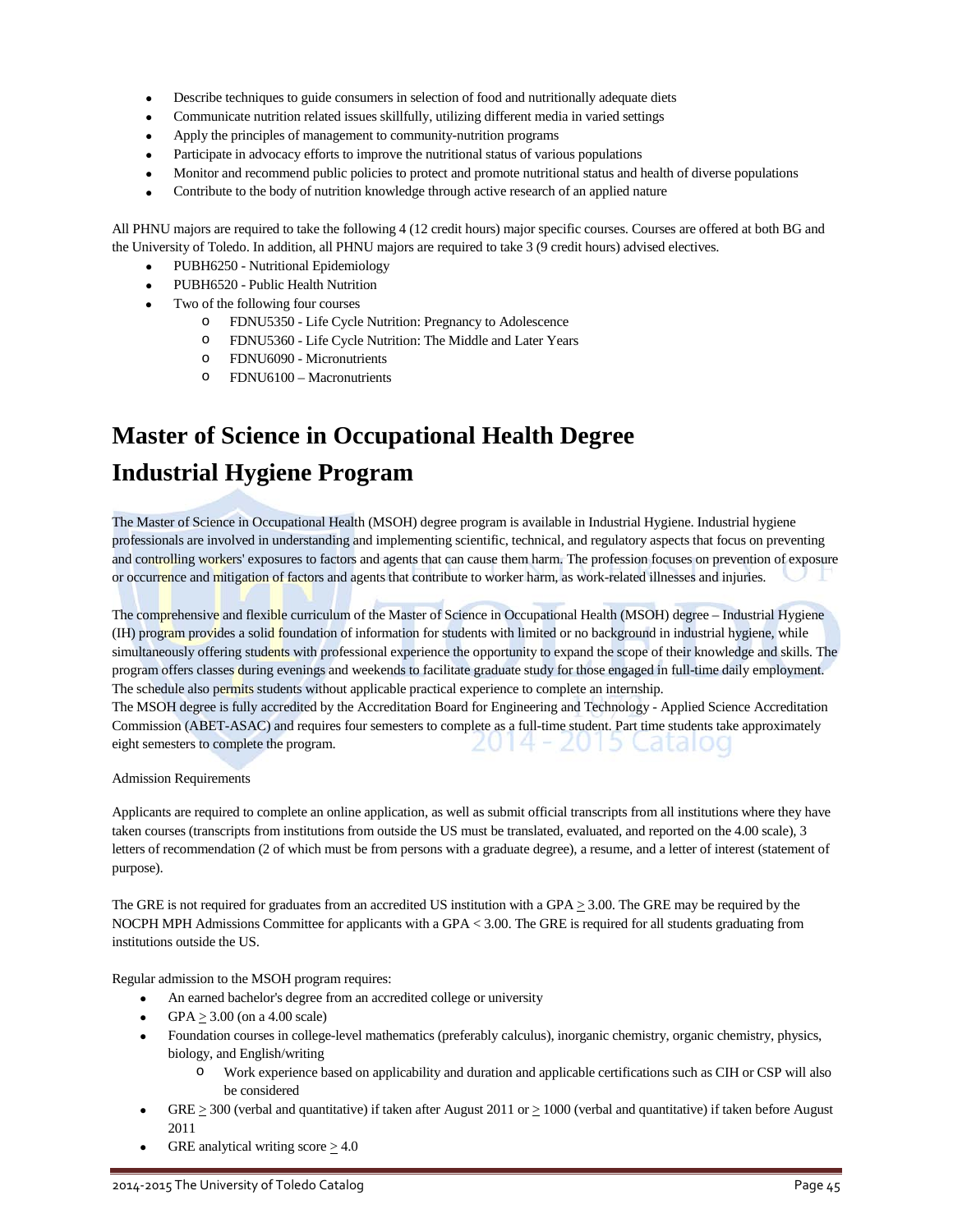- Describe techniques to guide consumers in selection of food and nutritionally adequate diets
- Communicate nutrition related issues skillfully, utilizing different media in varied settings
- Apply the principles of management to community-nutrition programs
- Participate in advocacy efforts to improve the nutritional status of various populations
- Monitor and recommend public policies to protect and promote nutritional status and health of diverse populations
- Contribute to the body of nutrition knowledge through active research of an applied nature

All PHNU majors are required to take the following 4 (12 credit hours) major specific courses. Courses are offered at both BG and the University of Toledo. In addition, all PHNU majors are required to take 3 (9 credit hours) advised electives.

- PUBH6250 - Nutritional Epidemiology
- PUBH6520 - Public Health Nutrition
- Two of the following four courses
    - FDNU5350 - Life Cycle Nutrition: Pregnancy to Adolescence
    - FDNU5360 - Life Cycle Nutrition: The Middle and Later Years
    - FDNU6090 - Micronutrients
    - FDNU6100 – Macronutrients

# Master of Science in Occupational Health Degree

# Industrial Hygiene Program

The Master of Science in Occupational Health (MSOH) degree program is available in Industrial Hygiene. Industrial hygiene professionals are involved in understanding and implementing scientific, technical, and regulatory aspects that focus on preventing and controlling workers' exposures to factors and agents that can cause them harm. The profession focuses on prevention of exposure or occurrence and mitigation of factors and agents that contribute to worker harm, as work-related illnesses and injuries.

The comprehensive and flexible curriculum of the Master of Science in Occupational Health (MSOH) degree – Industrial Hygiene (IH) program provides a solid foundation of information for students with limited or no background in industrial hygiene, while simultaneously offering students with professional experience the opportunity to expand the scope of their knowledge and skills. The program offers classes during evenings and weekends to facilitate graduate study for those engaged in full-time daily employment. The schedule also permits students without applicable practical experience to complete an internship.
The MSOH degree is fully accredited by the Accreditation Board for Engineering and Technology - Applied Science Accreditation Commission (ABET-ASAC) and requires four semesters to complete as a full-time student. Part time students take approximately eight semesters to complete the program.

Admission Requirements

Applicants are required to complete an online application, as well as submit official transcripts from all institutions where they have taken courses (transcripts from institutions from outside the US must be translated, evaluated, and reported on the 4.00 scale), 3 letters of recommendation (2 of which must be from persons with a graduate degree), a resume, and a letter of interest (statement of purpose).

The GRE is not required for graduates from an accredited US institution with a GPA $\geq$ 3.00. The GRE may be required by the NOCPH MPH Admissions Committee for applicants with a GPA < 3.00. The GRE is required for all students graduating from institutions outside the US.

Regular admission to the MSOH program requires:

- An earned bachelor's degree from an accredited college or university
- GPA $\geq$ 3.00 (on a 4.00 scale)
- Foundation courses in college-level mathematics (preferably calculus), inorganic chemistry, organic chemistry, physics, biology, and English/writing
    - Work experience based on applicability and duration and applicable certifications such as CIH or CSP will also be considered
- GRE $\geq$ 300 (verbal and quantitative) if taken after August 2011 or $\geq$ 1000 (verbal and quantitative) if taken before August 2011
- GRE analytical writing score $\geq$ 4.0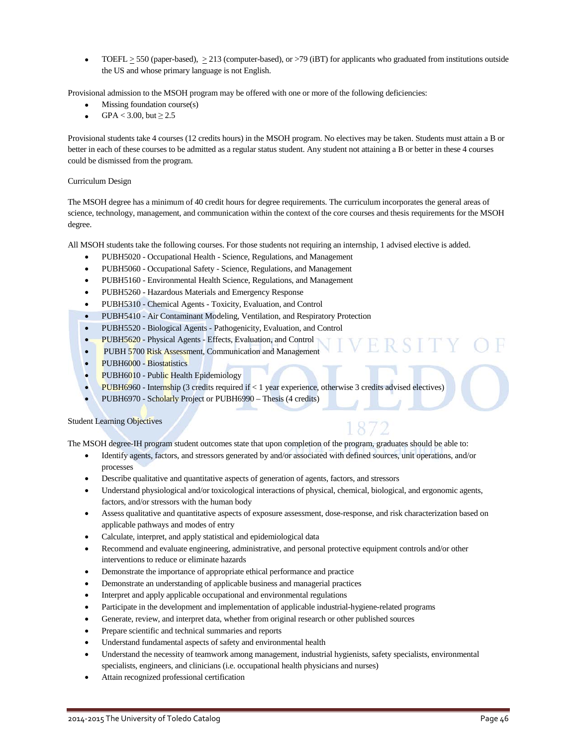- TOEFL $\geq$ 550 (paper-based), $\geq$ 213 (computer-based), or >79 (iBT) for applicants who graduated from institutions outside the US and whose primary language is not English.

Provisional admission to the MSOH program may be offered with one or more of the following deficiencies:

- Missing foundation course(s)
- GPA < 3.00, but $\geq$ 2.5

Provisional students take 4 courses (12 credits hours) in the MSOH program. No electives may be taken. Students must attain a B or better in each of these courses to be admitted as a regular status student. Any student not attaining a B or better in these 4 courses could be dismissed from the program.

Curriculum Design

The MSOH degree has a minimum of 40 credit hours for degree requirements. The curriculum incorporates the general areas of science, technology, management, and communication within the context of the core courses and thesis requirements for the MSOH degree.

All MSOH students take the following courses. For those students not requiring an internship, 1 advised elective is added.

- PUBH5020 - Occupational Health - Science, Regulations, and Management
- PUBH5060 - Occupational Safety - Science, Regulations, and Management
- PUBH5160 - Environmental Health Science, Regulations, and Management
- PUBH5260 - Hazardous Materials and Emergency Response
- PUBH5310 - Chemical Agents - Toxicity, Evaluation, and Control
- PUBH5410 - Air Contaminant Modeling, Ventilation, and Respiratory Protection
- PUBH5520 - Biological Agents - Pathogenicity, Evaluation, and Control
- PUBH5620 - Physical Agents - Effects, Evaluation, and Control
- PUBH 5700 Risk Assessment, Communication and Management
- PUBH6000 - Biostatistics
- PUBH6010 - Public Health Epidemiology
- PUBH6960 - Internship (3 credits required if < 1 year experience, otherwise 3 credits advised electives)
- PUBH6970 - Scholarly Project or PUBH6990 – Thesis (4 credits)

Student Learning Objectives

The MSOH degree-IH program student outcomes state that upon completion of the program, graduates should be able to:

- Identify agents, factors, and stressors generated by and/or associated with defined sources, unit operations, and/or processes
- Describe qualitative and quantitative aspects of generation of agents, factors, and stressors
- Understand physiological and/or toxicological interactions of physical, chemical, biological, and ergonomic agents, factors, and/or stressors with the human body
- Assess qualitative and quantitative aspects of exposure assessment, dose-response, and risk characterization based on applicable pathways and modes of entry
- Calculate, interpret, and apply statistical and epidemiological data
- Recommend and evaluate engineering, administrative, and personal protective equipment controls and/or other interventions to reduce or eliminate hazards
- Demonstrate the importance of appropriate ethical performance and practice
- Demonstrate an understanding of applicable business and managerial practices
- Interpret and apply applicable occupational and environmental regulations
- Participate in the development and implementation of applicable industrial-hygiene-related programs
- Generate, review, and interpret data, whether from original research or other published sources
- Prepare scientific and technical summaries and reports
- Understand fundamental aspects of safety and environmental health
- Understand the necessity of teamwork among management, industrial hygienists, safety specialists, environmental specialists, engineers, and clinicians (i.e. occupational health physicians and nurses)
- Attain recognized professional certification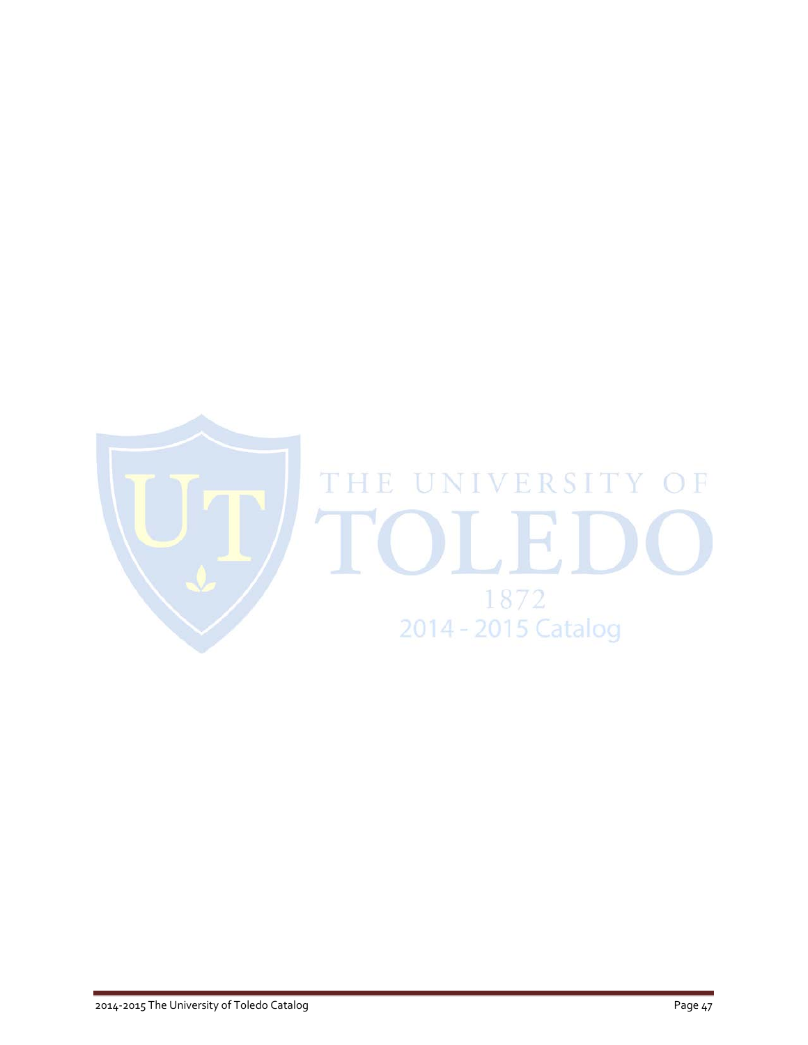THE UNIVERSITY OF TOLEDO

1872

2014 - 2015 Catalog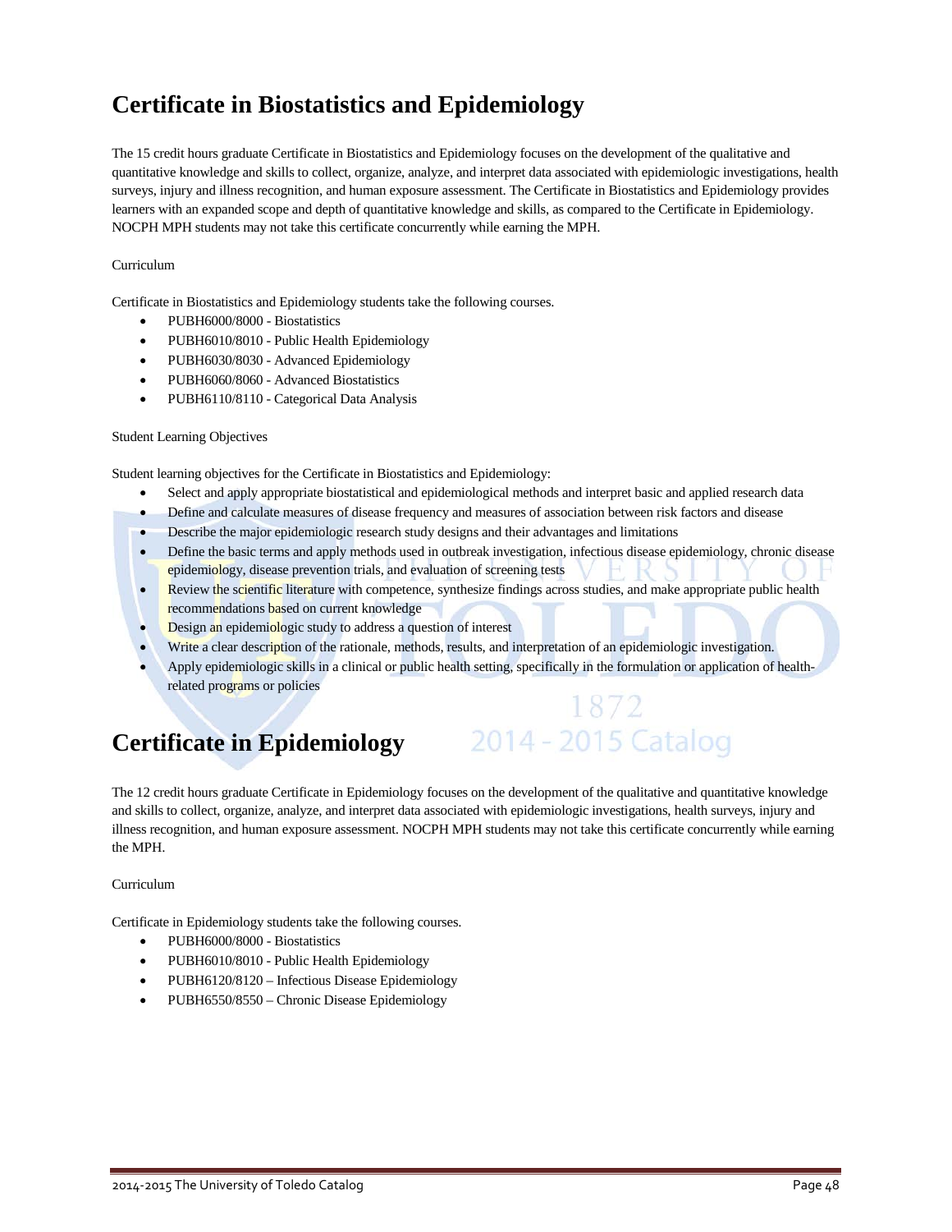# Certificate in Biostatistics and Epidemiology

The 15 credit hours graduate Certificate in Biostatistics and Epidemiology focuses on the development of the qualitative and quantitative knowledge and skills to collect, organize, analyze, and interpret data associated with epidemiologic investigations, health surveys, injury and illness recognition, and human exposure assessment. The Certificate in Biostatistics and Epidemiology provides learners with an expanded scope and depth of quantitative knowledge and skills, as compared to the Certificate in Epidemiology. NOCPH MPH students may not take this certificate concurrently while earning the MPH.

Curriculum

Certificate in Biostatistics and Epidemiology students take the following courses.

- PUBH6000/8000 - Biostatistics
- PUBH6010/8010 - Public Health Epidemiology
- PUBH6030/8030 - Advanced Epidemiology
- PUBH6060/8060 - Advanced Biostatistics
- PUBH6110/8110 - Categorical Data Analysis

Student Learning Objectives

Student learning objectives for the Certificate in Biostatistics and Epidemiology:

- Select and apply appropriate biostatistical and epidemiological methods and interpret basic and applied research data
- Define and calculate measures of disease frequency and measures of association between risk factors and disease
- Describe the major epidemiologic research study designs and their advantages and limitations
- Define the basic terms and apply methods used in outbreak investigation, infectious disease epidemiology, chronic disease epidemiology, disease prevention trials, and evaluation of screening tests
- Review the scientific literature with competence, synthesize findings across studies, and make appropriate public health recommendations based on current knowledge
- Design an epidemiologic study to address a question of interest
- Write a clear description of the rationale, methods, results, and interpretation of an epidemiologic investigation.
- Apply epidemiologic skills in a clinical or public health setting, specifically in the formulation or application of health-related programs or policies

# Certificate in Epidemiology

The 12 credit hours graduate Certificate in Epidemiology focuses on the development of the qualitative and quantitative knowledge and skills to collect, organize, analyze, and interpret data associated with epidemiologic investigations, health surveys, injury and illness recognition, and human exposure assessment. NOCPH MPH students may not take this certificate concurrently while earning the MPH.

Curriculum

Certificate in Epidemiology students take the following courses.

- PUBH6000/8000 - Biostatistics
- PUBH6010/8010 - Public Health Epidemiology
- PUBH6120/8120 – Infectious Disease Epidemiology
- PUBH6550/8550 – Chronic Disease Epidemiology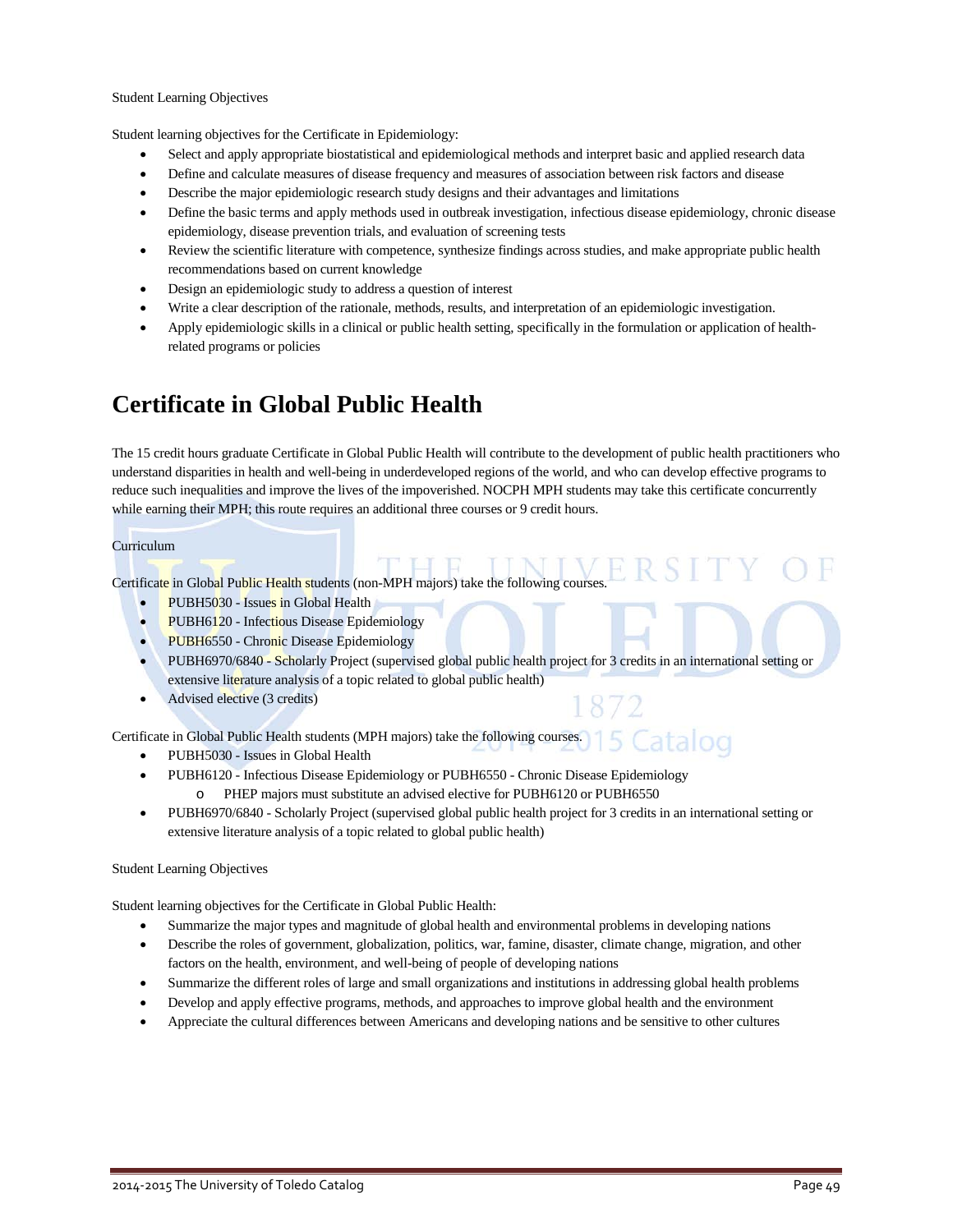Student Learning Objectives

Student learning objectives for the Certificate in Epidemiology:

- Select and apply appropriate biostatistical and epidemiological methods and interpret basic and applied research data
- Define and calculate measures of disease frequency and measures of association between risk factors and disease
- Describe the major epidemiologic research study designs and their advantages and limitations
- Define the basic terms and apply methods used in outbreak investigation, infectious disease epidemiology, chronic disease epidemiology, disease prevention trials, and evaluation of screening tests
- Review the scientific literature with competence, synthesize findings across studies, and make appropriate public health recommendations based on current knowledge
- Design an epidemiologic study to address a question of interest
- Write a clear description of the rationale, methods, results, and interpretation of an epidemiologic investigation.
- Apply epidemiologic skills in a clinical or public health setting, specifically in the formulation or application of health-related programs or policies

# Certificate in Global Public Health

The 15 credit hours graduate Certificate in Global Public Health will contribute to the development of public health practitioners who understand disparities in health and well-being in underdeveloped regions of the world, and who can develop effective programs to reduce such inequalities and improve the lives of the impoverished. NOCPH MPH students may take this certificate concurrently while earning their MPH; this route requires an additional three courses or 9 credit hours.

Curriculum

Certificate in Global Public Health students (non-MPH majors) take the following courses.

- PUBH5030 - Issues in Global Health
- PUBH6120 - Infectious Disease Epidemiology
- PUBH6550 - Chronic Disease Epidemiology
- PUBH6970/6840 - Scholarly Project (supervised global public health project for 3 credits in an international setting or extensive literature analysis of a topic related to global public health)
- Advised elective (3 credits)

Certificate in Global Public Health students (MPH majors) take the following courses.

- PUBH5030 - Issues in Global Health
- PUBH6120 - Infectious Disease Epidemiology or PUBH6550 - Chronic Disease Epidemiology
  - PHEP majors must substitute an advised elective for PUBH6120 or PUBH6550
- PUBH6970/6840 - Scholarly Project (supervised global public health project for 3 credits in an international setting or extensive literature analysis of a topic related to global public health)

Student Learning Objectives

Student learning objectives for the Certificate in Global Public Health:

- Summarize the major types and magnitude of global health and environmental problems in developing nations
- Describe the roles of government, globalization, politics, war, famine, disaster, climate change, migration, and other factors on the health, environment, and well-being of people of developing nations
- Summarize the different roles of large and small organizations and institutions in addressing global health problems
- Develop and apply effective programs, methods, and approaches to improve global health and the environment
- Appreciate the cultural differences between Americans and developing nations and be sensitive to other cultures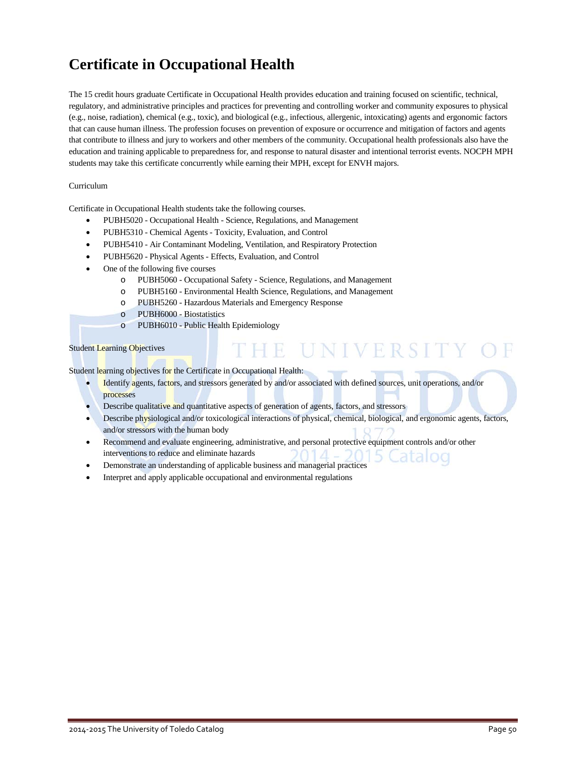# Certificate in Occupational Health

The 15 credit hours graduate Certificate in Occupational Health provides education and training focused on scientific, technical, regulatory, and administrative principles and practices for preventing and controlling worker and community exposures to physical (e.g., noise, radiation), chemical (e.g., toxic), and biological (e.g., infectious, allergenic, intoxicating) agents and ergonomic factors that can cause human illness. The profession focuses on prevention of exposure or occurrence and mitigation of factors and agents that contribute to illness and jury to workers and other members of the community. Occupational health professionals also have the education and training applicable to preparedness for, and response to natural disaster and intentional terrorist events. NOCPH MPH students may take this certificate concurrently while earning their MPH, except for ENVH majors.

Curriculum

Certificate in Occupational Health students take the following courses.

- PUBH5020 - Occupational Health - Science, Regulations, and Management
- PUBH5310 - Chemical Agents - Toxicity, Evaluation, and Control
- PUBH5410 - Air Contaminant Modeling, Ventilation, and Respiratory Protection
- PUBH5620 - Physical Agents - Effects, Evaluation, and Control
- One of the following five courses
  - PUBH5060 - Occupational Safety - Science, Regulations, and Management
  - PUBH5160 - Environmental Health Science, Regulations, and Management
  - PUBH5260 - Hazardous Materials and Emergency Response
  - PUBH6000 - Biostatistics
  - PUBH6010 - Public Health Epidemiology

Student Learning Objectives

Student learning objectives for the Certificate in Occupational Health:

- Identify agents, factors, and stressors generated by and/or associated with defined sources, unit operations, and/or processes
- Describe qualitative and quantitative aspects of generation of agents, factors, and stressors
- Describe physiological and/or toxicological interactions of physical, chemical, biological, and ergonomic agents, factors, and/or stressors with the human body
- Recommend and evaluate engineering, administrative, and personal protective equipment controls and/or other interventions to reduce and eliminate hazards
- Demonstrate an understanding of applicable business and managerial practices
- Interpret and apply applicable occupational and environmental regulations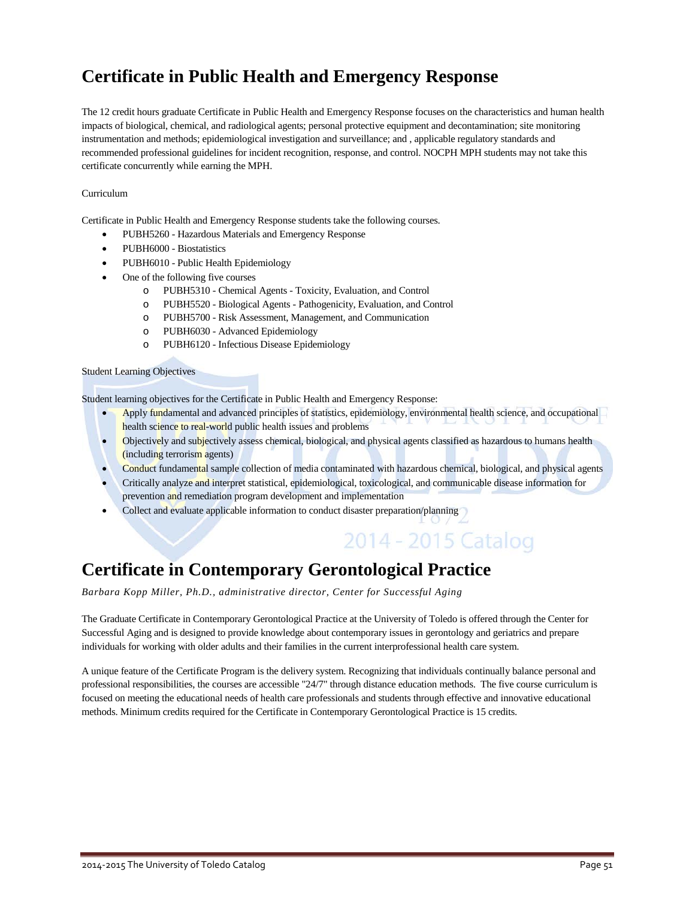# Certificate in Public Health and Emergency Response

The 12 credit hours graduate Certificate in Public Health and Emergency Response focuses on the characteristics and human health impacts of biological, chemical, and radiological agents; personal protective equipment and decontamination; site monitoring instrumentation and methods; epidemiological investigation and surveillance; and , applicable regulatory standards and recommended professional guidelines for incident recognition, response, and control. NOCPH MPH students may not take this certificate concurrently while earning the MPH.

Curriculum

Certificate in Public Health and Emergency Response students take the following courses.

- PUBH5260 - Hazardous Materials and Emergency Response
- PUBH6000 - Biostatistics
- PUBH6010 - Public Health Epidemiology
- One of the following five courses
  - PUBH5310 - Chemical Agents - Toxicity, Evaluation, and Control
  - PUBH5520 - Biological Agents - Pathogenicity, Evaluation, and Control
  - PUBH5700 - Risk Assessment, Management, and Communication
  - PUBH6030 - Advanced Epidemiology
  - PUBH6120 - Infectious Disease Epidemiology

Student Learning Objectives

Student learning objectives for the Certificate in Public Health and Emergency Response:

- Apply fundamental and advanced principles of statistics, epidemiology, environmental health science, and occupational health science to real-world public health issues and problems
- Objectively and subjectively assess chemical, biological, and physical agents classified as hazardous to humans health (including terrorism agents)
- Conduct fundamental sample collection of media contaminated with hazardous chemical, biological, and physical agents
- Critically analyze and interpret statistical, epidemiological, toxicological, and communicable disease information for prevention and remediation program development and implementation
- Collect and evaluate applicable information to conduct disaster preparation/planning

# Certificate in Contemporary Gerontological Practice

*Barbara Kopp Miller, Ph.D., administrative director, Center for Successful Aging*

The Graduate Certificate in Contemporary Gerontological Practice at the University of Toledo is offered through the Center for Successful Aging and is designed to provide knowledge about contemporary issues in gerontology and geriatrics and prepare individuals for working with older adults and their families in the current interprofessional health care system.

A unique feature of the Certificate Program is the delivery system. Recognizing that individuals continually balance personal and professional responsibilities, the courses are accessible "24/7" through distance education methods. The five course curriculum is focused on meeting the educational needs of health care professionals and students through effective and innovative educational methods. Minimum credits required for the Certificate in Contemporary Gerontological Practice is 15 credits.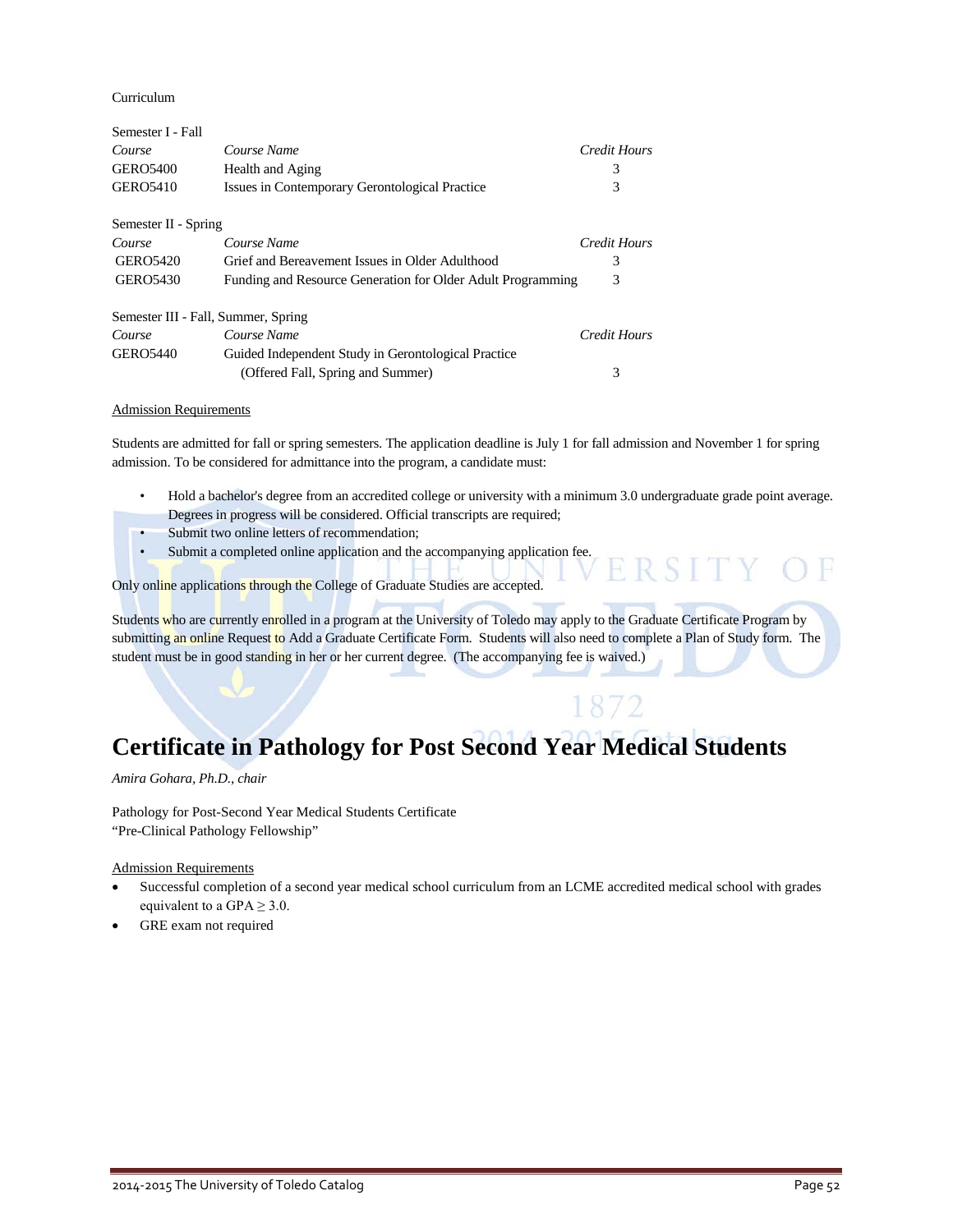Curriculum

Semester I - Fall

| *Course* | *Course Name* | *Credit Hours* |
|---|---|---|
| GERO5400 | Health and Aging | 3 |
| GERO5410 | Issues in Contemporary Gerontological Practice | 3 |

Semester II - Spring

| *Course* | *Course Name* | *Credit Hours* |
|---|---|---|
| GERO5420 | Grief and Bereavement Issues in Older Adulthood | 3 |
| GERO5430 | Funding and Resource Generation for Older Adult Programming | 3 |

Semester III - Fall, Summer, Spring

| *Course* | *Course Name* | *Credit Hours* |
|---|---|---|
| GERO5440 | Guided Independent Study in Gerontological Practice (Offered Fall, Spring and Summer) | 3 |

Admission Requirements

Students are admitted for fall or spring semesters. The application deadline is July 1 for fall admission and November 1 for spring admission. To be considered for admittance into the program, a candidate must:

- Hold a bachelor's degree from an accredited college or university with a minimum 3.0 undergraduate grade point average. Degrees in progress will be considered. Official transcripts are required;
- Submit two online letters of recommendation;
- Submit a completed online application and the accompanying application fee.

Only online applications through the College of Graduate Studies are accepted.

Students who are currently enrolled in a program at the University of Toledo may apply to the Graduate Certificate Program by submitting an online Request to Add a Graduate Certificate Form. Students will also need to complete a Plan of Study form. The student must be in good standing in her or her current degree. (The accompanying fee is waived.)

# Certificate in Pathology for Post Second Year Medical Students

*Amira Gohara, Ph.D., chair*

Pathology for Post-Second Year Medical Students Certificate
"Pre-Clinical Pathology Fellowship"

Admission Requirements

- Successful completion of a second year medical school curriculum from an LCME accredited medical school with grades equivalent to a GPA $\geq$ 3.0.
- GRE exam not required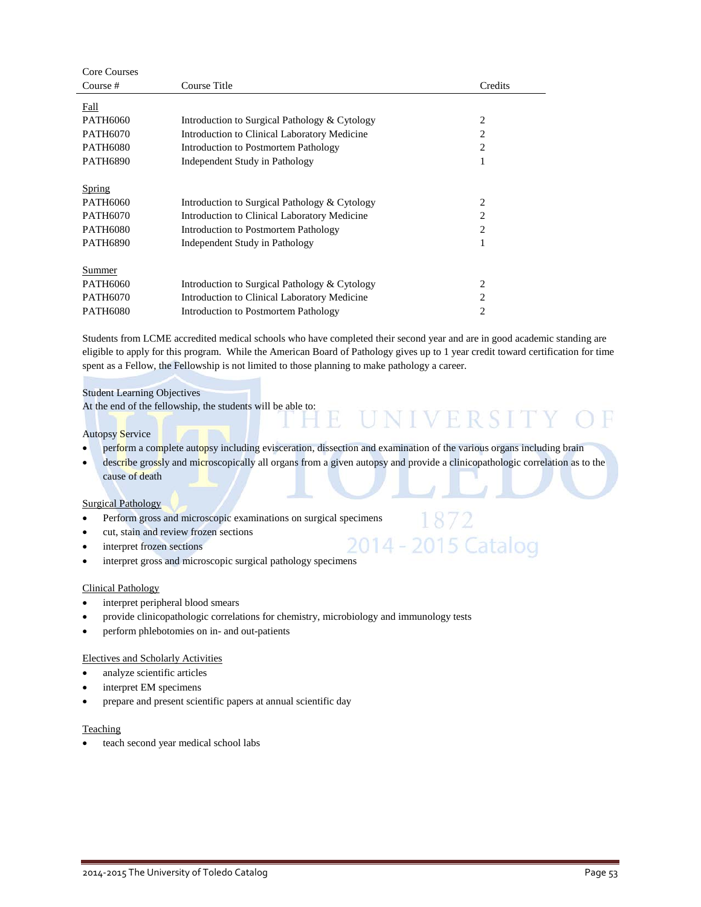Core Courses

| Course # | Course Title | Credits |
|---|---|---|
| Fall | | |
| PATH6060 | Introduction to Surgical Pathology & Cytology | 2 |
| PATH6070 | Introduction to Clinical Laboratory Medicine | 2 |
| PATH6080 | Introduction to Postmortem Pathology | 2 |
| PATH6890 | Independent Study in Pathology | 1 |
| Spring | | |
| PATH6060 | Introduction to Surgical Pathology & Cytology | 2 |
| PATH6070 | Introduction to Clinical Laboratory Medicine | 2 |
| PATH6080 | Introduction to Postmortem Pathology | 2 |
| PATH6890 | Independent Study in Pathology | 1 |
| Summer | | |
| PATH6060 | Introduction to Surgical Pathology & Cytology | 2 |
| PATH6070 | Introduction to Clinical Laboratory Medicine | 2 |
| PATH6080 | Introduction to Postmortem Pathology | 2 |

Students from LCME accredited medical schools who have completed their second year and are in good academic standing are eligible to apply for this program. While the American Board of Pathology gives up to 1 year credit toward certification for time spent as a Fellow, the Fellowship is not limited to those planning to make pathology a career.

Student Learning Objectives

At the end of the fellowship, the students will be able to:

Autopsy Service

- perform a complete autopsy including evisceration, dissection and examination of the various organs including brain
- describe grossly and microscopically all organs from a given autopsy and provide a clinicopathologic correlation as to the cause of death

Surgical Pathology

- Perform gross and microscopic examinations on surgical specimens
- cut, stain and review frozen sections
- interpret frozen sections
- interpret gross and microscopic surgical pathology specimens

Clinical Pathology

- interpret peripheral blood smears
- provide clinicopathologic correlations for chemistry, microbiology and immunology tests
- perform phlebotomies on in- and out-patients

Electives and Scholarly Activities

- analyze scientific articles
- interpret EM specimens
- prepare and present scientific papers at annual scientific day

Teaching

- teach second year medical school labs